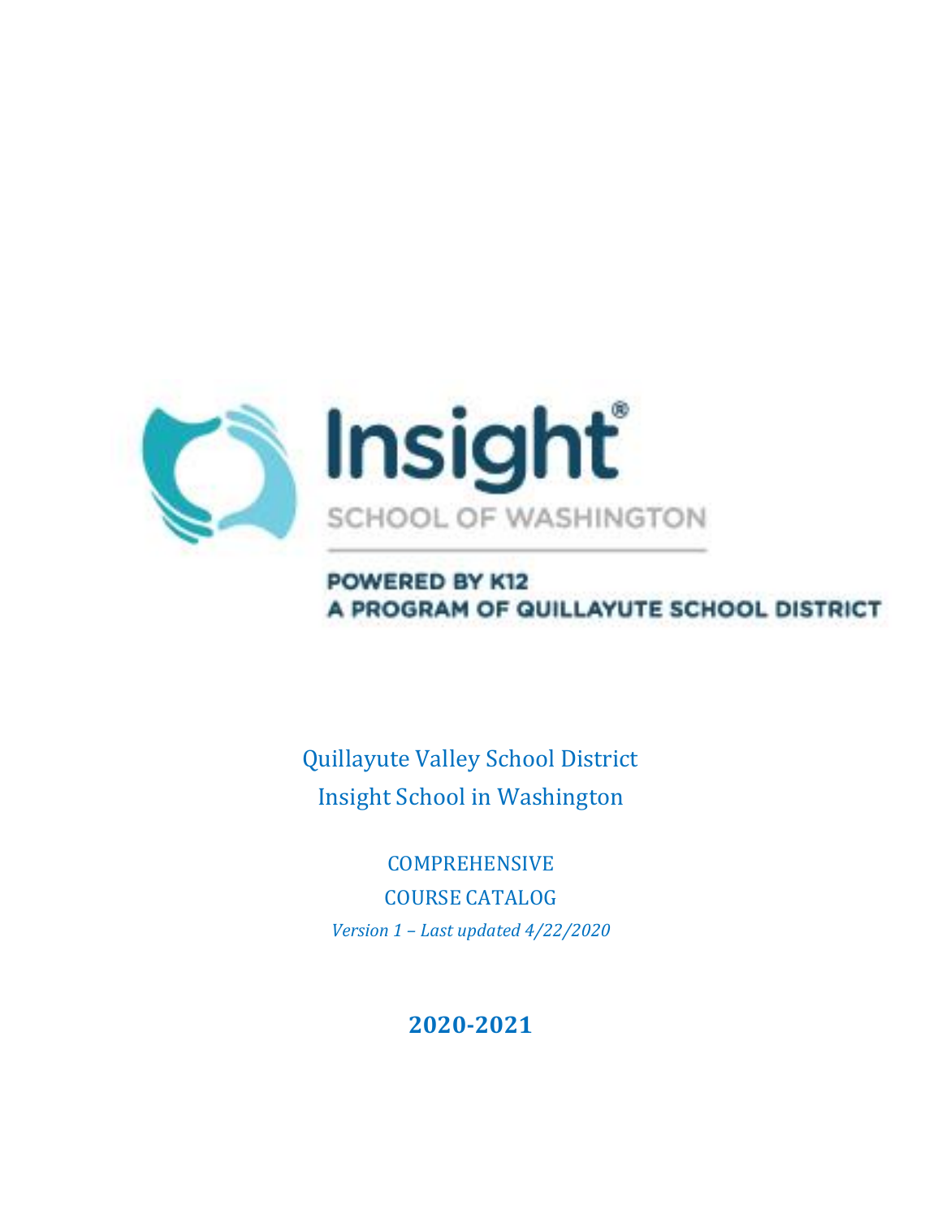Insight®

SCHOOL OF WASHINGTON

POWERED BY K12
A PROGRAM OF QUILLAYUTE SCHOOL DISTRICT

Quillayute Valley School District
Insight School in Washington

COMPREHENSIVE
COURSE CATALOG

*Version 1 – Last updated 4/22/2020*

**2020-2021**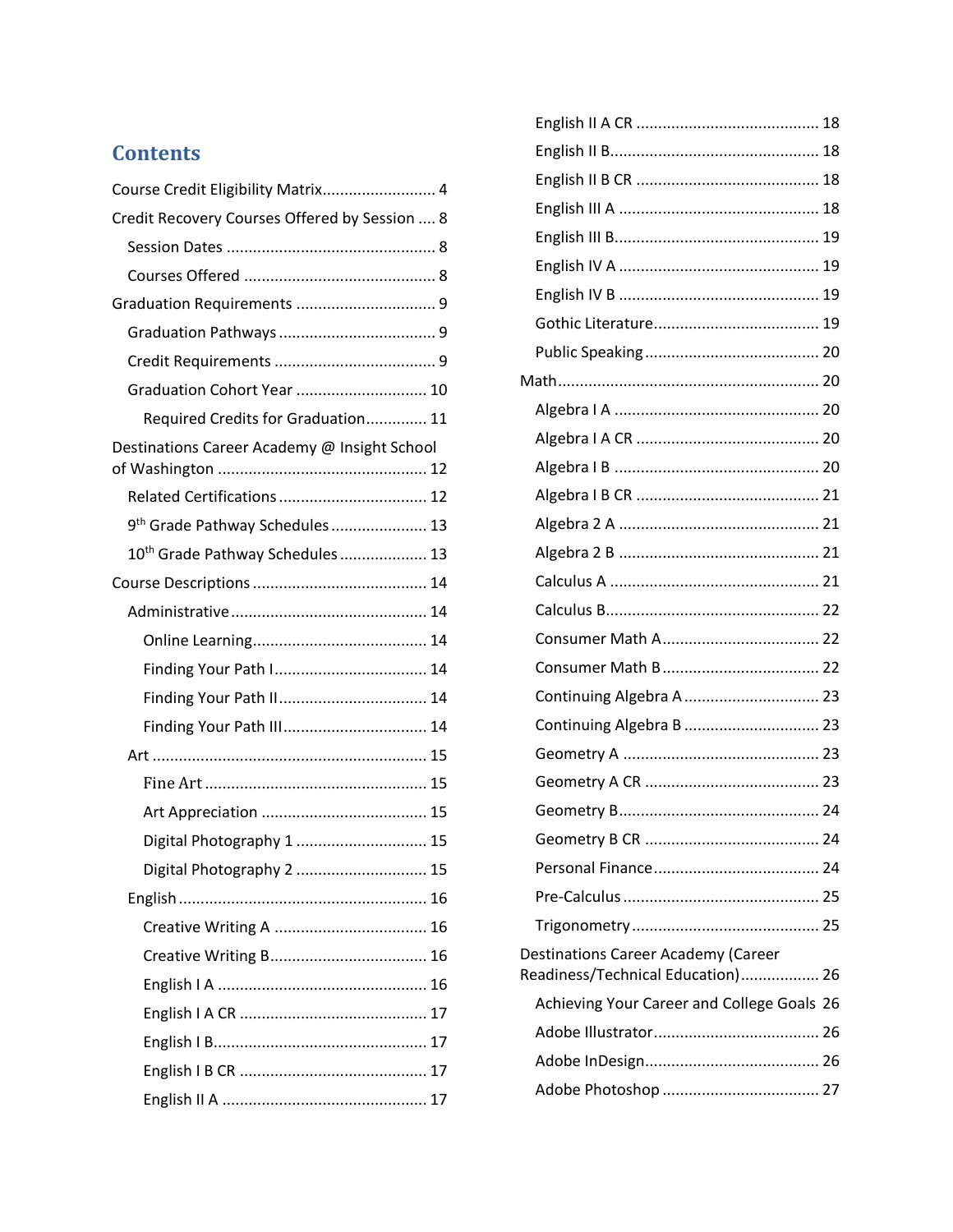# Contents

- Course Credit Eligibility Matrix .......................... 4
- Credit Recovery Courses Offered by Session .... 8
  - Session Dates ................................................ 8
  - Courses Offered ............................................ 8
- Graduation Requirements ................................ 9
  - Graduation Pathways .................................... 9
  - Credit Requirements ..................................... 9
  - Graduation Cohort Year .............................. 10
    - Required Credits for Graduation .............. 11
- Destinations Career Academy @ Insight School of Washington ................................................ 12
  - Related Certifications .................................. 12
  - 9th Grade Pathway Schedules ...................... 13
  - 10th Grade Pathway Schedules .................... 13
- Course Descriptions ........................................ 14
  - Administrative ............................................. 14
    - Online Learning ........................................ 14
    - Finding Your Path I ................................... 14
    - Finding Your Path II .................................. 14
    - Finding Your Path III ................................. 14
  - Art ............................................................... 15
    - Fine Art ..................................................... 15
    - Art Appreciation ....................................... 15
    - Digital Photography 1 ............................... 15
    - Digital Photography 2 ............................... 15
  - English ......................................................... 16
    - Creative Writing A .................................... 16
    - Creative Writing B ..................................... 16
    - English I A ................................................. 16
    - English I A CR ............................................ 17
    - English I B .................................................. 17
    - English I B CR ............................................ 17
    - English II A ................................................ 17
    - English II A CR ........................................... 18
    - English II B ................................................. 18
    - English II B CR ........................................... 18
    - English III A ............................................... 18
    - English III B ............................................... 19
    - English IV A ............................................... 19
    - English IV B ............................................... 19
    - Gothic Literature ...................................... 19
    - Public Speaking ......................................... 20
  - Math ............................................................ 20
    - Algebra I A ................................................ 20
    - Algebra I A CR ........................................... 20
    - Algebra I B ................................................. 20
    - Algebra I B CR ........................................... 21
    - Algebra 2 A ............................................... 21
    - Algebra 2 B ............................................... 21
    - Calculus A ................................................. 21
    - Calculus B ................................................. 22
    - Consumer Math A ..................................... 22
    - Consumer Math B ..................................... 22
    - Continuing Algebra A ............................... 23
    - Continuing Algebra B ............................... 23
    - Geometry A ............................................... 23
    - Geometry A CR .......................................... 23
    - Geometry B ............................................... 24
    - Geometry B CR .......................................... 24
    - Personal Finance ...................................... 24
    - Pre-Calculus .............................................. 25
    - Trigonometry ............................................ 25
  - Destinations Career Academy (Career Readiness/Technical Education) .................. 26
    - Achieving Your Career and College Goals 26
    - Adobe Illustrator ...................................... 26
    - Adobe InDesign ......................................... 26
    - Adobe Photoshop ..................................... 27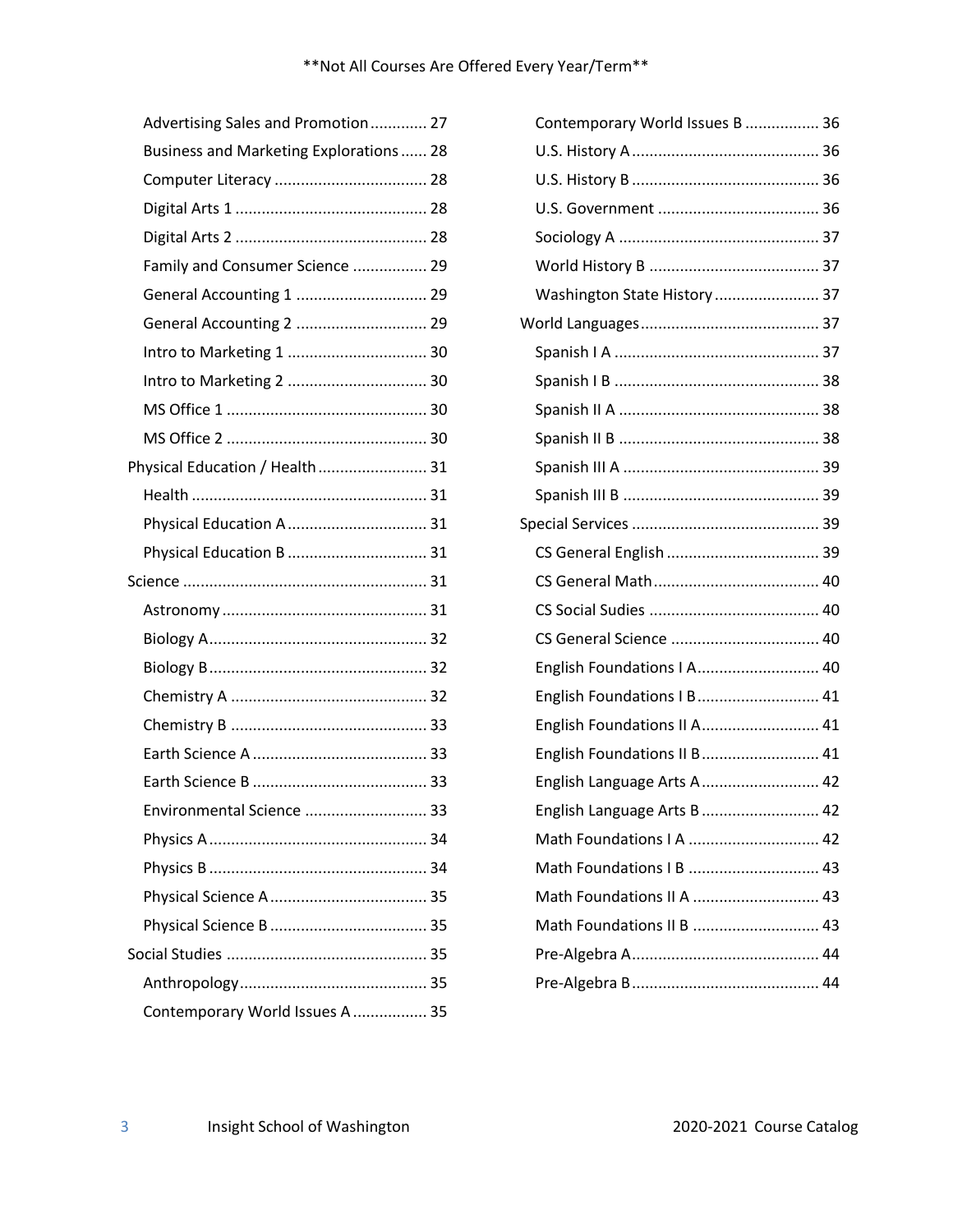**Not All Courses Are Offered Every Year/Term**

- Advertising Sales and Promotion ............. 27
- Business and Marketing Explorations ...... 28
- Computer Literacy ................................... 28
- Digital Arts 1 ............................................ 28
- Digital Arts 2 ............................................ 28
- Family and Consumer Science ................. 29
- General Accounting 1 .............................. 29
- General Accounting 2 .............................. 29
- Intro to Marketing 1 ................................ 30
- Intro to Marketing 2 ................................ 30
- MS Office 1 .............................................. 30
- MS Office 2 .............................................. 30

Physical Education / Health ......................... 31

- Health ...................................................... 31
- Physical Education A ................................ 31
- Physical Education B ................................ 31

Science ........................................................ 31

- Astronomy ............................................... 31
- Biology A .................................................. 32
- Biology B .................................................. 32
- Chemistry A ............................................. 32
- Chemistry B ............................................. 33
- Earth Science A ........................................ 33
- Earth Science B ........................................ 33
- Environmental Science ............................ 33
- Physics A .................................................. 34
- Physics B .................................................. 34
- Physical Science A .................................... 35
- Physical Science B .................................... 35

Social Studies .............................................. 35

- Anthropology ........................................... 35
- Contemporary World Issues A ................. 35
- Contemporary World Issues B ................. 36
- U.S. History A ........................................... 36
- U.S. History B ........................................... 36
- U.S. Government ..................................... 36
- Sociology A .............................................. 37
- World History B ....................................... 37
- Washington State History ........................ 37

World Languages ......................................... 37

- Spanish I A ............................................... 37
- Spanish I B ............................................... 38
- Spanish II A .............................................. 38
- Spanish II B .............................................. 38
- Spanish III A ............................................. 39
- Spanish III B ............................................. 39

Special Services ........................................... 39

- CS General English ................................... 39
- CS General Math ...................................... 40
- CS Social Sudies ....................................... 40
- CS General Science .................................. 40
- English Foundations I A ............................ 40
- English Foundations I B ............................ 41
- English Foundations II A ........................... 41
- English Foundations II B ........................... 41
- English Language Arts A ........................... 42
- English Language Arts B ........................... 42
- Math Foundations I A .............................. 42
- Math Foundations I B .............................. 43
- Math Foundations II A ............................. 43
- Math Foundations II B ............................. 43
- Pre-Algebra A ........................................... 44
- Pre-Algebra B ........................................... 44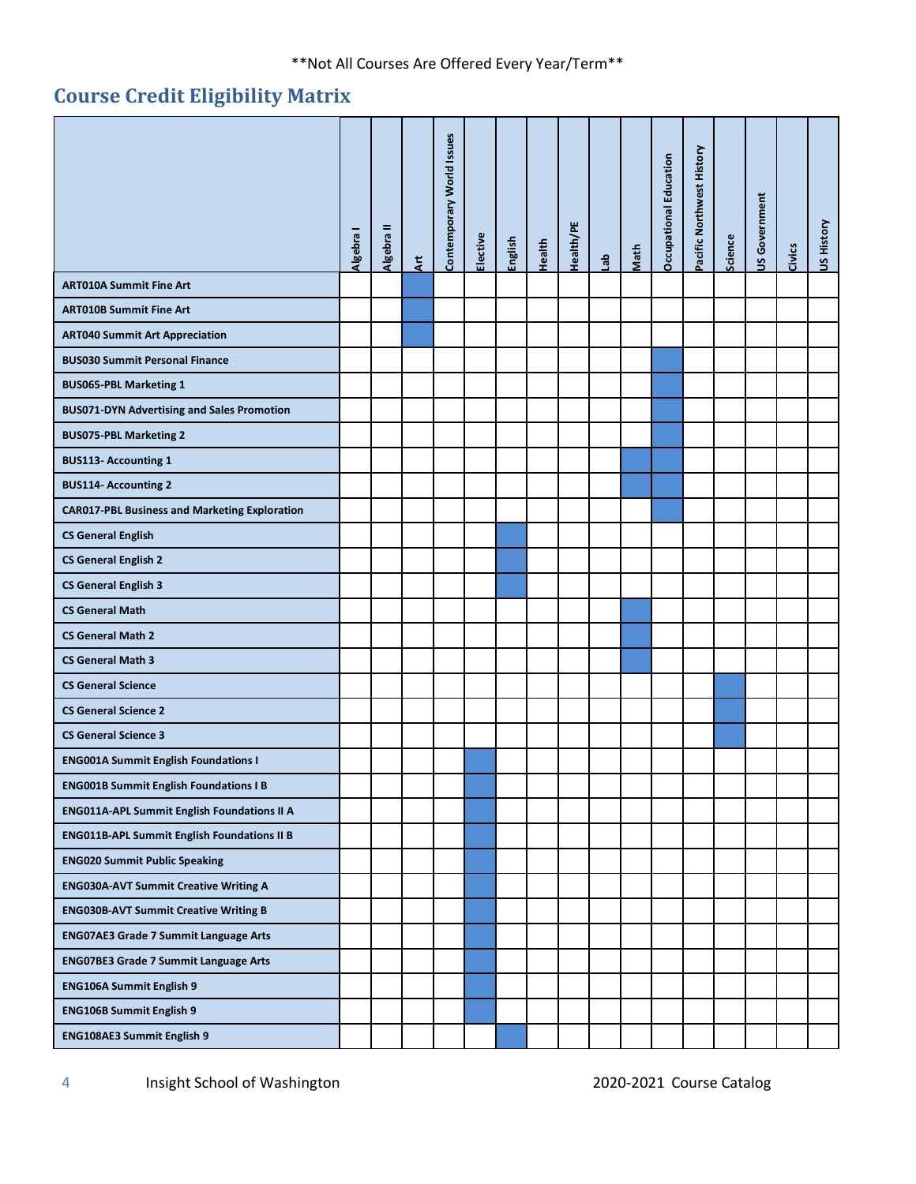**Not All Courses Are Offered Every Year/Term**

## Course Credit Eligibility Matrix

| | Algebra I | Algebra II | Art | Contemporary World Issues | Elective | English | Health | Health/PE | Lab | Math | Occupational Education | Pacific Northwest History | Science | US Government | Civics | US History |
|---|---|---|---|---|---|---|---|---|---|---|---|---|---|---|---|---|
| **ART010A Summit Fine Art** | | | X | | | | | | | | | | | | | |
| **ART010B Summit Fine Art** | | | X | | | | | | | | | | | | | |
| **ART040 Summit Art Appreciation** | | | X | | | | | | | | | | | | | |
| **BUS030 Summit Personal Finance** | | | | | | | | | | | X | | | | | |
| **BUS065-PBL Marketing 1** | | | | | | | | | | | X | | | | | |
| **BUS071-DYN Advertising and Sales Promotion** | | | | | | | | | | | X | | | | | |
| **BUS075-PBL Marketing 2** | | | | | | | | | | | X | | | | | |
| **BUS113- Accounting 1** | | | | | | | | | | X | X | | | | | |
| **BUS114- Accounting 2** | | | | | | | | | | X | X | | | | | |
| **CAR017-PBL Business and Marketing Exploration** | | | | | | | | | | | X | | | | | |
| **CS General English** | | | | | | X | | | | | | | | | | |
| **CS General English 2** | | | | | | X | | | | | | | | | | |
| **CS General English 3** | | | | | | X | | | | | | | | | | |
| **CS General Math** | | | | | | | | | | X | | | | | | |
| **CS General Math 2** | | | | | | | | | | X | | | | | | |
| **CS General Math 3** | | | | | | | | | | X | | | | | | |
| **CS General Science** | | | | | | | | | | | | | X | | | |
| **CS General Science 2** | | | | | | | | | | | | | X | | | |
| **CS General Science 3** | | | | | | | | | | | | | X | | | |
| **ENG001A Summit English Foundations I** | | | | | X | | | | | | | | | | | |
| **ENG001B Summit English Foundations I B** | | | | | X | | | | | | | | | | | |
| **ENG011A-APL Summit English Foundations II A** | | | | | X | | | | | | | | | | | |
| **ENG011B-APL Summit English Foundations II B** | | | | | X | | | | | | | | | | | |
| **ENG020 Summit Public Speaking** | | | | | X | | | | | | | | | | | |
| **ENG030A-AVT Summit Creative Writing A** | | | | | X | | | | | | | | | | | |
| **ENG030B-AVT Summit Creative Writing B** | | | | | X | | | | | | | | | | | |
| **ENG07AE3 Grade 7 Summit Language Arts** | | | | | X | | | | | | | | | | | |
| **ENG07BE3 Grade 7 Summit Language Arts** | | | | | X | | | | | | | | | | | |
| **ENG106A Summit English 9** | | | | | X | | | | | | | | | | | |
| **ENG106B Summit English 9** | | | | | X | | | | | | | | | | | |
| **ENG108AE3 Summit English 9** | | | | | | X | | | | | | | | | | |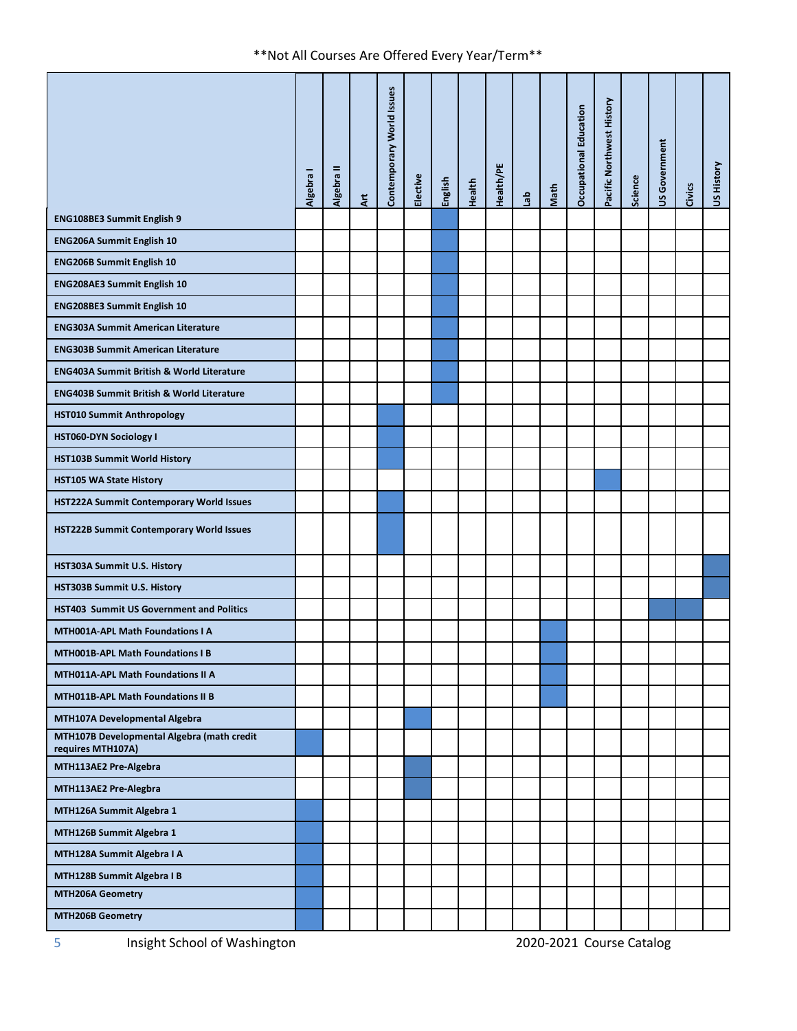**Not All Courses Are Offered Every Year/Term**

| | Algebra I | Algebra II | Art | Contemporary World Issues | Elective | English | Health | Health/PE | Lab | Math | Occupational Education | Pacific Northwest History | Science | US Government | Civics | US History |
|---|---|---|---|---|---|---|---|---|---|---|---|---|---|---|---|---|
| **ENG108BE3 Summit English 9** | | | | | | X | | | | | | | | | | |
| **ENG206A Summit English 10** | | | | | | X | | | | | | | | | | |
| **ENG206B Summit English 10** | | | | | | X | | | | | | | | | | |
| **ENG208AE3 Summit English 10** | | | | | | X | | | | | | | | | | |
| **ENG208BE3 Summit English 10** | | | | | | X | | | | | | | | | | |
| **ENG303A Summit American Literature** | | | | | | X | | | | | | | | | | |
| **ENG303B Summit American Literature** | | | | | | X | | | | | | | | | | |
| **ENG403A Summit British & World Literature** | | | | | | X | | | | | | | | | | |
| **ENG403B Summit British & World Literature** | | | | | | X | | | | | | | | | | |
| **HST010 Summit Anthropology** | | | | X | | | | | | | | | | | | |
| **HST060-DYN Sociology I** | | | | X | | | | | | | | | | | | |
| **HST103B Summit World History** | | | | X | | | | | | | | | | | | |
| **HST105 WA State History** | | | | | | | | | | | | X | | | | |
| **HST222A Summit Contemporary World Issues** | | | | X | | | | | | | | | | | | |
| **HST222B Summit Contemporary World Issues** | | | | X | | | | | | | | | | | | |
| **HST303A Summit U.S. History** | | | | | | | | | | | | | | | | X |
| **HST303B Summit U.S. History** | | | | | | | | | | | | | | | | X |
| **HST403 Summit US Government and Politics** | | | | | | | | | | | | | | X | X | |
| **MTH001A-APL Math Foundations I A** | | | | | | | | | | X | | | | | | |
| **MTH001B-APL Math Foundations I B** | | | | | | | | | | X | | | | | | |
| **MTH011A-APL Math Foundations II A** | | | | | | | | | | X | | | | | | |
| **MTH011B-APL Math Foundations II B** | | | | | | | | | | X | | | | | | |
| **MTH107A Developmental Algebra** | | | | | X | | | | | | | | | | | |
| **MTH107B Developmental Algebra (math credit requires MTH107A)** | X | | | | | | | | | | | | | | | |
| **MTH113AE2 Pre-Algebra** | | | | | X | | | | | | | | | | | |
| **MTH113AE2 Pre-Alegbra** | | | | | X | | | | | | | | | | | |
| **MTH126A Summit Algebra 1** | X | | | | | | | | | | | | | | | |
| **MTH126B Summit Algebra 1** | X | | | | | | | | | | | | | | | |
| **MTH128A Summit Algebra I A** | X | | | | | | | | | | | | | | | |
| **MTH128B Summit Algebra I B** | X | | | | | | | | | | | | | | | |
| **MTH206A Geometry** | X | | | | | | | | | | | | | | | |
| **MTH206B Geometry** | X | | | | | | | | | | | | | | | |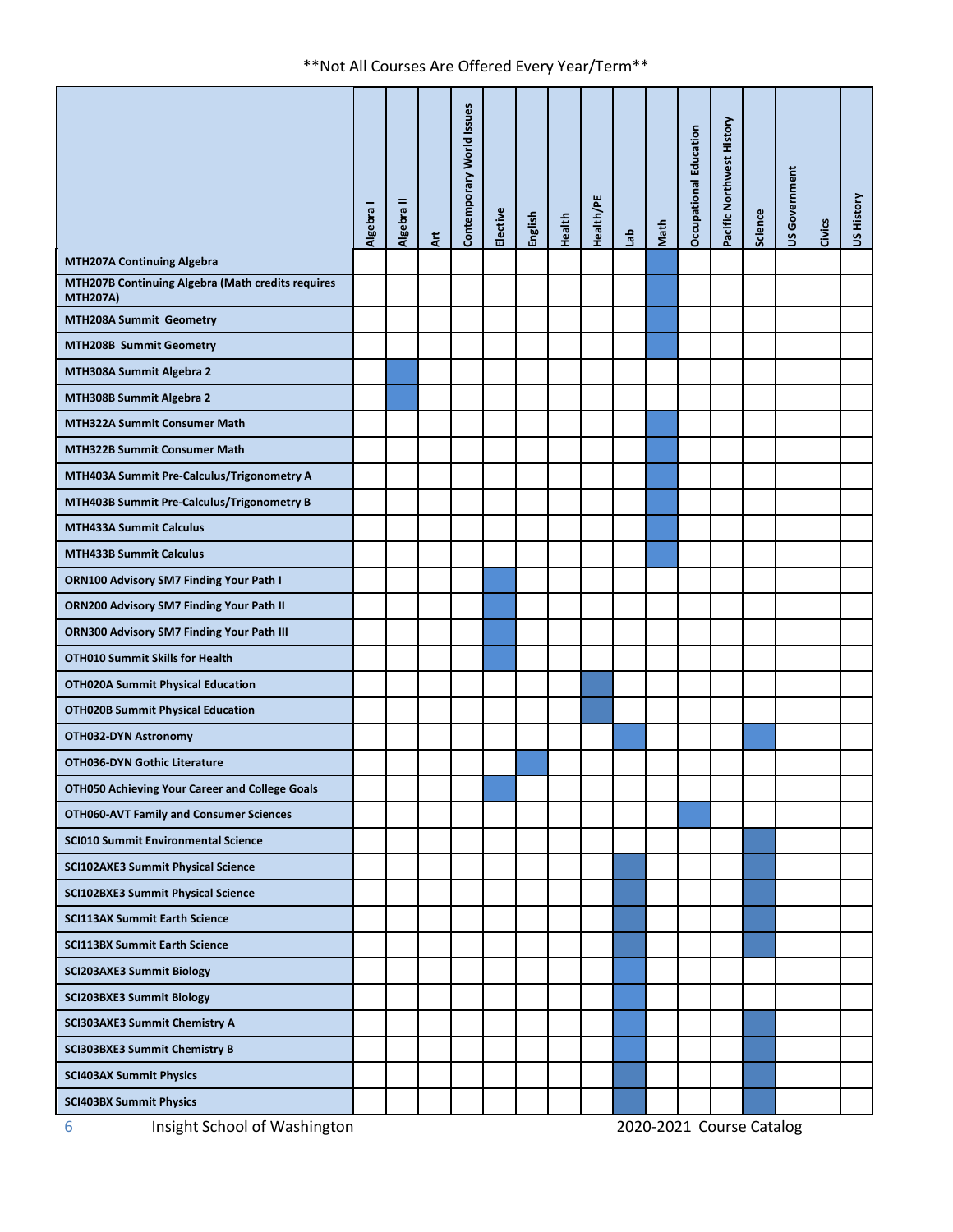**Not All Courses Are Offered Every Year/Term**

| | Algebra I | Algebra II | Art | Contemporary World Issues | Elective | English | Health | Health/PE | Lab | Math | Occupational Education | Pacific Northwest History | Science | US Government | Civics | US History |
|---|---|---|---|---|---|---|---|---|---|---|---|---|---|---|---|---|
| **MTH207A Continuing Algebra** | | | | | | | | | | X | | | | | | |
| **MTH207B Continuing Algebra (Math credits requires MTH207A)** | | | | | | | | | | X | | | | | | |
| **MTH208A Summit Geometry** | | | | | | | | | | X | | | | | | |
| **MTH208B Summit Geometry** | | | | | | | | | | X | | | | | | |
| **MTH308A Summit Algebra 2** | | X | | | | | | | | | | | | | | |
| **MTH308B Summit Algebra 2** | | X | | | | | | | | | | | | | | |
| **MTH322A Summit Consumer Math** | | | | | | | | | | X | | | | | | |
| **MTH322B Summit Consumer Math** | | | | | | | | | | X | | | | | | |
| **MTH403A Summit Pre-Calculus/Trigonometry A** | | | | | | | | | | X | | | | | | |
| **MTH403B Summit Pre-Calculus/Trigonometry B** | | | | | | | | | | X | | | | | | |
| **MTH433A Summit Calculus** | | | | | | | | | | X | | | | | | |
| **MTH433B Summit Calculus** | | | | | | | | | | X | | | | | | |
| **ORN100 Advisory SM7 Finding Your Path I** | | | | | X | | | | | | | | | | | |
| **ORN200 Advisory SM7 Finding Your Path II** | | | | | X | | | | | | | | | | | |
| **ORN300 Advisory SM7 Finding Your Path III** | | | | | X | | | | | | | | | | | |
| **OTH010 Summit Skills for Health** | | | | | X | | | | | | | | | | | |
| **OTH020A Summit Physical Education** | | | | | | | | X | | | | | | | | |
| **OTH020B Summit Physical Education** | | | | | | | | X | | | | | | | | |
| **OTH032-DYN Astronomy** | | | | | | | | | X | | | | X | | | |
| **OTH036-DYN Gothic Literature** | | | | | | X | | | | | | | | | | |
| **OTH050 Achieving Your Career and College Goals** | | | | | X | | | | | | | | | | | |
| **OTH060-AVT Family and Consumer Sciences** | | | | | | | | | | | X | | | | | |
| **SCI010 Summit Environmental Science** | | | | | | | | | | | | | X | | | |
| **SCI102AXE3 Summit Physical Science** | | | | | | | | | X | | | | X | | | |
| **SCI102BXE3 Summit Physical Science** | | | | | | | | | X | | | | X | | | |
| **SCI113AX Summit Earth Science** | | | | | | | | | X | | | | X | | | |
| **SCI113BX Summit Earth Science** | | | | | | | | | X | | | | X | | | |
| **SCI203AXE3 Summit Biology** | | | | | | | | | X | | | | | | | |
| **SCI203BXE3 Summit Biology** | | | | | | | | | X | | | | | | | |
| **SCI303AXE3 Summit Chemistry A** | | | | | | | | | X | | | | X | | | |
| **SCI303BXE3 Summit Chemistry B** | | | | | | | | | X | | | | X | | | |
| **SCI403AX Summit Physics** | | | | | | | | | X | | | | X | | | |
| **SCI403BX Summit Physics** | | | | | | | | | X | | | | X | | | |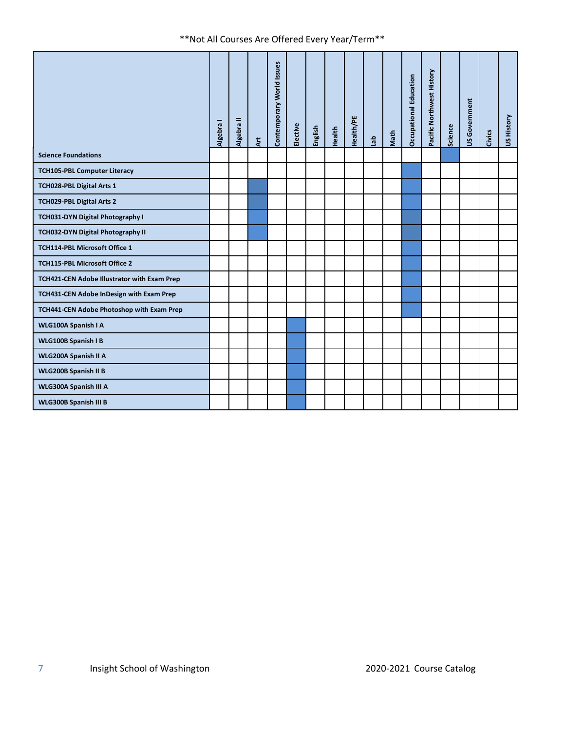**Not All Courses Are Offered Every Year/Term**

| | Algebra I | Algebra II | Art | Contemporary World Issues | Elective | English | Health | Health/PE | Lab | Math | Occupational Education | Pacific Northwest History | Science | US Government | Civics | US History |
|---|---|---|---|---|---|---|---|---|---|---|---|---|---|---|---|---|
| **Science Foundations** | | | | | | | | | | | | | X | | | |
| **TCH105-PBL Computer Literacy** | | | | | | | | | | | X | | | | | |
| **TCH028-PBL Digital Arts 1** | | | X | | | | | | | | X | | | | | |
| **TCH029-PBL Digital Arts 2** | | | X | | | | | | | | X | | | | | |
| **TCH031-DYN Digital Photography I** | | | X | | | | | | | | X | | | | | |
| **TCH032-DYN Digital Photography II** | | | X | | | | | | | | X | | | | | |
| **TCH114-PBL Microsoft Office 1** | | | | | | | | | | | X | | | | | |
| **TCH115-PBL Microsoft Office 2** | | | | | | | | | | | X | | | | | |
| **TCH421-CEN Adobe Illustrator with Exam Prep** | | | | | | | | | | | X | | | | | |
| **TCH431-CEN Adobe InDesign with Exam Prep** | | | | | | | | | | | X | | | | | |
| **TCH441-CEN Adobe Photoshop with Exam Prep** | | | | | | | | | | | X | | | | | |
| **WLG100A Spanish I A** | | | | | X | | | | | | | | | | | |
| **WLG100B Spanish I B** | | | | | X | | | | | | | | | | | |
| **WLG200A Spanish II A** | | | | | X | | | | | | | | | | | |
| **WLG200B Spanish II B** | | | | | X | | | | | | | | | | | |
| **WLG300A Spanish III A** | | | | | X | | | | | | | | | | | |
| **WLG300B Spanish III B** | | | | | X | | | | | | | | | | | |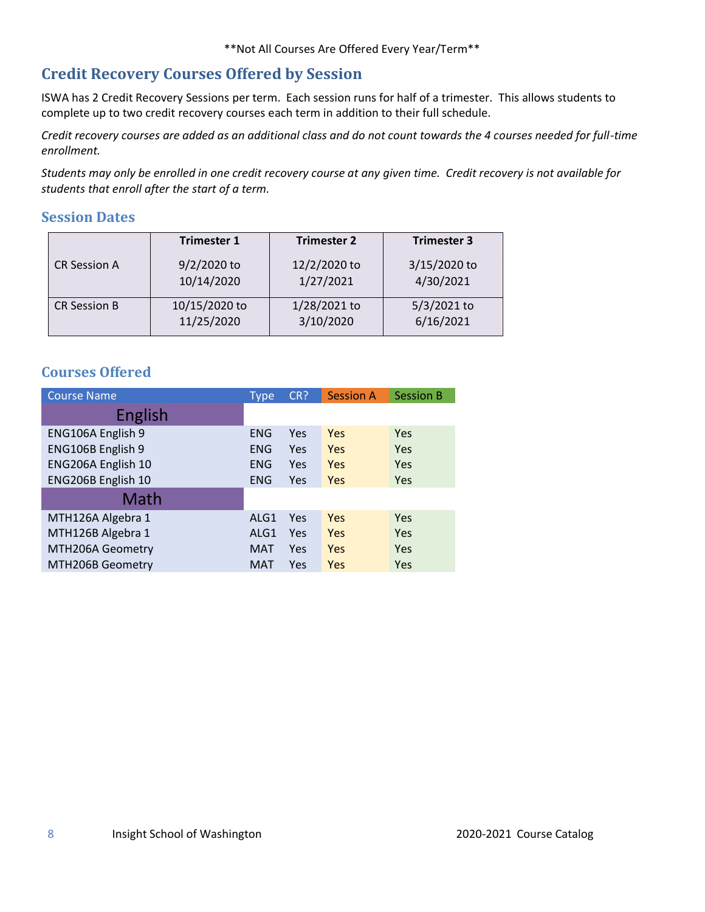**Not All Courses Are Offered Every Year/Term**

## Credit Recovery Courses Offered by Session

ISWA has 2 Credit Recovery Sessions per term. Each session runs for half of a trimester. This allows students to complete up to two credit recovery courses each term in addition to their full schedule.

*Credit recovery courses are added as an additional class and do not count towards the 4 courses needed for full-time enrollment.*

*Students may only be enrolled in one credit recovery course at any given time. Credit recovery is not available for students that enroll after the start of a term.*

### Session Dates

| | Trimester 1 | Trimester 2 | Trimester 3 |
|---|---|---|---|
| CR Session A | 9/2/2020 to 10/14/2020 | 12/2/2020 to 1/27/2021 | 3/15/2020 to 4/30/2021 |
| CR Session B | 10/15/2020 to 11/25/2020 | 1/28/2021 to 3/10/2020 | 5/3/2021 to 6/16/2021 |

### Courses Offered

| Course Name | Type | CR? | Session A | Session B |
|---|---|---|---|---|
| **English** | | | | |
| ENG106A English 9 | ENG | Yes | Yes | Yes |
| ENG106B English 9 | ENG | Yes | Yes | Yes |
| ENG206A English 10 | ENG | Yes | Yes | Yes |
| ENG206B English 10 | ENG | Yes | Yes | Yes |
| **Math** | | | | |
| MTH126A Algebra 1 | ALG1 | Yes | Yes | Yes |
| MTH126B Algebra 1 | ALG1 | Yes | Yes | Yes |
| MTH206A Geometry | MAT | Yes | Yes | Yes |
| MTH206B Geometry | MAT | Yes | Yes | Yes |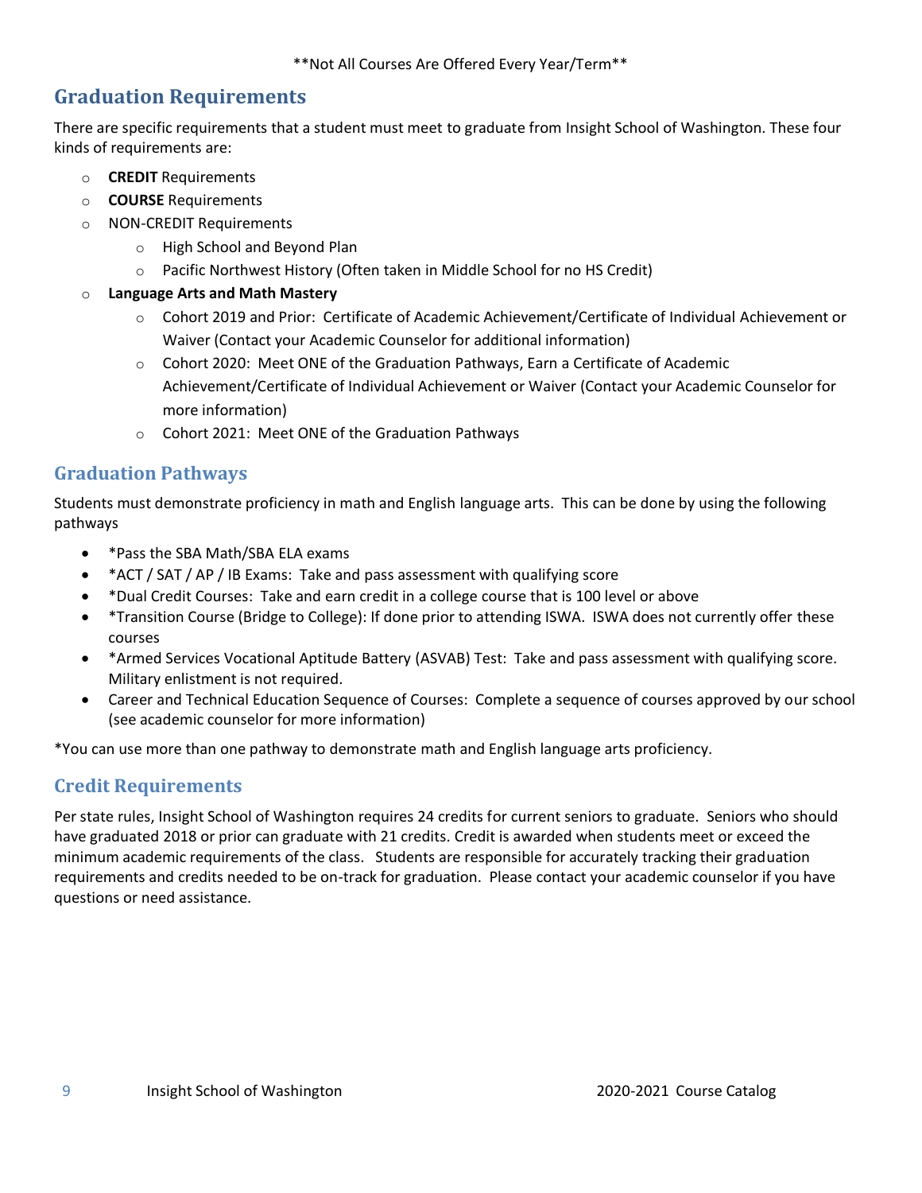**Not All Courses Are Offered Every Year/Term**

## Graduation Requirements

There are specific requirements that a student must meet to graduate from Insight School of Washington. These four kinds of requirements are:

- **CREDIT** Requirements
- **COURSE** Requirements
- NON-CREDIT Requirements
  - High School and Beyond Plan
  - Pacific Northwest History (Often taken in Middle School for no HS Credit)
- **Language Arts and Math Mastery**
  - Cohort 2019 and Prior: Certificate of Academic Achievement/Certificate of Individual Achievement or Waiver (Contact your Academic Counselor for additional information)
  - Cohort 2020: Meet ONE of the Graduation Pathways, Earn a Certificate of Academic Achievement/Certificate of Individual Achievement or Waiver (Contact your Academic Counselor for more information)
  - Cohort 2021: Meet ONE of the Graduation Pathways

### Graduation Pathways

Students must demonstrate proficiency in math and English language arts. This can be done by using the following pathways

- *Pass the SBA Math/SBA ELA exams
- *ACT / SAT / AP / IB Exams: Take and pass assessment with qualifying score
- *Dual Credit Courses: Take and earn credit in a college course that is 100 level or above
- *Transition Course (Bridge to College): If done prior to attending ISWA. ISWA does not currently offer these courses
- *Armed Services Vocational Aptitude Battery (ASVAB) Test: Take and pass assessment with qualifying score. Military enlistment is not required.
- Career and Technical Education Sequence of Courses: Complete a sequence of courses approved by our school (see academic counselor for more information)

*You can use more than one pathway to demonstrate math and English language arts proficiency.

### Credit Requirements

Per state rules, Insight School of Washington requires 24 credits for current seniors to graduate. Seniors who should have graduated 2018 or prior can graduate with 21 credits. Credit is awarded when students meet or exceed the minimum academic requirements of the class. Students are responsible for accurately tracking their graduation requirements and credits needed to be on-track for graduation. Please contact your academic counselor if you have questions or need assistance.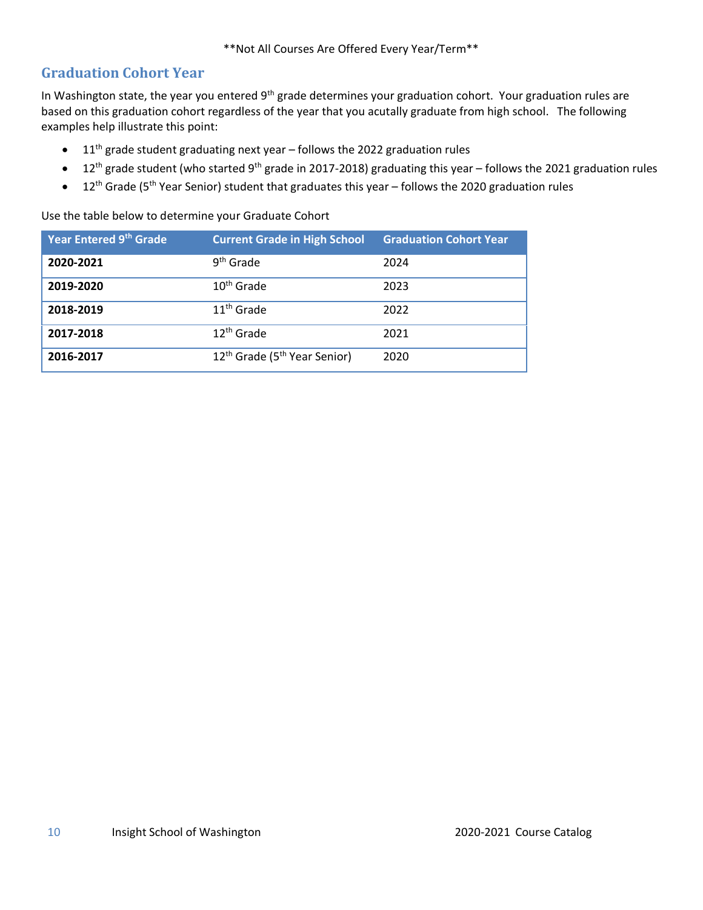**Not All Courses Are Offered Every Year/Term**

## Graduation Cohort Year

In Washington state, the year you entered 9th grade determines your graduation cohort. Your graduation rules are based on this graduation cohort regardless of the year that you acutally graduate from high school. The following examples help illustrate this point:

- 11th grade student graduating next year – follows the 2022 graduation rules
- 12th grade student (who started 9th grade in 2017-2018) graduating this year – follows the 2021 graduation rules
- 12th Grade (5th Year Senior) student that graduates this year – follows the 2020 graduation rules

Use the table below to determine your Graduate Cohort

| Year Entered 9th Grade | Current Grade in High School | Graduation Cohort Year |
|---|---|---|
| **2020-2021** | 9th Grade | 2024 |
| **2019-2020** | 10th Grade | 2023 |
| **2018-2019** | 11th Grade | 2022 |
| **2017-2018** | 12th Grade | 2021 |
| **2016-2017** | 12th Grade (5th Year Senior) | 2020 |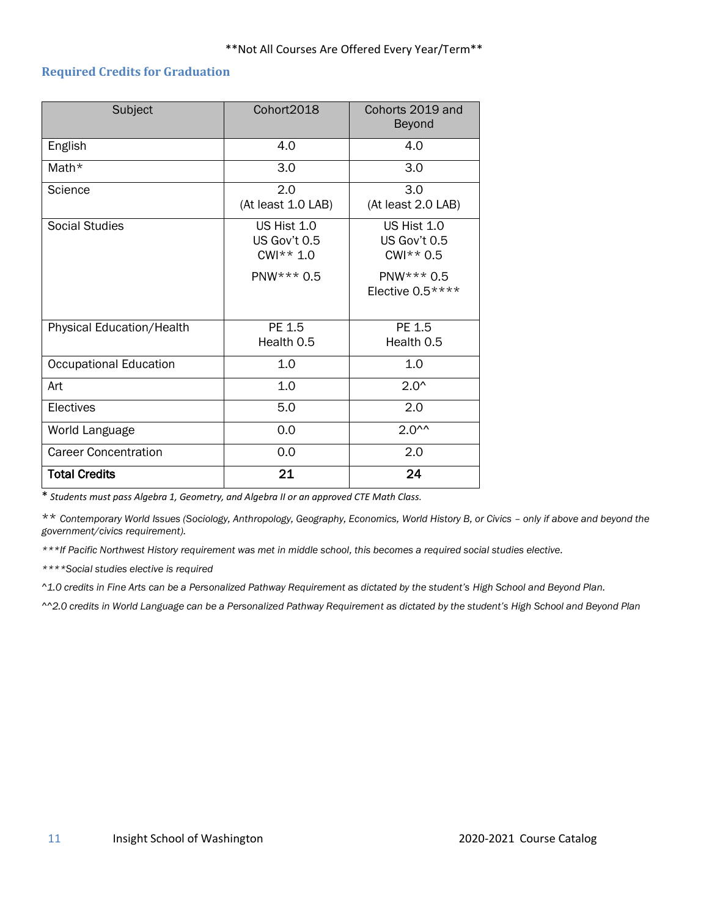**Not All Courses Are Offered Every Year/Term**

## Required Credits for Graduation

| Subject | Cohort2018 | Cohorts 2019 and Beyond |
|---|---|---|
| English | 4.0 | 4.0 |
| Math* | 3.0 | 3.0 |
| Science | 2.0 (At least 1.0 LAB) | 3.0 (At least 2.0 LAB) |
| Social Studies | US Hist 1.0<br>US Gov't 0.5<br>CWI** 1.0<br>PNW*** 0.5 | US Hist 1.0<br>US Gov't 0.5<br>CWI** 0.5<br>PNW*** 0.5<br>Elective 0.5**** |
| Physical Education/Health | PE 1.5<br>Health 0.5 | PE 1.5<br>Health 0.5 |
| Occupational Education | 1.0 | 1.0 |
| Art | 1.0 | 2.0^ |
| Electives | 5.0 | 2.0 |
| World Language | 0.0 | 2.0^^ |
| Career Concentration | 0.0 | 2.0 |
| **Total Credits** | **21** | **24** |

\* *Students must pass Algebra 1, Geometry, and Algebra II or an approved CTE Math Class.*

** *Contemporary World Issues (Sociology, Anthropology, Geography, Economics, World History B, or Civics – only if above and beyond the government/civics requirement).*

****If Pacific Northwest History requirement was met in middle school, this becomes a required social studies elective.*

*****Social studies elective is required*

*^1.0 credits in Fine Arts can be a Personalized Pathway Requirement as dictated by the student's High School and Beyond Plan.*

*^^2.0 credits in World Language can be a Personalized Pathway Requirement as dictated by the student's High School and Beyond Plan*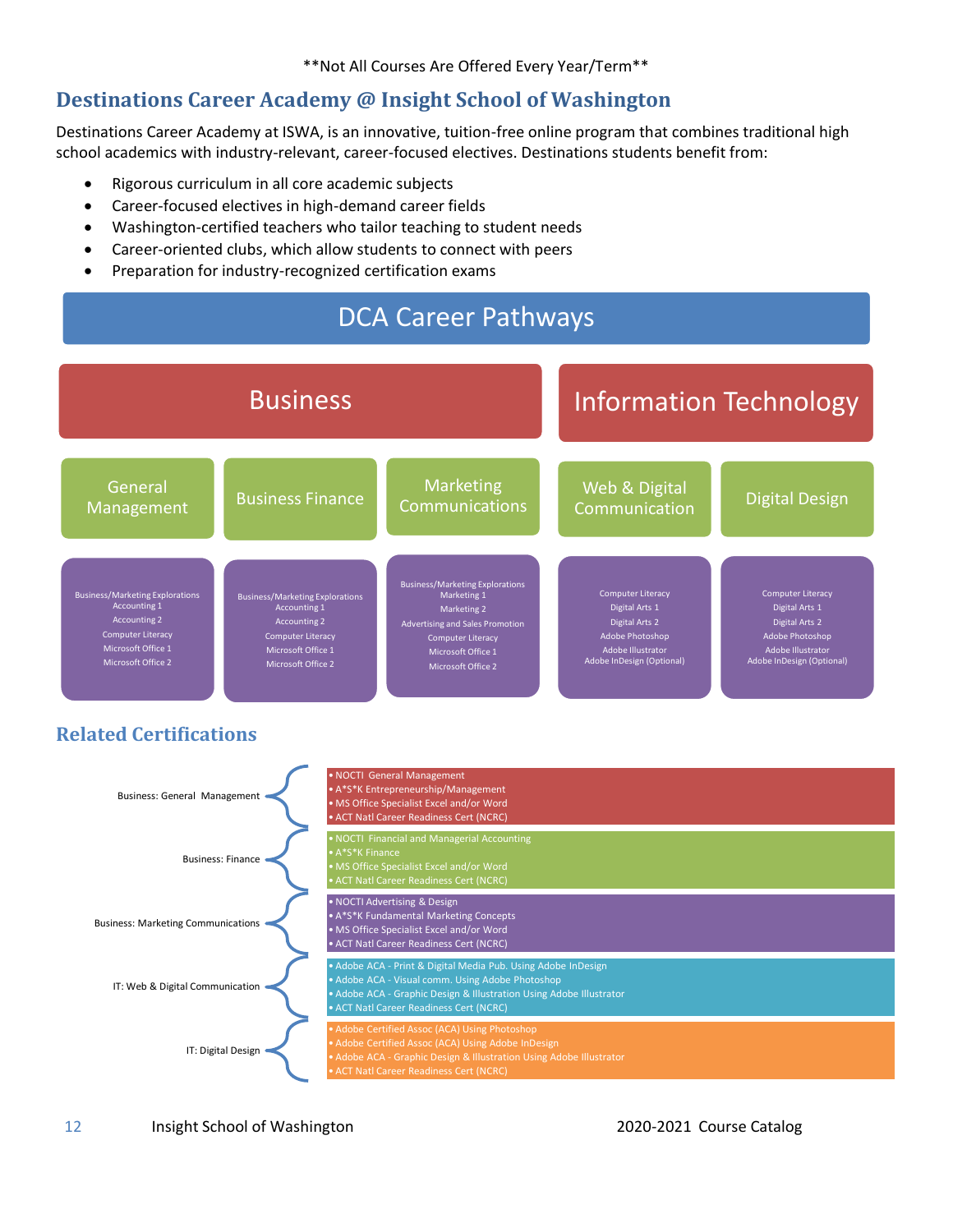**Not All Courses Are Offered Every Year/Term**

## Destinations Career Academy @ Insight School of Washington

Destinations Career Academy at ISWA, is an innovative, tuition-free online program that combines traditional high school academics with industry-relevant, career-focused electives. Destinations students benefit from:

- Rigorous curriculum in all core academic subjects
- Career-focused electives in high-demand career fields
- Washington-certified teachers who tailor teaching to student needs
- Career-oriented clubs, which allow students to connect with peers
- Preparation for industry-recognized certification exams

### DCA Career Pathways

| Business | | | Information Technology | |
|---|---|---|---|---|
| General Management | Business Finance | Marketing Communications | Web & Digital Communication | Digital Design |
| Business/Marketing Explorations<br>Accounting 1<br>Accounting 2<br>Computer Literacy<br>Microsoft Office 1<br>Microsoft Office 2 | Business/Marketing Explorations<br>Accounting 1<br>Accounting 2<br>Computer Literacy<br>Microsoft Office 1<br>Microsoft Office 2 | Business/Marketing Explorations<br>Marketing 1<br>Marketing 2<br>Advertising and Sales Promotion<br>Computer Literacy<br>Microsoft Office 1<br>Microsoft Office 2 | Computer Literacy<br>Digital Arts 1<br>Digital Arts 2<br>Adobe Photoshop<br>Adobe Illustrator<br>Adobe InDesign (Optional) | Computer Literacy<br>Digital Arts 1<br>Digital Arts 2<br>Adobe Photoshop<br>Adobe Illustrator<br>Adobe InDesign (Optional) |

## Related Certifications

| Pathway | Certifications |
|---|---|
| Business: General Management | • NOCTI General Management<br>• A*S*K Entrepreneurship/Management<br>• MS Office Specialist Excel and/or Word<br>• ACT Natl Career Readiness Cert (NCRC) |
| Business: Finance | • NOCTI Financial and Managerial Accounting<br>• A*S*K Finance<br>• MS Office Specialist Excel and/or Word<br>• ACT Natl Career Readiness Cert (NCRC) |
| Business: Marketing Communications | • NOCTI Advertising & Design<br>• A*S*K Fundamental Marketing Concepts<br>• MS Office Specialist Excel and/or Word<br>• ACT Natl Career Readiness Cert (NCRC) |
| IT: Web & Digital Communication | • Adobe ACA - Print & Digital Media Pub. Using Adobe InDesign<br>• Adobe ACA - Visual comm. Using Adobe Photoshop<br>• Adobe ACA - Graphic Design & Illustration Using Adobe Illustrator<br>• ACT Natl Career Readiness Cert (NCRC) |
| IT: Digital Design | • Adobe Certified Assoc (ACA) Using Photoshop<br>• Adobe Certified Assoc (ACA) Using Adobe InDesign<br>• Adobe ACA - Graphic Design & Illustration Using Adobe Illustrator<br>• ACT Natl Career Readiness Cert (NCRC) |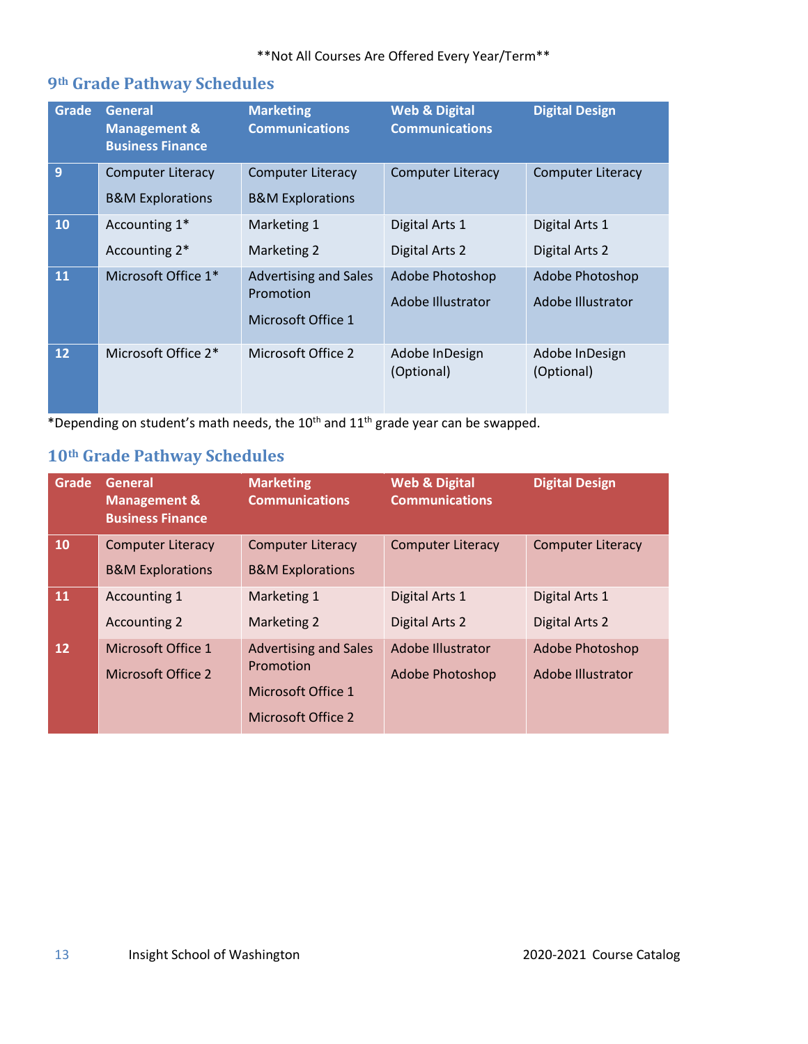**Not All Courses Are Offered Every Year/Term**

## 9th Grade Pathway Schedules

| Grade | General Management & Business Finance | Marketing Communications | Web & Digital Communications | Digital Design |
|---|---|---|---|---|
| 9 | Computer Literacy<br>B&M Explorations | Computer Literacy<br>B&M Explorations | Computer Literacy | Computer Literacy |
| 10 | Accounting 1*<br>Accounting 2* | Marketing 1<br>Marketing 2 | Digital Arts 1<br>Digital Arts 2 | Digital Arts 1<br>Digital Arts 2 |
| 11 | Microsoft Office 1* | Advertising and Sales Promotion<br>Microsoft Office 1 | Adobe Photoshop<br>Adobe Illustrator | Adobe Photoshop<br>Adobe Illustrator |
| 12 | Microsoft Office 2* | Microsoft Office 2 | Adobe InDesign (Optional) | Adobe InDesign (Optional) |

*Depending on student's math needs, the 10th and 11th grade year can be swapped.

## 10th Grade Pathway Schedules

| Grade | General Management & Business Finance | Marketing Communications | Web & Digital Communications | Digital Design |
|---|---|---|---|---|
| 10 | Computer Literacy<br>B&M Explorations | Computer Literacy<br>B&M Explorations | Computer Literacy | Computer Literacy |
| 11 | Accounting 1<br>Accounting 2 | Marketing 1<br>Marketing 2 | Digital Arts 1<br>Digital Arts 2 | Digital Arts 1<br>Digital Arts 2 |
| 12 | Microsoft Office 1<br>Microsoft Office 2 | Advertising and Sales Promotion<br>Microsoft Office 1<br>Microsoft Office 2 | Adobe Illustrator<br>Adobe Photoshop | Adobe Photoshop<br>Adobe Illustrator |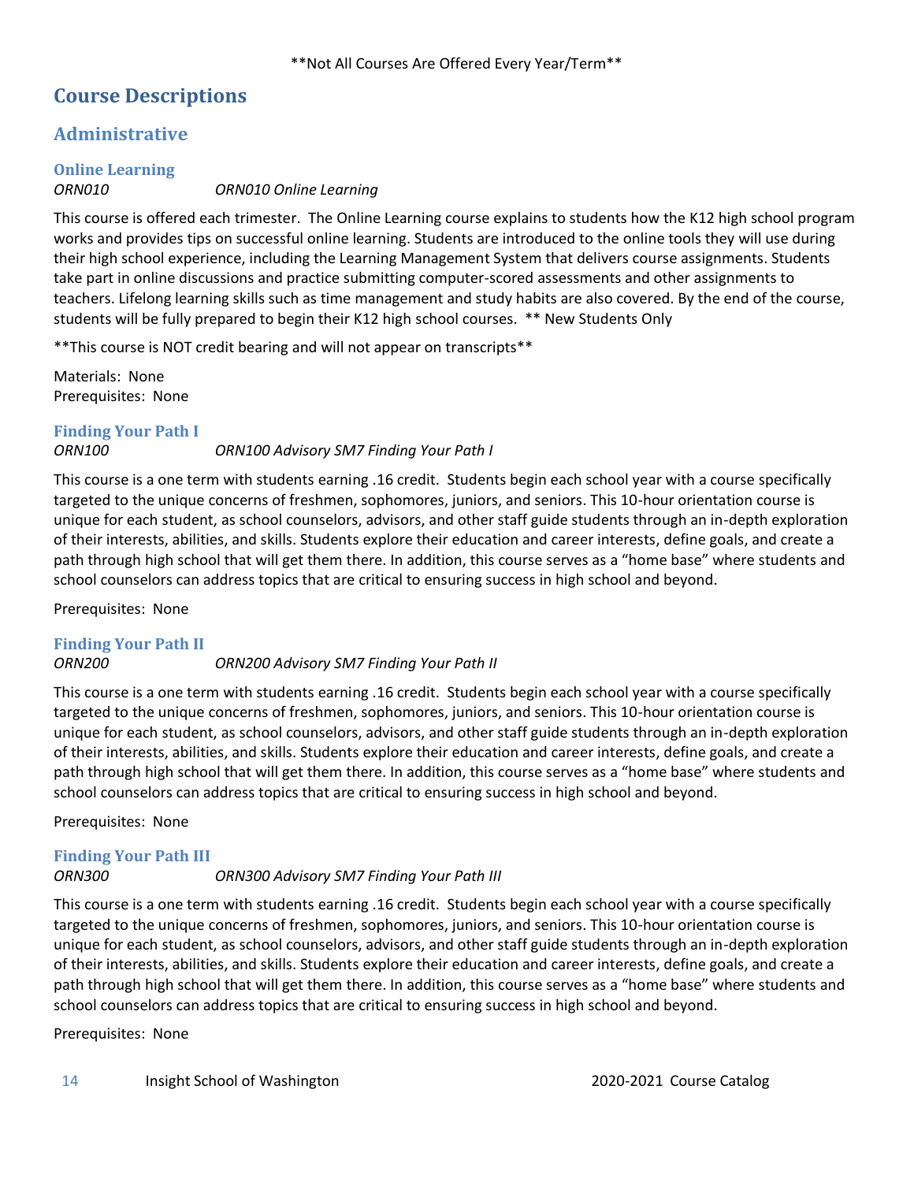**Not All Courses Are Offered Every Year/Term**

# Course Descriptions

## Administrative

### Online Learning

*ORN010* *ORN010 Online Learning*

This course is offered each trimester. The Online Learning course explains to students how the K12 high school program works and provides tips on successful online learning. Students are introduced to the online tools they will use during their high school experience, including the Learning Management System that delivers course assignments. Students take part in online discussions and practice submitting computer-scored assessments and other assignments to teachers. Lifelong learning skills such as time management and study habits are also covered. By the end of the course, students will be fully prepared to begin their K12 high school courses. ** New Students Only

**This course is NOT credit bearing and will not appear on transcripts**

Materials: None
Prerequisites: None

### Finding Your Path I

*ORN100* *ORN100 Advisory SM7 Finding Your Path I*

This course is a one term with students earning .16 credit. Students begin each school year with a course specifically targeted to the unique concerns of freshmen, sophomores, juniors, and seniors. This 10-hour orientation course is unique for each student, as school counselors, advisors, and other staff guide students through an in-depth exploration of their interests, abilities, and skills. Students explore their education and career interests, define goals, and create a path through high school that will get them there. In addition, this course serves as a "home base" where students and school counselors can address topics that are critical to ensuring success in high school and beyond.

Prerequisites: None

### Finding Your Path II

*ORN200* *ORN200 Advisory SM7 Finding Your Path II*

This course is a one term with students earning .16 credit. Students begin each school year with a course specifically targeted to the unique concerns of freshmen, sophomores, juniors, and seniors. This 10-hour orientation course is unique for each student, as school counselors, advisors, and other staff guide students through an in-depth exploration of their interests, abilities, and skills. Students explore their education and career interests, define goals, and create a path through high school that will get them there. In addition, this course serves as a "home base" where students and school counselors can address topics that are critical to ensuring success in high school and beyond.

Prerequisites: None

### Finding Your Path III

*ORN300* *ORN300 Advisory SM7 Finding Your Path III*

This course is a one term with students earning .16 credit. Students begin each school year with a course specifically targeted to the unique concerns of freshmen, sophomores, juniors, and seniors. This 10-hour orientation course is unique for each student, as school counselors, advisors, and other staff guide students through an in-depth exploration of their interests, abilities, and skills. Students explore their education and career interests, define goals, and create a path through high school that will get them there. In addition, this course serves as a "home base" where students and school counselors can address topics that are critical to ensuring success in high school and beyond.

Prerequisites: None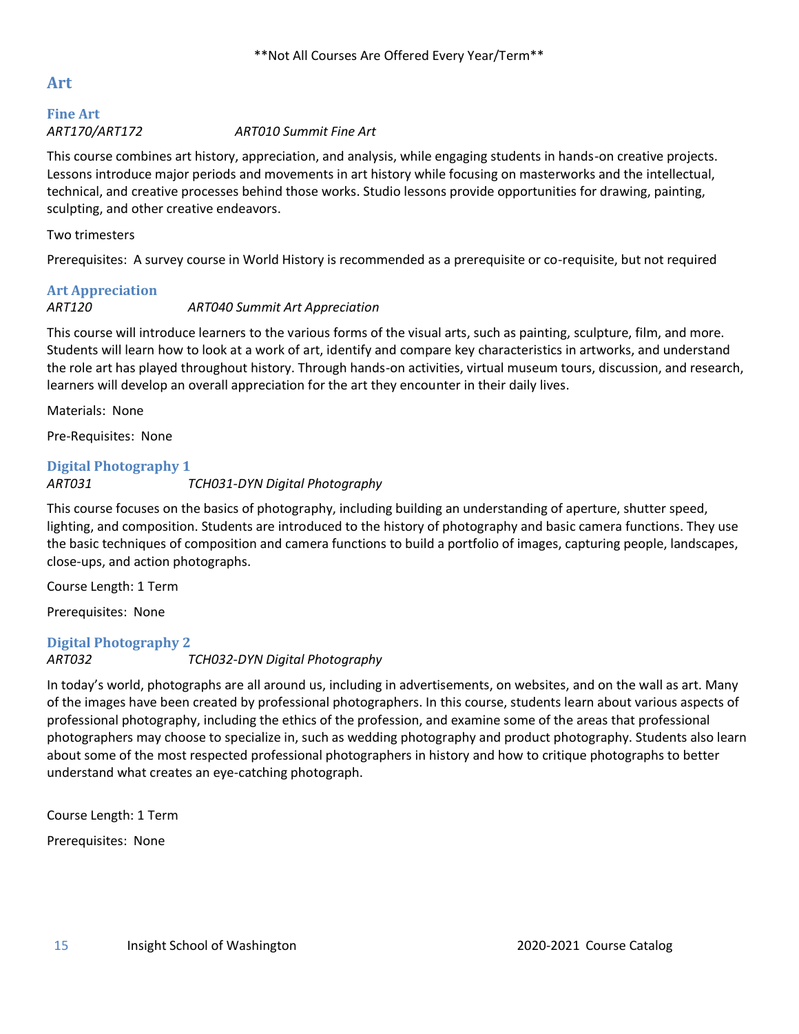**Not All Courses Are Offered Every Year/Term**

# Art

## Fine Art

*ART170/ART172 ART010 Summit Fine Art*

This course combines art history, appreciation, and analysis, while engaging students in hands-on creative projects. Lessons introduce major periods and movements in art history while focusing on masterworks and the intellectual, technical, and creative processes behind those works. Studio lessons provide opportunities for drawing, painting, sculpting, and other creative endeavors.

Two trimesters

Prerequisites: A survey course in World History is recommended as a prerequisite or co-requisite, but not required

## Art Appreciation

*ART120 ART040 Summit Art Appreciation*

This course will introduce learners to the various forms of the visual arts, such as painting, sculpture, film, and more. Students will learn how to look at a work of art, identify and compare key characteristics in artworks, and understand the role art has played throughout history. Through hands-on activities, virtual museum tours, discussion, and research, learners will develop an overall appreciation for the art they encounter in their daily lives.

Materials: None

Pre-Requisites: None

## Digital Photography 1

*ART031 TCH031-DYN Digital Photography*

This course focuses on the basics of photography, including building an understanding of aperture, shutter speed, lighting, and composition. Students are introduced to the history of photography and basic camera functions. They use the basic techniques of composition and camera functions to build a portfolio of images, capturing people, landscapes, close-ups, and action photographs.

Course Length: 1 Term

Prerequisites: None

## Digital Photography 2

*ART032 TCH032-DYN Digital Photography*

In today's world, photographs are all around us, including in advertisements, on websites, and on the wall as art. Many of the images have been created by professional photographers. In this course, students learn about various aspects of professional photography, including the ethics of the profession, and examine some of the areas that professional photographers may choose to specialize in, such as wedding photography and product photography. Students also learn about some of the most respected professional photographers in history and how to critique photographs to better understand what creates an eye-catching photograph.

Course Length: 1 Term

Prerequisites: None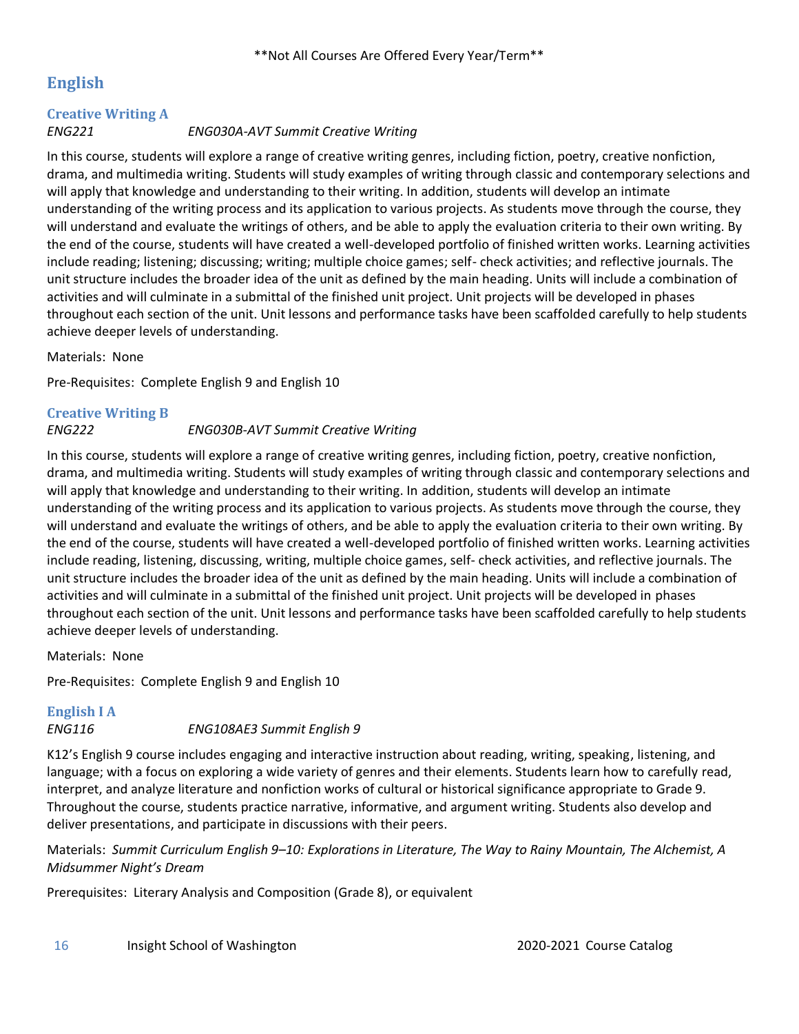\*\*Not All Courses Are Offered Every Year/Term\*\*

# English

## Creative Writing A

*ENG221 ENG030A-AVT Summit Creative Writing*

In this course, students will explore a range of creative writing genres, including fiction, poetry, creative nonfiction, drama, and multimedia writing. Students will study examples of writing through classic and contemporary selections and will apply that knowledge and understanding to their writing. In addition, students will develop an intimate understanding of the writing process and its application to various projects. As students move through the course, they will understand and evaluate the writings of others, and be able to apply the evaluation criteria to their own writing. By the end of the course, students will have created a well-developed portfolio of finished written works. Learning activities include reading; listening; discussing; writing; multiple choice games; self- check activities; and reflective journals. The unit structure includes the broader idea of the unit as defined by the main heading. Units will include a combination of activities and will culminate in a submittal of the finished unit project. Unit projects will be developed in phases throughout each section of the unit. Unit lessons and performance tasks have been scaffolded carefully to help students achieve deeper levels of understanding.

Materials: None

Pre-Requisites: Complete English 9 and English 10

## Creative Writing B

*ENG222 ENG030B-AVT Summit Creative Writing*

In this course, students will explore a range of creative writing genres, including fiction, poetry, creative nonfiction, drama, and multimedia writing. Students will study examples of writing through classic and contemporary selections and will apply that knowledge and understanding to their writing. In addition, students will develop an intimate understanding of the writing process and its application to various projects. As students move through the course, they will understand and evaluate the writings of others, and be able to apply the evaluation criteria to their own writing. By the end of the course, students will have created a well-developed portfolio of finished written works. Learning activities include reading, listening, discussing, writing, multiple choice games, self- check activities, and reflective journals. The unit structure includes the broader idea of the unit as defined by the main heading. Units will include a combination of activities and will culminate in a submittal of the finished unit project. Unit projects will be developed in phases throughout each section of the unit. Unit lessons and performance tasks have been scaffolded carefully to help students achieve deeper levels of understanding.

Materials: None

Pre-Requisites: Complete English 9 and English 10

## English I A

*ENG116 ENG108AE3 Summit English 9*

K12's English 9 course includes engaging and interactive instruction about reading, writing, speaking, listening, and language; with a focus on exploring a wide variety of genres and their elements. Students learn how to carefully read, interpret, and analyze literature and nonfiction works of cultural or historical significance appropriate to Grade 9. Throughout the course, students practice narrative, informative, and argument writing. Students also develop and deliver presentations, and participate in discussions with their peers.

Materials: *Summit Curriculum English 9–10: Explorations in Literature, The Way to Rainy Mountain, The Alchemist, A Midsummer Night's Dream*

Prerequisites: Literary Analysis and Composition (Grade 8), or equivalent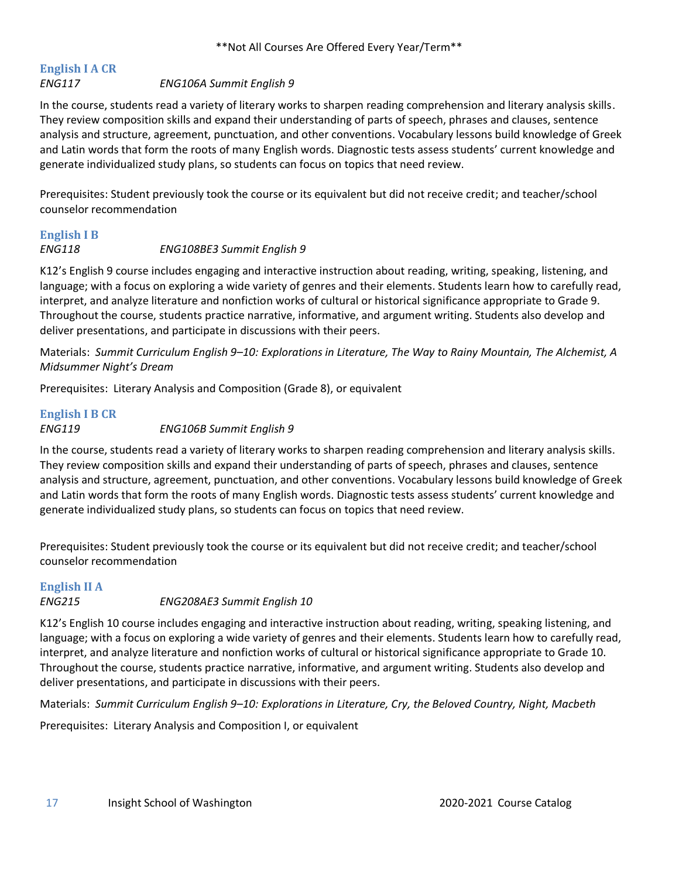**Not All Courses Are Offered Every Year/Term**

### English I A CR

*ENG117* *ENG106A Summit English 9*

In the course, students read a variety of literary works to sharpen reading comprehension and literary analysis skills. They review composition skills and expand their understanding of parts of speech, phrases and clauses, sentence analysis and structure, agreement, punctuation, and other conventions. Vocabulary lessons build knowledge of Greek and Latin words that form the roots of many English words. Diagnostic tests assess students' current knowledge and generate individualized study plans, so students can focus on topics that need review.

Prerequisites: Student previously took the course or its equivalent but did not receive credit; and teacher/school counselor recommendation

### English I B

*ENG118* *ENG108BE3 Summit English 9*

K12's English 9 course includes engaging and interactive instruction about reading, writing, speaking, listening, and language; with a focus on exploring a wide variety of genres and their elements. Students learn how to carefully read, interpret, and analyze literature and nonfiction works of cultural or historical significance appropriate to Grade 9. Throughout the course, students practice narrative, informative, and argument writing. Students also develop and deliver presentations, and participate in discussions with their peers.

Materials: *Summit Curriculum English 9–10: Explorations in Literature, The Way to Rainy Mountain, The Alchemist, A Midsummer Night's Dream*

Prerequisites: Literary Analysis and Composition (Grade 8), or equivalent

### English I B CR

*ENG119* *ENG106B Summit English 9*

In the course, students read a variety of literary works to sharpen reading comprehension and literary analysis skills. They review composition skills and expand their understanding of parts of speech, phrases and clauses, sentence analysis and structure, agreement, punctuation, and other conventions. Vocabulary lessons build knowledge of Greek and Latin words that form the roots of many English words. Diagnostic tests assess students' current knowledge and generate individualized study plans, so students can focus on topics that need review.

Prerequisites: Student previously took the course or its equivalent but did not receive credit; and teacher/school counselor recommendation

### English II A

*ENG215* *ENG208AE3 Summit English 10*

K12's English 10 course includes engaging and interactive instruction about reading, writing, speaking listening, and language; with a focus on exploring a wide variety of genres and their elements. Students learn how to carefully read, interpret, and analyze literature and nonfiction works of cultural or historical significance appropriate to Grade 10. Throughout the course, students practice narrative, informative, and argument writing. Students also develop and deliver presentations, and participate in discussions with their peers.

Materials: *Summit Curriculum English 9–10: Explorations in Literature, Cry, the Beloved Country, Night, Macbeth*

Prerequisites: Literary Analysis and Composition I, or equivalent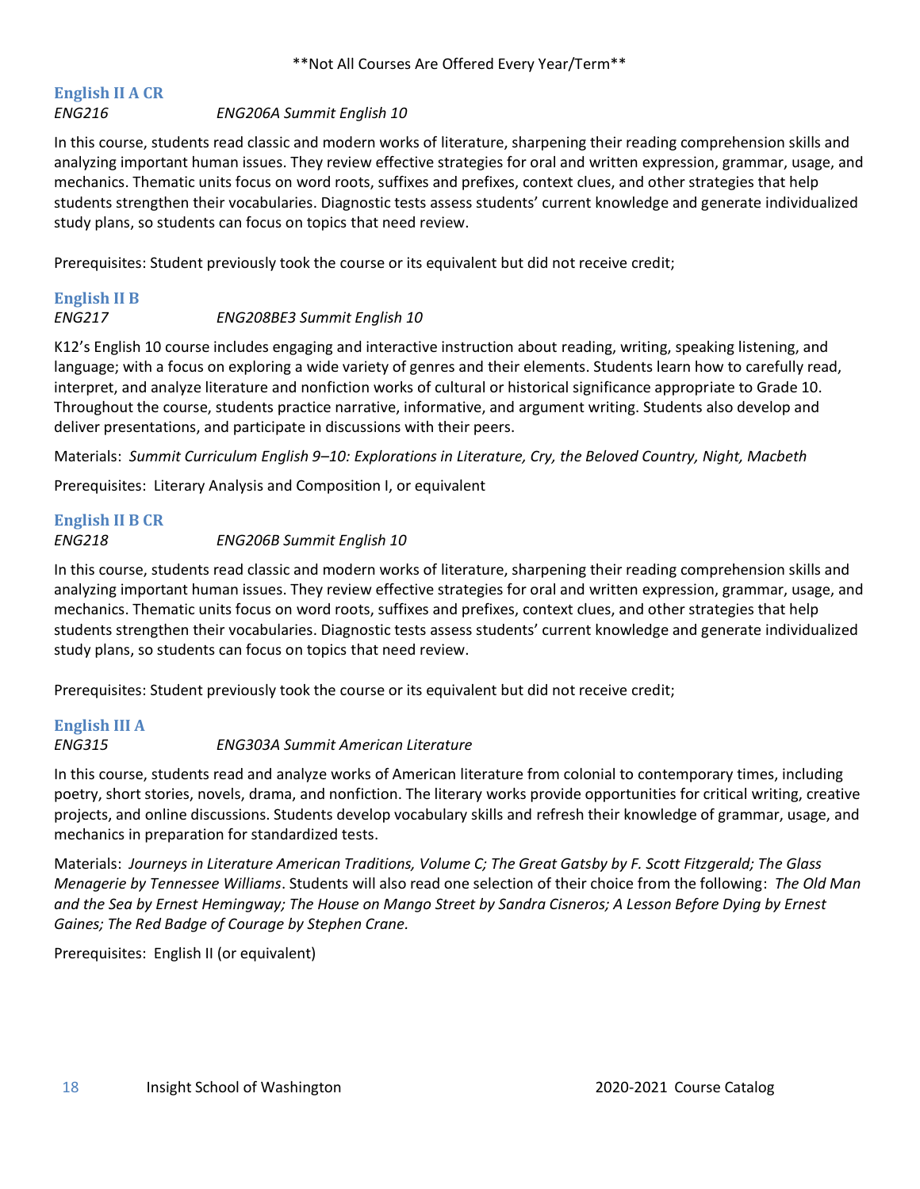**Not All Courses Are Offered Every Year/Term**

### English II A CR

*ENG216* *ENG206A Summit English 10*

In this course, students read classic and modern works of literature, sharpening their reading comprehension skills and analyzing important human issues. They review effective strategies for oral and written expression, grammar, usage, and mechanics. Thematic units focus on word roots, suffixes and prefixes, context clues, and other strategies that help students strengthen their vocabularies. Diagnostic tests assess students' current knowledge and generate individualized study plans, so students can focus on topics that need review.

Prerequisites: Student previously took the course or its equivalent but did not receive credit;

### English II B

*ENG217* *ENG208BE3 Summit English 10*

K12's English 10 course includes engaging and interactive instruction about reading, writing, speaking listening, and language; with a focus on exploring a wide variety of genres and their elements. Students learn how to carefully read, interpret, and analyze literature and nonfiction works of cultural or historical significance appropriate to Grade 10. Throughout the course, students practice narrative, informative, and argument writing. Students also develop and deliver presentations, and participate in discussions with their peers.

Materials: *Summit Curriculum English 9–10: Explorations in Literature, Cry, the Beloved Country, Night, Macbeth*

Prerequisites: Literary Analysis and Composition I, or equivalent

### English II B CR

*ENG218* *ENG206B Summit English 10*

In this course, students read classic and modern works of literature, sharpening their reading comprehension skills and analyzing important human issues. They review effective strategies for oral and written expression, grammar, usage, and mechanics. Thematic units focus on word roots, suffixes and prefixes, context clues, and other strategies that help students strengthen their vocabularies. Diagnostic tests assess students' current knowledge and generate individualized study plans, so students can focus on topics that need review.

Prerequisites: Student previously took the course or its equivalent but did not receive credit;

### English III A

*ENG315* *ENG303A Summit American Literature*

In this course, students read and analyze works of American literature from colonial to contemporary times, including poetry, short stories, novels, drama, and nonfiction. The literary works provide opportunities for critical writing, creative projects, and online discussions. Students develop vocabulary skills and refresh their knowledge of grammar, usage, and mechanics in preparation for standardized tests.

Materials: *Journeys in Literature American Traditions, Volume C; The Great Gatsby by F. Scott Fitzgerald; The Glass Menagerie by Tennessee Williams*. Students will also read one selection of their choice from the following: *The Old Man and the Sea by Ernest Hemingway; The House on Mango Street by Sandra Cisneros; A Lesson Before Dying by Ernest Gaines; The Red Badge of Courage by Stephen Crane.*

Prerequisites: English II (or equivalent)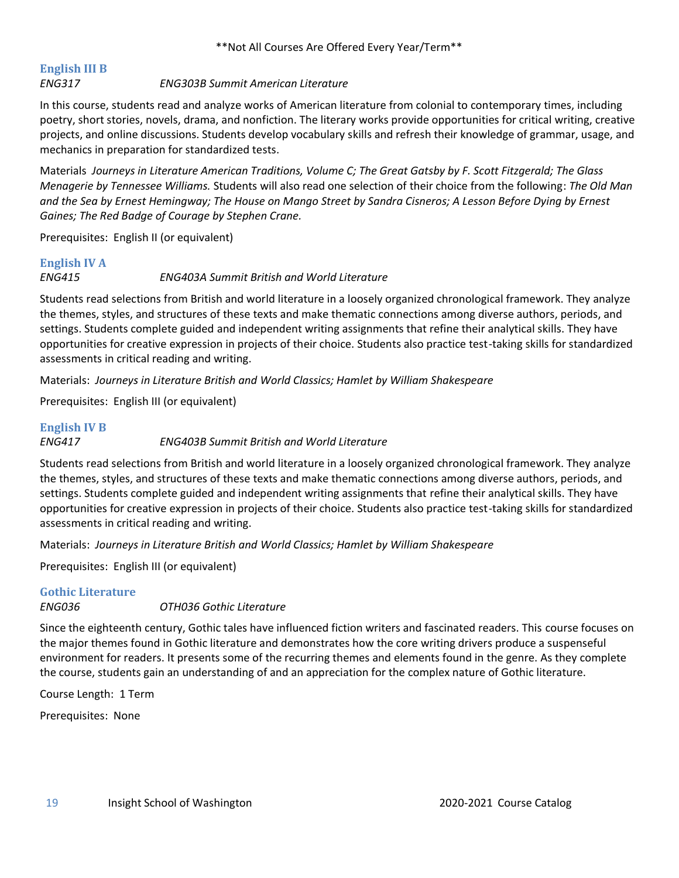**Not All Course Are Offered Every Year/Term**

### English III B

*ENG317* *ENG303B Summit American Literature*

In this course, students read and analyze works of American literature from colonial to contemporary times, including poetry, short stories, novels, drama, and nonfiction. The literary works provide opportunities for critical writing, creative projects, and online discussions. Students develop vocabulary skills and refresh their knowledge of grammar, usage, and mechanics in preparation for standardized tests.

Materials *Journeys in Literature American Traditions, Volume C; The Great Gatsby by F. Scott Fitzgerald; The Glass Menagerie by Tennessee Williams.* Students will also read one selection of their choice from the following: *The Old Man and the Sea by Ernest Hemingway; The House on Mango Street by Sandra Cisneros; A Lesson Before Dying by Ernest Gaines; The Red Badge of Courage by Stephen Crane.*

Prerequisites: English II (or equivalent)

### English IV A

*ENG415* *ENG403A Summit British and World Literature*

Students read selections from British and world literature in a loosely organized chronological framework. They analyze the themes, styles, and structures of these texts and make thematic connections among diverse authors, periods, and settings. Students complete guided and independent writing assignments that refine their analytical skills. They have opportunities for creative expression in projects of their choice. Students also practice test-taking skills for standardized assessments in critical reading and writing.

Materials: *Journeys in Literature British and World Classics; Hamlet by William Shakespeare*

Prerequisites: English III (or equivalent)

### English IV B

*ENG417* *ENG403B Summit British and World Literature*

Students read selections from British and world literature in a loosely organized chronological framework. They analyze the themes, styles, and structures of these texts and make thematic connections among diverse authors, periods, and settings. Students complete guided and independent writing assignments that refine their analytical skills. They have opportunities for creative expression in projects of their choice. Students also practice test-taking skills for standardized assessments in critical reading and writing.

Materials: *Journeys in Literature British and World Classics; Hamlet by William Shakespeare*

Prerequisites: English III (or equivalent)

### Gothic Literature

*ENG036* *OTH036 Gothic Literature*

Since the eighteenth century, Gothic tales have influenced fiction writers and fascinated readers. This course focuses on the major themes found in Gothic literature and demonstrates how the core writing drivers produce a suspenseful environment for readers. It presents some of the recurring themes and elements found in the genre. As they complete the course, students gain an understanding of and an appreciation for the complex nature of Gothic literature.

Course Length: 1 Term

Prerequisites: None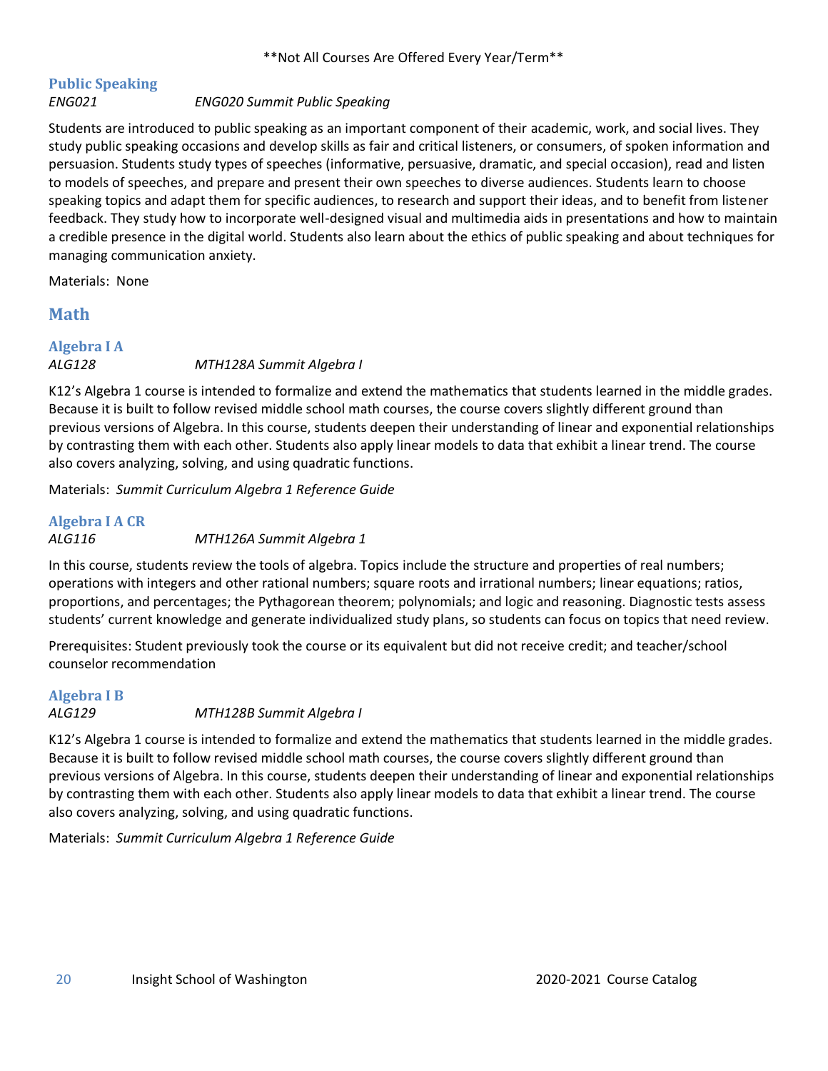**Not All Courses Are Offered Every Year/Term**

### Public Speaking

*ENG021* *ENG020 Summit Public Speaking*

Students are introduced to public speaking as an important component of their academic, work, and social lives. They study public speaking occasions and develop skills as fair and critical listeners, or consumers, of spoken information and persuasion. Students study types of speeches (informative, persuasive, dramatic, and special occasion), read and listen to models of speeches, and prepare and present their own speeches to diverse audiences. Students learn to choose speaking topics and adapt them for specific audiences, to research and support their ideas, and to benefit from listener feedback. They study how to incorporate well-designed visual and multimedia aids in presentations and how to maintain a credible presence in the digital world. Students also learn about the ethics of public speaking and about techniques for managing communication anxiety.

Materials: None

## Math

### Algebra I A

*ALG128* *MTH128A Summit Algebra I*

K12's Algebra 1 course is intended to formalize and extend the mathematics that students learned in the middle grades. Because it is built to follow revised middle school math courses, the course covers slightly different ground than previous versions of Algebra. In this course, students deepen their understanding of linear and exponential relationships by contrasting them with each other. Students also apply linear models to data that exhibit a linear trend. The course also covers analyzing, solving, and using quadratic functions.

Materials: *Summit Curriculum Algebra 1 Reference Guide*

### Algebra I A CR

*ALG116* *MTH126A Summit Algebra 1*

In this course, students review the tools of algebra. Topics include the structure and properties of real numbers; operations with integers and other rational numbers; square roots and irrational numbers; linear equations; ratios, proportions, and percentages; the Pythagorean theorem; polynomials; and logic and reasoning. Diagnostic tests assess students' current knowledge and generate individualized study plans, so students can focus on topics that need review.

Prerequisites: Student previously took the course or its equivalent but did not receive credit; and teacher/school counselor recommendation

### Algebra I B

*ALG129* *MTH128B Summit Algebra I*

K12's Algebra 1 course is intended to formalize and extend the mathematics that students learned in the middle grades. Because it is built to follow revised middle school math courses, the course covers slightly different ground than previous versions of Algebra. In this course, students deepen their understanding of linear and exponential relationships by contrasting them with each other. Students also apply linear models to data that exhibit a linear trend. The course also covers analyzing, solving, and using quadratic functions.

Materials: *Summit Curriculum Algebra 1 Reference Guide*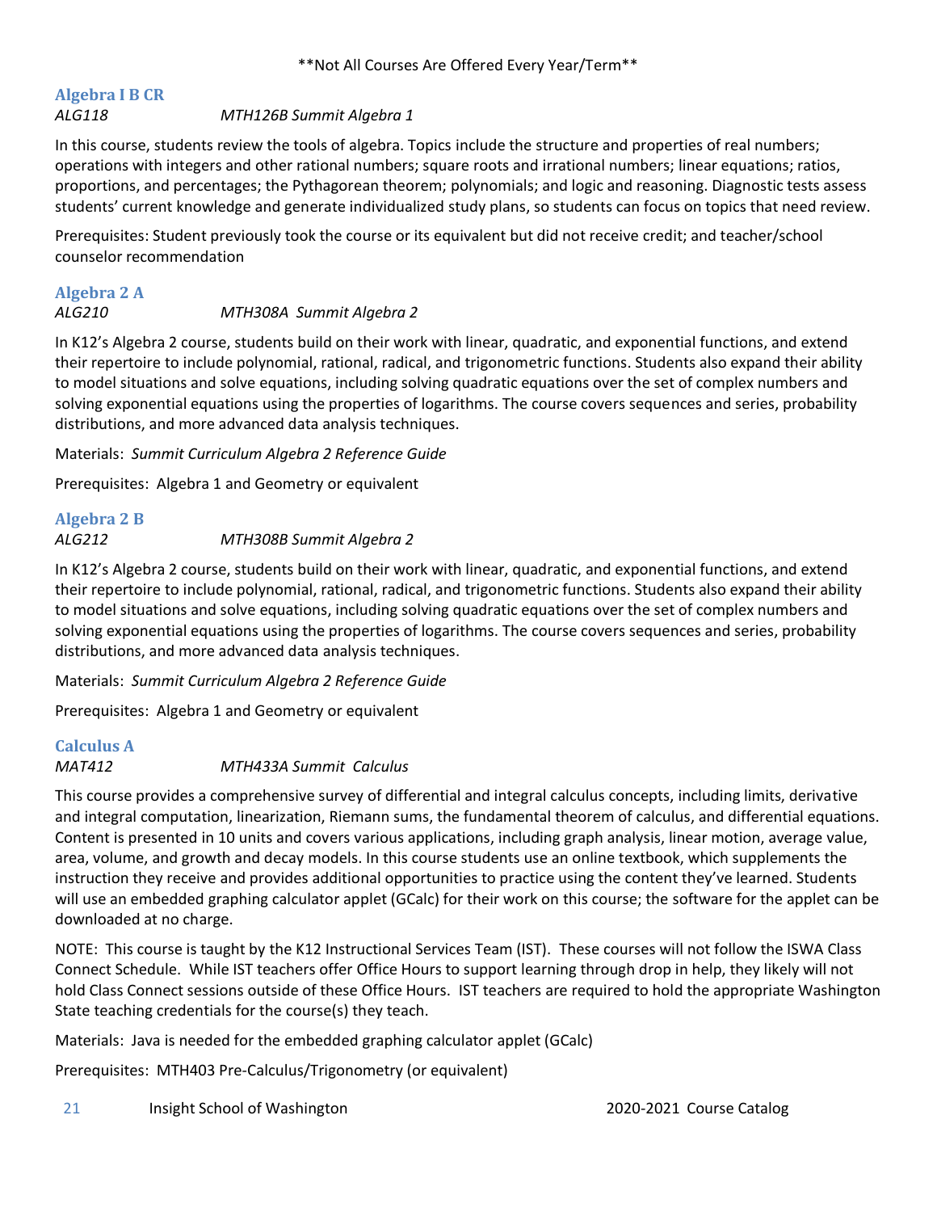**Not All Courses Are Offered Every Year/Term**

### Algebra I B CR

*ALG118* *MTH126B Summit Algebra 1*

In this course, students review the tools of algebra. Topics include the structure and properties of real numbers; operations with integers and other rational numbers; square roots and irrational numbers; linear equations; ratios, proportions, and percentages; the Pythagorean theorem; polynomials; and logic and reasoning. Diagnostic tests assess students' current knowledge and generate individualized study plans, so students can focus on topics that need review.

Prerequisites: Student previously took the course or its equivalent but did not receive credit; and teacher/school counselor recommendation

### Algebra 2 A

*ALG210* *MTH308A Summit Algebra 2*

In K12's Algebra 2 course, students build on their work with linear, quadratic, and exponential functions, and extend their repertoire to include polynomial, rational, radical, and trigonometric functions. Students also expand their ability to model situations and solve equations, including solving quadratic equations over the set of complex numbers and solving exponential equations using the properties of logarithms. The course covers sequences and series, probability distributions, and more advanced data analysis techniques.

Materials: *Summit Curriculum Algebra 2 Reference Guide*

Prerequisites: Algebra 1 and Geometry or equivalent

### Algebra 2 B

*ALG212* *MTH308B Summit Algebra 2*

In K12's Algebra 2 course, students build on their work with linear, quadratic, and exponential functions, and extend their repertoire to include polynomial, rational, radical, and trigonometric functions. Students also expand their ability to model situations and solve equations, including solving quadratic equations over the set of complex numbers and solving exponential equations using the properties of logarithms. The course covers sequences and series, probability distributions, and more advanced data analysis techniques.

Materials: *Summit Curriculum Algebra 2 Reference Guide*

Prerequisites: Algebra 1 and Geometry or equivalent

### Calculus A

*MAT412* *MTH433A Summit Calculus*

This course provides a comprehensive survey of differential and integral calculus concepts, including limits, derivative and integral computation, linearization, Riemann sums, the fundamental theorem of calculus, and differential equations. Content is presented in 10 units and covers various applications, including graph analysis, linear motion, average value, area, volume, and growth and decay models. In this course students use an online textbook, which supplements the instruction they receive and provides additional opportunities to practice using the content they've learned. Students will use an embedded graphing calculator applet (GCalc) for their work on this course; the software for the applet can be downloaded at no charge.

NOTE: This course is taught by the K12 Instructional Services Team (IST). These courses will not follow the ISWA Class Connect Schedule. While IST teachers offer Office Hours to support learning through drop in help, they likely will not hold Class Connect sessions outside of these Office Hours. IST teachers are required to hold the appropriate Washington State teaching credentials for the course(s) they teach.

Materials: Java is needed for the embedded graphing calculator applet (GCalc)

Prerequisites: MTH403 Pre-Calculus/Trigonometry (or equivalent)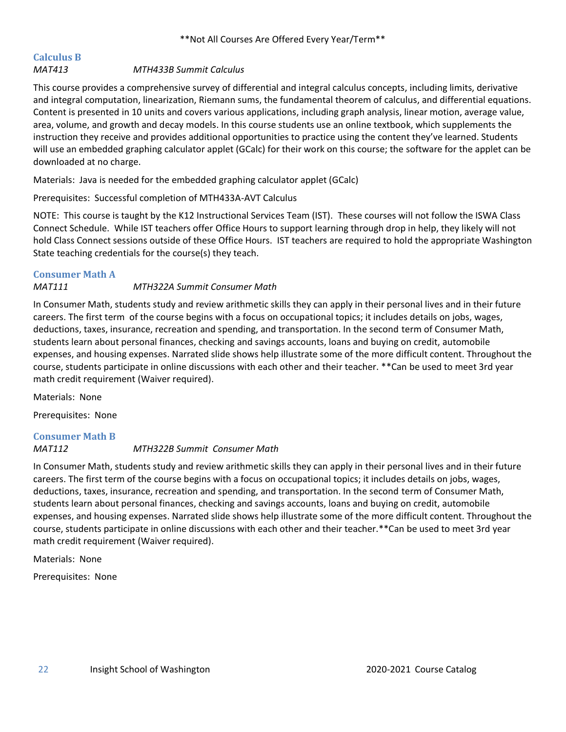**Not All Courses Are Offered Every Year/Term**

### Calculus B

*MAT413* *MTH433B Summit Calculus*

This course provides a comprehensive survey of differential and integral calculus concepts, including limits, derivative and integral computation, linearization, Riemann sums, the fundamental theorem of calculus, and differential equations. Content is presented in 10 units and covers various applications, including graph analysis, linear motion, average value, area, volume, and growth and decay models. In this course students use an online textbook, which supplements the instruction they receive and provides additional opportunities to practice using the content they've learned. Students will use an embedded graphing calculator applet (GCalc) for their work on this course; the software for the applet can be downloaded at no charge.

Materials: Java is needed for the embedded graphing calculator applet (GCalc)

Prerequisites: Successful completion of MTH433A-AVT Calculus

NOTE: This course is taught by the K12 Instructional Services Team (IST). These courses will not follow the ISWA Class Connect Schedule. While IST teachers offer Office Hours to support learning through drop in help, they likely will not hold Class Connect sessions outside of these Office Hours. IST teachers are required to hold the appropriate Washington State teaching credentials for the course(s) they teach.

### Consumer Math A

*MAT111* *MTH322A Summit Consumer Math*

In Consumer Math, students study and review arithmetic skills they can apply in their personal lives and in their future careers. The first term of the course begins with a focus on occupational topics; it includes details on jobs, wages, deductions, taxes, insurance, recreation and spending, and transportation. In the second term of Consumer Math, students learn about personal finances, checking and savings accounts, loans and buying on credit, automobile expenses, and housing expenses. Narrated slide shows help illustrate some of the more difficult content. Throughout the course, students participate in online discussions with each other and their teacher. **Can be used to meet 3rd year math credit requirement (Waiver required).

Materials: None

Prerequisites: None

### Consumer Math B

*MAT112* *MTH322B Summit Consumer Math*

In Consumer Math, students study and review arithmetic skills they can apply in their personal lives and in their future careers. The first term of the course begins with a focus on occupational topics; it includes details on jobs, wages, deductions, taxes, insurance, recreation and spending, and transportation. In the second term of Consumer Math, students learn about personal finances, checking and savings accounts, loans and buying on credit, automobile expenses, and housing expenses. Narrated slide shows help illustrate some of the more difficult content. Throughout the course, students participate in online discussions with each other and their teacher.**Can be used to meet 3rd year math credit requirement (Waiver required).

Materials: None

Prerequisites: None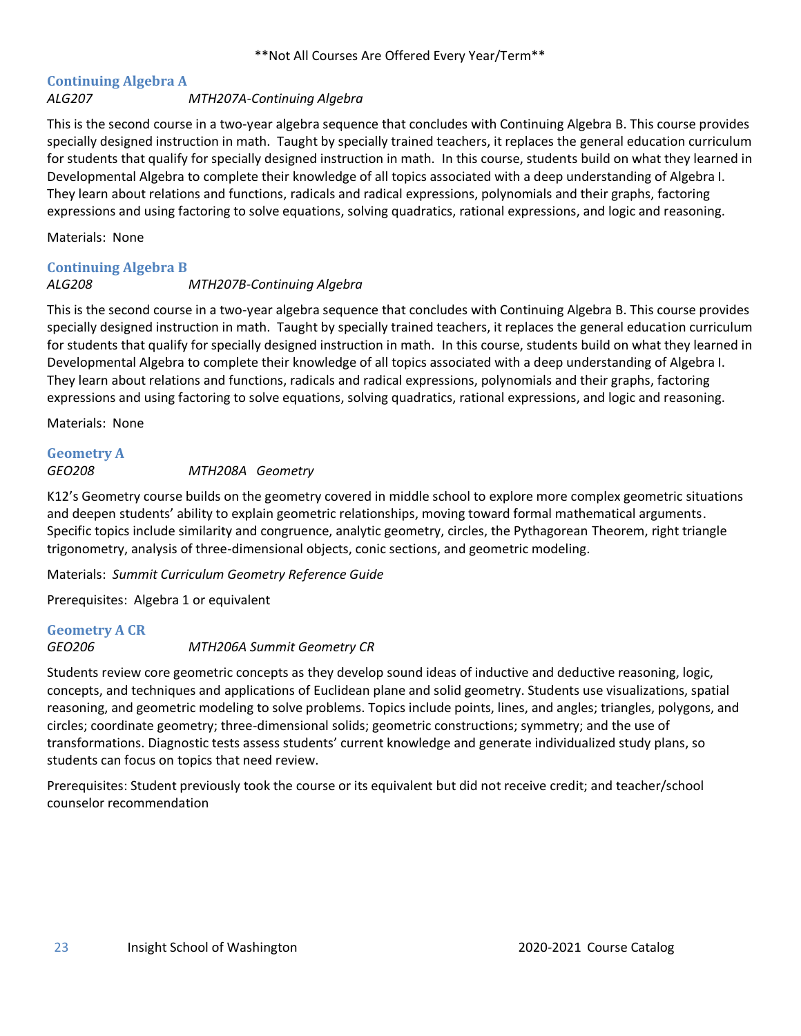**Not All Courses Are Offered Every Year/Term**

## Continuing Algebra A

*ALG207* *MTH207A-Continuing Algebra*

This is the second course in a two-year algebra sequence that concludes with Continuing Algebra B. This course provides specially designed instruction in math. Taught by specially trained teachers, it replaces the general education curriculum for students that qualify for specially designed instruction in math. In this course, students build on what they learned in Developmental Algebra to complete their knowledge of all topics associated with a deep understanding of Algebra I. They learn about relations and functions, radicals and radical expressions, polynomials and their graphs, factoring expressions and using factoring to solve equations, solving quadratics, rational expressions, and logic and reasoning.

Materials: None

## Continuing Algebra B

*ALG208* *MTH207B-Continuing Algebra*

This is the second course in a two-year algebra sequence that concludes with Continuing Algebra B. This course provides specially designed instruction in math. Taught by specially trained teachers, it replaces the general education curriculum for students that qualify for specially designed instruction in math. In this course, students build on what they learned in Developmental Algebra to complete their knowledge of all topics associated with a deep understanding of Algebra I. They learn about relations and functions, radicals and radical expressions, polynomials and their graphs, factoring expressions and using factoring to solve equations, solving quadratics, rational expressions, and logic and reasoning.

Materials: None

## Geometry A

*GEO208* *MTH208A Geometry*

K12's Geometry course builds on the geometry covered in middle school to explore more complex geometric situations and deepen students' ability to explain geometric relationships, moving toward formal mathematical arguments. Specific topics include similarity and congruence, analytic geometry, circles, the Pythagorean Theorem, right triangle trigonometry, analysis of three-dimensional objects, conic sections, and geometric modeling.

Materials: *Summit Curriculum Geometry Reference Guide*

Prerequisites: Algebra 1 or equivalent

## Geometry A CR

*GEO206* *MTH206A Summit Geometry CR*

Students review core geometric concepts as they develop sound ideas of inductive and deductive reasoning, logic, concepts, and techniques and applications of Euclidean plane and solid geometry. Students use visualizations, spatial reasoning, and geometric modeling to solve problems. Topics include points, lines, and angles; triangles, polygons, and circles; coordinate geometry; three-dimensional solids; geometric constructions; symmetry; and the use of transformations. Diagnostic tests assess students' current knowledge and generate individualized study plans, so students can focus on topics that need review.

Prerequisites: Student previously took the course or its equivalent but did not receive credit; and teacher/school counselor recommendation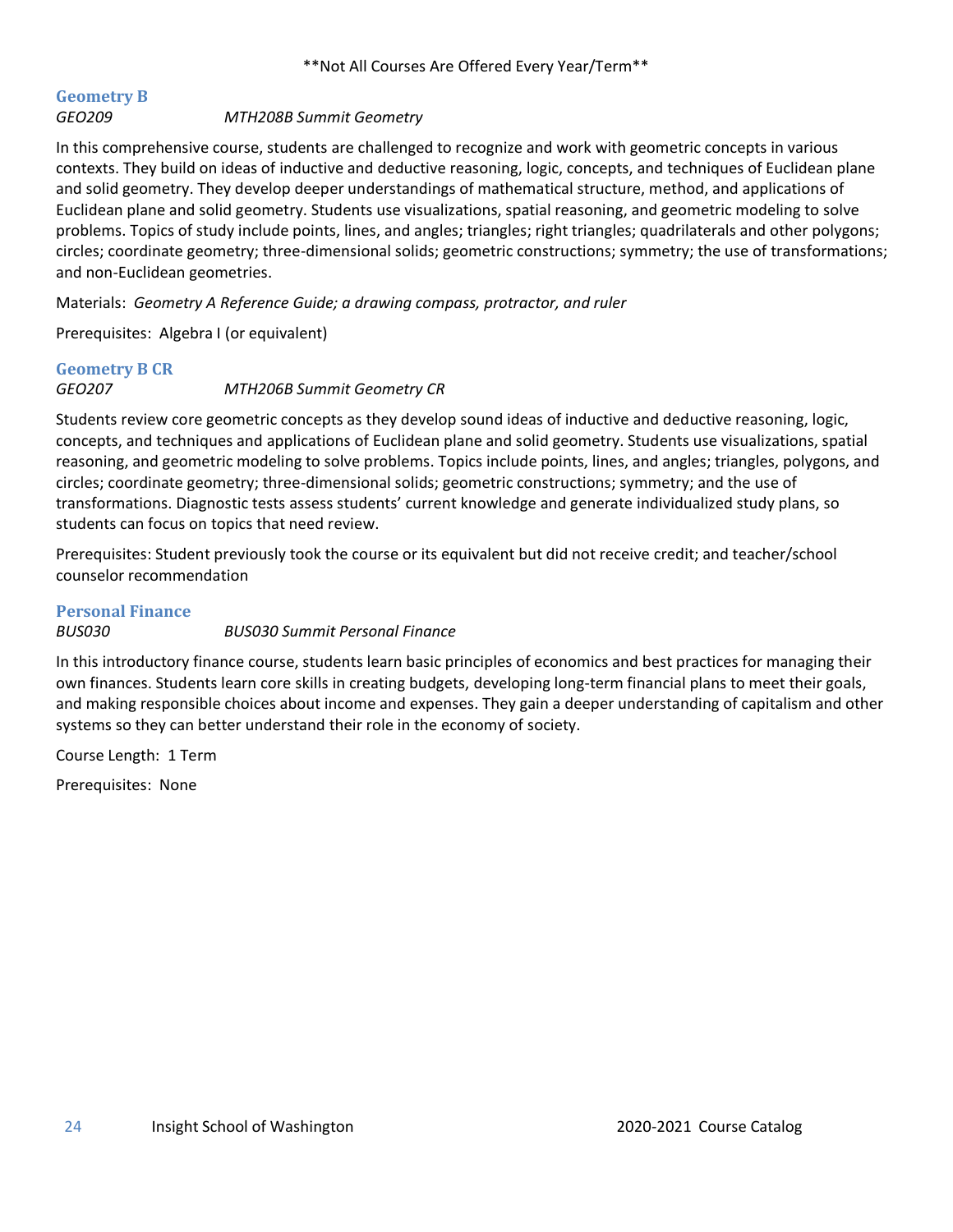**Not All Courses Are Offered Every Year/Term**

### Geometry B

*GEO209* *MTH208B Summit Geometry*

In this comprehensive course, students are challenged to recognize and work with geometric concepts in various contexts. They build on ideas of inductive and deductive reasoning, logic, concepts, and techniques of Euclidean plane and solid geometry. They develop deeper understandings of mathematical structure, method, and applications of Euclidean plane and solid geometry. Students use visualizations, spatial reasoning, and geometric modeling to solve problems. Topics of study include points, lines, and angles; triangles; right triangles; quadrilaterals and other polygons; circles; coordinate geometry; three-dimensional solids; geometric constructions; symmetry; the use of transformations; and non-Euclidean geometries.

Materials: *Geometry A Reference Guide; a drawing compass, protractor, and ruler*

Prerequisites: Algebra I (or equivalent)

### Geometry B CR

*GEO207* *MTH206B Summit Geometry CR*

Students review core geometric concepts as they develop sound ideas of inductive and deductive reasoning, logic, concepts, and techniques and applications of Euclidean plane and solid geometry. Students use visualizations, spatial reasoning, and geometric modeling to solve problems. Topics include points, lines, and angles; triangles, polygons, and circles; coordinate geometry; three-dimensional solids; geometric constructions; symmetry; and the use of transformations. Diagnostic tests assess students' current knowledge and generate individualized study plans, so students can focus on topics that need review.

Prerequisites: Student previously took the course or its equivalent but did not receive credit; and teacher/school counselor recommendation

### Personal Finance

*BUS030* *BUS030 Summit Personal Finance*

In this introductory finance course, students learn basic principles of economics and best practices for managing their own finances. Students learn core skills in creating budgets, developing long-term financial plans to meet their goals, and making responsible choices about income and expenses. They gain a deeper understanding of capitalism and other systems so they can better understand their role in the economy of society.

Course Length: 1 Term

Prerequisites: None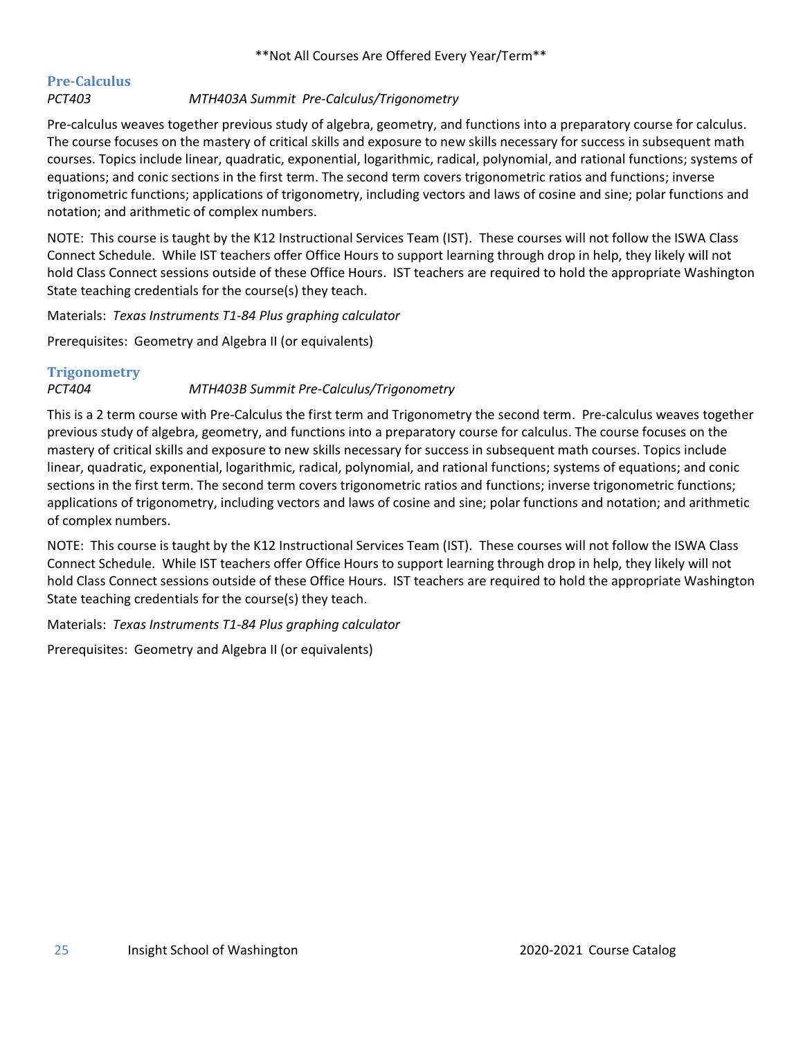**Not All Courses Are Offered Every Year/Term**

## Pre-Calculus

*PCT403* *MTH403A Summit Pre-Calculus/Trigonometry*

Pre-calculus weaves together previous study of algebra, geometry, and functions into a preparatory course for calculus. The course focuses on the mastery of critical skills and exposure to new skills necessary for success in subsequent math courses. Topics include linear, quadratic, exponential, logarithmic, radical, polynomial, and rational functions; systems of equations; and conic sections in the first term. The second term covers trigonometric ratios and functions; inverse trigonometric functions; applications of trigonometry, including vectors and laws of cosine and sine; polar functions and notation; and arithmetic of complex numbers.

NOTE: This course is taught by the K12 Instructional Services Team (IST). These courses will not follow the ISWA Class Connect Schedule. While IST teachers offer Office Hours to support learning through drop in help, they likely will not hold Class Connect sessions outside of these Office Hours. IST teachers are required to hold the appropriate Washington State teaching credentials for the course(s) they teach.

Materials: *Texas Instruments T1-84 Plus graphing calculator*

Prerequisites: Geometry and Algebra II (or equivalents)

## Trigonometry

*PCT404* *MTH403B Summit Pre-Calculus/Trigonometry*

This is a 2 term course with Pre-Calculus the first term and Trigonometry the second term. Pre-calculus weaves together previous study of algebra, geometry, and functions into a preparatory course for calculus. The course focuses on the mastery of critical skills and exposure to new skills necessary for success in subsequent math courses. Topics include linear, quadratic, exponential, logarithmic, radical, polynomial, and rational functions; systems of equations; and conic sections in the first term. The second term covers trigonometric ratios and functions; inverse trigonometric functions; applications of trigonometry, including vectors and laws of cosine and sine; polar functions and notation; and arithmetic of complex numbers.

NOTE: This course is taught by the K12 Instructional Services Team (IST). These courses will not follow the ISWA Class Connect Schedule. While IST teachers offer Office Hours to support learning through drop in help, they likely will not hold Class Connect sessions outside of these Office Hours. IST teachers are required to hold the appropriate Washington State teaching credentials for the course(s) they teach.

Materials: *Texas Instruments T1-84 Plus graphing calculator*

Prerequisites: Geometry and Algebra II (or equivalents)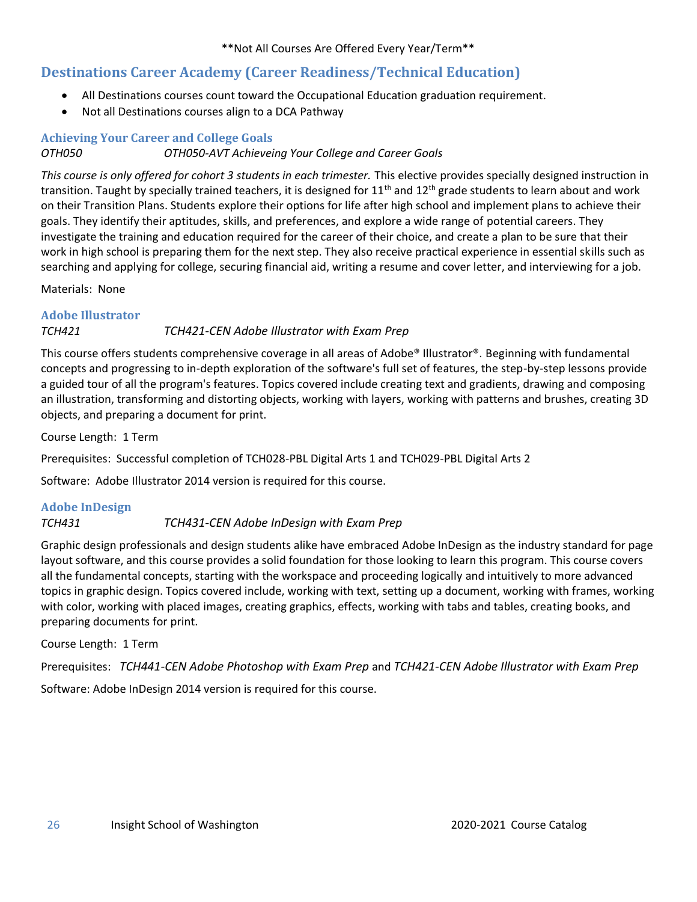**Not All Courses Are Offered Every Year/Term**

## Destinations Career Academy (Career Readiness/Technical Education)

- All Destinations courses count toward the Occupational Education graduation requirement.
- Not all Destinations courses align to a DCA Pathway

### Achieving Your Career and College Goals

*OTH050* *OTH050-AVT Achieveing Your College and Career Goals*

*This course is only offered for cohort 3 students in each trimester.* This elective provides specially designed instruction in transition. Taught by specially trained teachers, it is designed for 11th and 12th grade students to learn about and work on their Transition Plans. Students explore their options for life after high school and implement plans to achieve their goals. They identify their aptitudes, skills, and preferences, and explore a wide range of potential careers. They investigate the training and education required for the career of their choice, and create a plan to be sure that their work in high school is preparing them for the next step. They also receive practical experience in essential skills such as searching and applying for college, securing financial aid, writing a resume and cover letter, and interviewing for a job.

Materials: None

### Adobe Illustrator

*TCH421* *TCH421-CEN Adobe Illustrator with Exam Prep*

This course offers students comprehensive coverage in all areas of Adobe® Illustrator®. Beginning with fundamental concepts and progressing to in-depth exploration of the software's full set of features, the step-by-step lessons provide a guided tour of all the program's features. Topics covered include creating text and gradients, drawing and composing an illustration, transforming and distorting objects, working with layers, working with patterns and brushes, creating 3D objects, and preparing a document for print.

Course Length: 1 Term

Prerequisites: Successful completion of TCH028-PBL Digital Arts 1 and TCH029-PBL Digital Arts 2

Software: Adobe Illustrator 2014 version is required for this course.

### Adobe InDesign

*TCH431* *TCH431-CEN Adobe InDesign with Exam Prep*

Graphic design professionals and design students alike have embraced Adobe InDesign as the industry standard for page layout software, and this course provides a solid foundation for those looking to learn this program. This course covers all the fundamental concepts, starting with the workspace and proceeding logically and intuitively to more advanced topics in graphic design. Topics covered include, working with text, setting up a document, working with frames, working with color, working with placed images, creating graphics, effects, working with tabs and tables, creating books, and preparing documents for print.

Course Length: 1 Term

Prerequisites: *TCH441-CEN Adobe Photoshop with Exam Prep* and *TCH421-CEN Adobe Illustrator with Exam Prep*

Software: Adobe InDesign 2014 version is required for this course.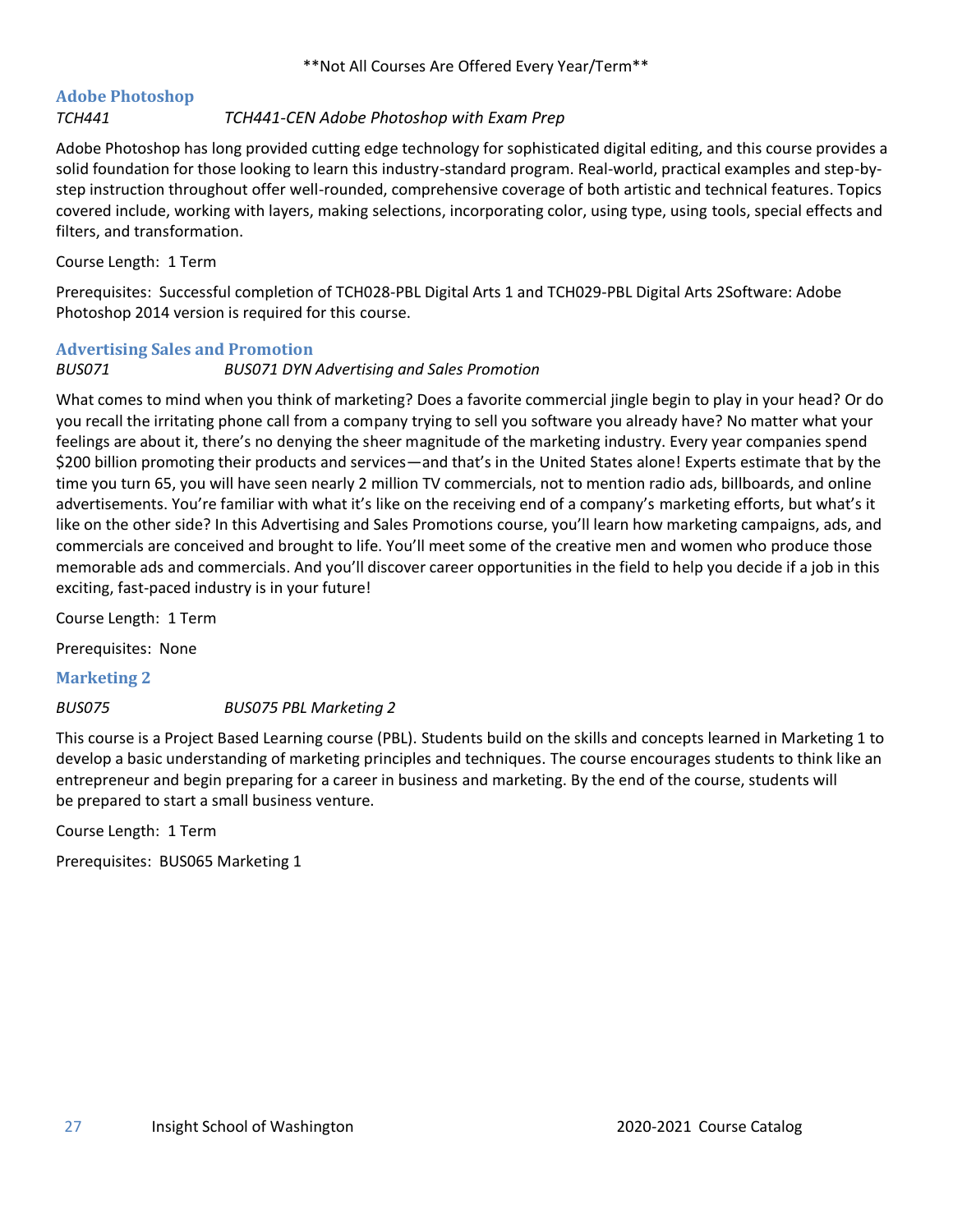**Not All Courses Are Offered Every Year/Term**

## Adobe Photoshop

*TCH441* *TCH441-CEN Adobe Photoshop with Exam Prep*

Adobe Photoshop has long provided cutting edge technology for sophisticated digital editing, and this course provides a solid foundation for those looking to learn this industry-standard program. Real-world, practical examples and step-by-step instruction throughout offer well-rounded, comprehensive coverage of both artistic and technical features. Topics covered include, working with layers, making selections, incorporating color, using type, using tools, special effects and filters, and transformation.

Course Length: 1 Term

Prerequisites: Successful completion of TCH028-PBL Digital Arts 1 and TCH029-PBL Digital Arts 2Software: Adobe Photoshop 2014 version is required for this course.

## Advertising Sales and Promotion

*BUS071* *BUS071 DYN Advertising and Sales Promotion*

What comes to mind when you think of marketing? Does a favorite commercial jingle begin to play in your head? Or do you recall the irritating phone call from a company trying to sell you software you already have? No matter what your feelings are about it, there's no denying the sheer magnitude of the marketing industry. Every year companies spend $200 billion promoting their products and services—and that's in the United States alone! Experts estimate that by the time you turn 65, you will have seen nearly 2 million TV commercials, not to mention radio ads, billboards, and online advertisements. You're familiar with what it's like on the receiving end of a company's marketing efforts, but what's it like on the other side? In this Advertising and Sales Promotions course, you'll learn how marketing campaigns, ads, and commercials are conceived and brought to life. You'll meet some of the creative men and women who produce those memorable ads and commercials. And you'll discover career opportunities in the field to help you decide if a job in this exciting, fast-paced industry is in your future!

Course Length: 1 Term

Prerequisites: None

## Marketing 2

*BUS075* *BUS075 PBL Marketing 2*

This course is a Project Based Learning course (PBL). Students build on the skills and concepts learned in Marketing 1 to develop a basic understanding of marketing principles and techniques. The course encourages students to think like an entrepreneur and begin preparing for a career in business and marketing. By the end of the course, students will be prepared to start a small business venture.

Course Length: 1 Term

Prerequisites: BUS065 Marketing 1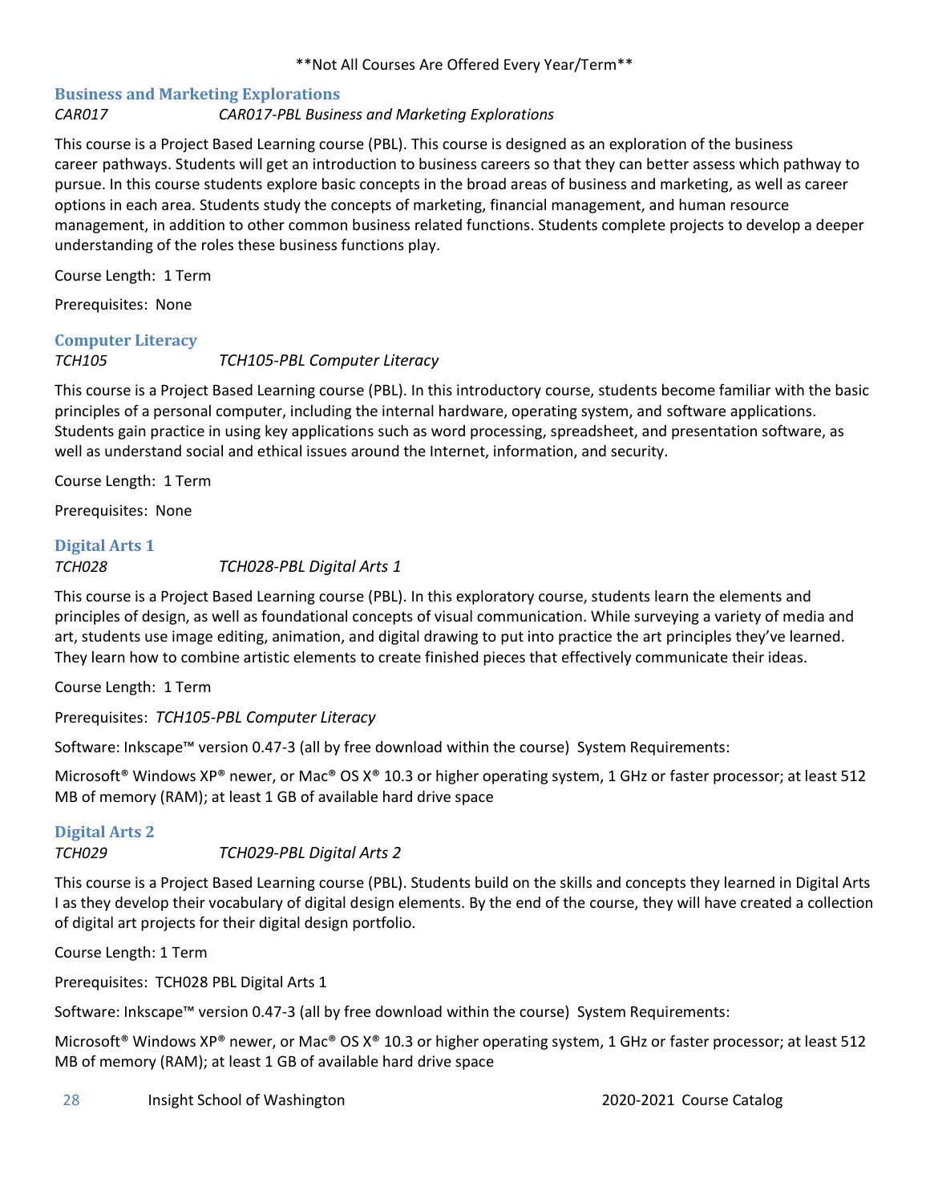**Not All Courses Are Offered Every Year/Term**

### Business and Marketing Explorations

*CAR017* *CAR017-PBL Business and Marketing Explorations*

This course is a Project Based Learning course (PBL). This course is designed as an exploration of the business career pathways. Students will get an introduction to business careers so that they can better assess which pathway to pursue. In this course students explore basic concepts in the broad areas of business and marketing, as well as career options in each area. Students study the concepts of marketing, financial management, and human resource management, in addition to other common business related functions. Students complete projects to develop a deeper understanding of the roles these business functions play.

Course Length: 1 Term

Prerequisites: None

### Computer Literacy

*TCH105* *TCH105-PBL Computer Literacy*

This course is a Project Based Learning course (PBL). In this introductory course, students become familiar with the basic principles of a personal computer, including the internal hardware, operating system, and software applications. Students gain practice in using key applications such as word processing, spreadsheet, and presentation software, as well as understand social and ethical issues around the Internet, information, and security.

Course Length: 1 Term

Prerequisites: None

### Digital Arts 1

*TCH028* *TCH028-PBL Digital Arts 1*

This course is a Project Based Learning course (PBL). In this exploratory course, students learn the elements and principles of design, as well as foundational concepts of visual communication. While surveying a variety of media and art, students use image editing, animation, and digital drawing to put into practice the art principles they've learned. They learn how to combine artistic elements to create finished pieces that effectively communicate their ideas.

Course Length: 1 Term

Prerequisites: *TCH105-PBL Computer Literacy*

Software: Inkscape™ version 0.47-3 (all by free download within the course) System Requirements:

Microsoft® Windows XP® newer, or Mac® OS X® 10.3 or higher operating system, 1 GHz or faster processor; at least 512 MB of memory (RAM); at least 1 GB of available hard drive space

### Digital Arts 2

*TCH029* *TCH029-PBL Digital Arts 2*

This course is a Project Based Learning course (PBL). Students build on the skills and concepts they learned in Digital Arts I as they develop their vocabulary of digital design elements. By the end of the course, they will have created a collection of digital art projects for their digital design portfolio.

Course Length: 1 Term

Prerequisites: TCH028 PBL Digital Arts 1

Software: Inkscape™ version 0.47-3 (all by free download within the course) System Requirements:

Microsoft® Windows XP® newer, or Mac® OS X® 10.3 or higher operating system, 1 GHz or faster processor; at least 512 MB of memory (RAM); at least 1 GB of available hard drive space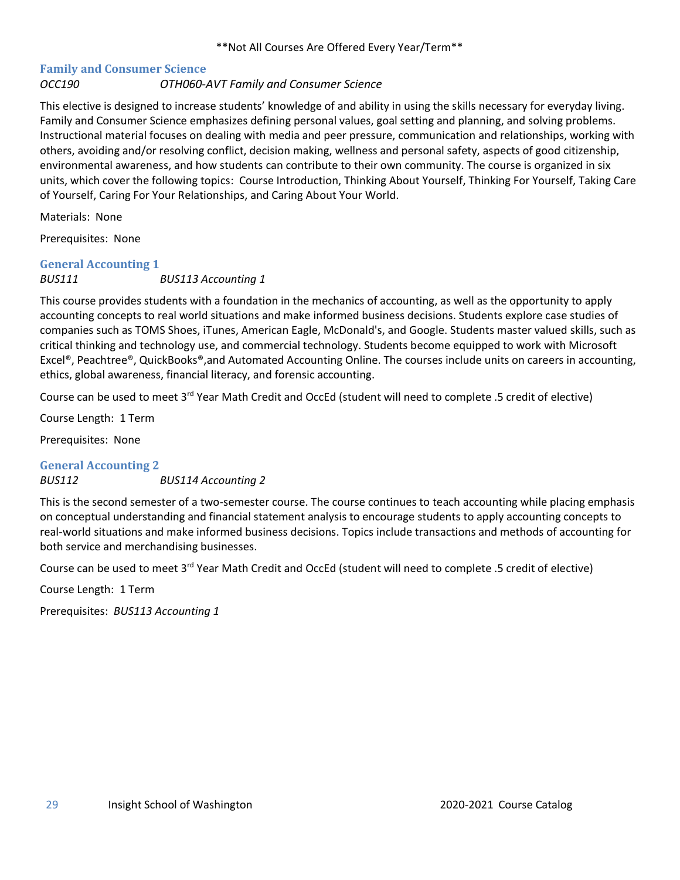\*\*Not All Courses Are Offered Every Year/Term\*\*

### Family and Consumer Science

*OCC190 OTH060-AVT Family and Consumer Science*

This elective is designed to increase students' knowledge of and ability in using the skills necessary for everyday living. Family and Consumer Science emphasizes defining personal values, goal setting and planning, and solving problems. Instructional material focuses on dealing with media and peer pressure, communication and relationships, working with others, avoiding and/or resolving conflict, decision making, wellness and personal safety, aspects of good citizenship, environmental awareness, and how students can contribute to their own community. The course is organized in six units, which cover the following topics: Course Introduction, Thinking About Yourself, Thinking For Yourself, Taking Care of Yourself, Caring For Your Relationships, and Caring About Your World.

Materials: None

Prerequisites: None

### General Accounting 1

*BUS111 BUS113 Accounting 1*

This course provides students with a foundation in the mechanics of accounting, as well as the opportunity to apply accounting concepts to real world situations and make informed business decisions. Students explore case studies of companies such as TOMS Shoes, iTunes, American Eagle, McDonald's, and Google. Students master valued skills, such as critical thinking and technology use, and commercial technology. Students become equipped to work with Microsoft Excel®, Peachtree®, QuickBooks®,and Automated Accounting Online. The courses include units on careers in accounting, ethics, global awareness, financial literacy, and forensic accounting.

Course can be used to meet 3rd Year Math Credit and OccEd (student will need to complete .5 credit of elective)

Course Length: 1 Term

Prerequisites: None

### General Accounting 2

*BUS112 BUS114 Accounting 2*

This is the second semester of a two-semester course. The course continues to teach accounting while placing emphasis on conceptual understanding and financial statement analysis to encourage students to apply accounting concepts to real-world situations and make informed business decisions. Topics include transactions and methods of accounting for both service and merchandising businesses.

Course can be used to meet 3rd Year Math Credit and OccEd (student will need to complete .5 credit of elective)

Course Length: 1 Term

Prerequisites: *BUS113 Accounting 1*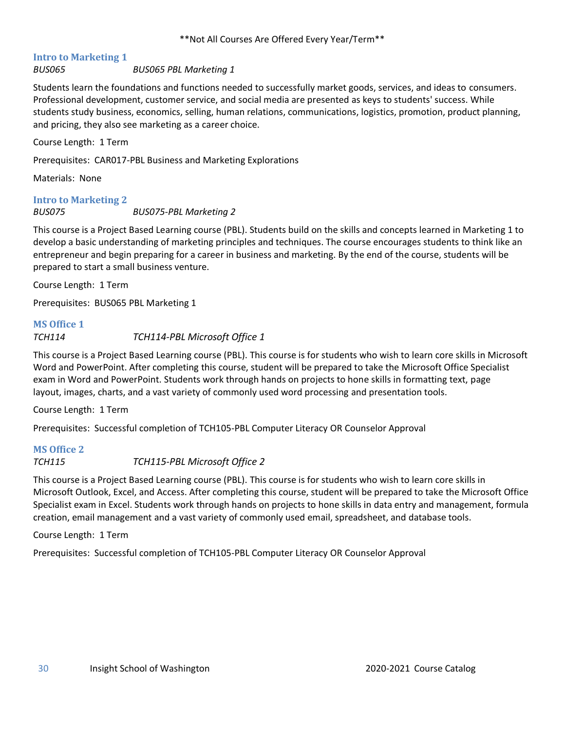\*\*Not All Courses Are Offered Every Year/Term\*\*

### Intro to Marketing 1

*BUS065* *BUS065 PBL Marketing 1*

Students learn the foundations and functions needed to successfully market goods, services, and ideas to consumers. Professional development, customer service, and social media are presented as keys to students' success. While students study business, economics, selling, human relations, communications, logistics, promotion, product planning, and pricing, they also see marketing as a career choice.

Course Length: 1 Term

Prerequisites: CAR017-PBL Business and Marketing Explorations

Materials: None

### Intro to Marketing 2

*BUS075* *BUS075-PBL Marketing 2*

This course is a Project Based Learning course (PBL). Students build on the skills and concepts learned in Marketing 1 to develop a basic understanding of marketing principles and techniques. The course encourages students to think like an entrepreneur and begin preparing for a career in business and marketing. By the end of the course, students will be prepared to start a small business venture.

Course Length: 1 Term

Prerequisites: BUS065 PBL Marketing 1

### MS Office 1

*TCH114* *TCH114-PBL Microsoft Office 1*

This course is a Project Based Learning course (PBL). This course is for students who wish to learn core skills in Microsoft Word and PowerPoint. After completing this course, student will be prepared to take the Microsoft Office Specialist exam in Word and PowerPoint. Students work through hands on projects to hone skills in formatting text, page layout, images, charts, and a vast variety of commonly used word processing and presentation tools.

Course Length: 1 Term

Prerequisites: Successful completion of TCH105-PBL Computer Literacy OR Counselor Approval

### MS Office 2

*TCH115* *TCH115-PBL Microsoft Office 2*

This course is a Project Based Learning course (PBL). This course is for students who wish to learn core skills in Microsoft Outlook, Excel, and Access. After completing this course, student will be prepared to take the Microsoft Office Specialist exam in Excel. Students work through hands on projects to hone skills in data entry and management, formula creation, email management and a vast variety of commonly used email, spreadsheet, and database tools.

Course Length: 1 Term

Prerequisites: Successful completion of TCH105-PBL Computer Literacy OR Counselor Approval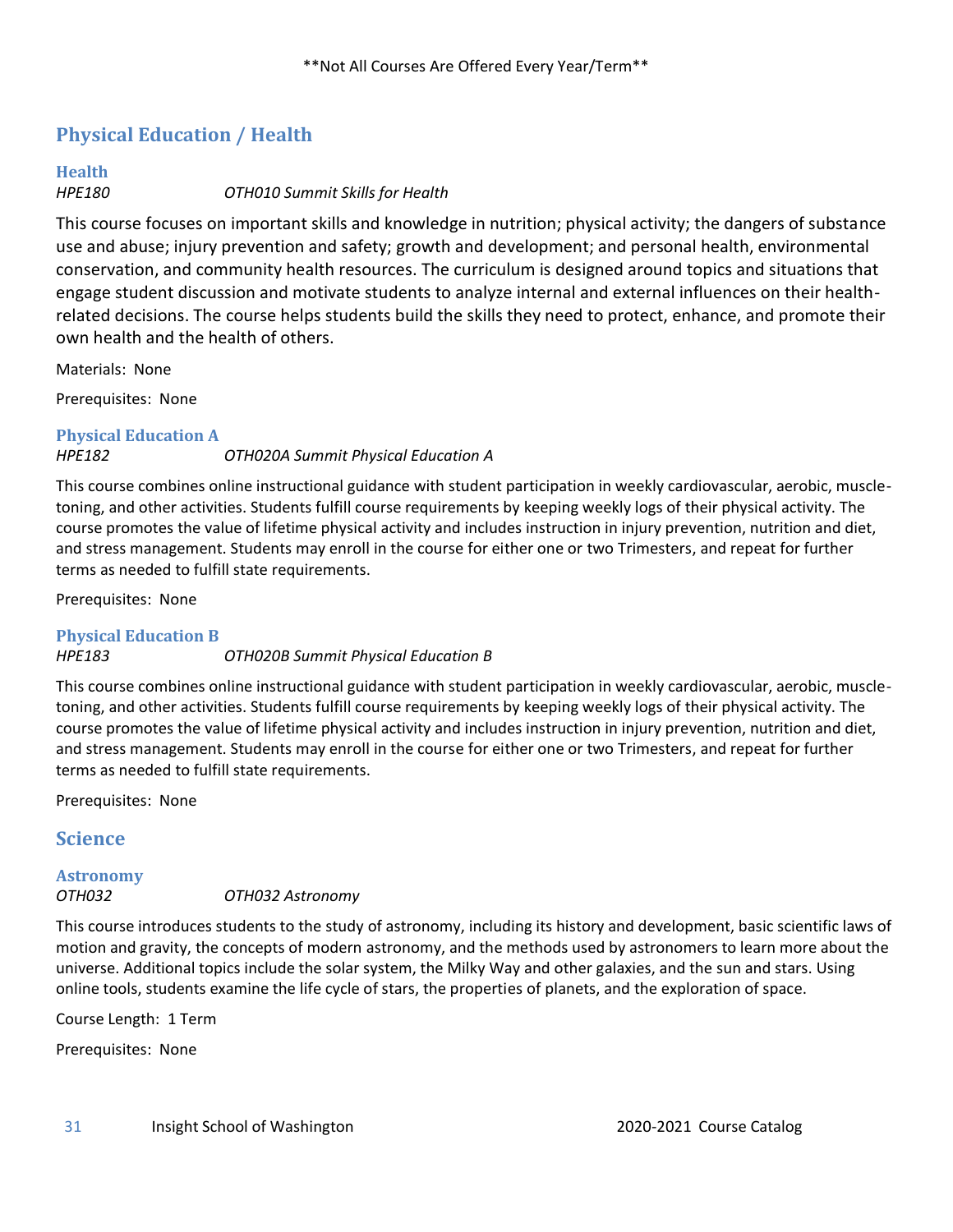**Not All Courses Are Offered Every Year/Term**

## Physical Education / Health

### Health

*HPE180* *OTH010 Summit Skills for Health*

This course focuses on important skills and knowledge in nutrition; physical activity; the dangers of substance use and abuse; injury prevention and safety; growth and development; and personal health, environmental conservation, and community health resources. The curriculum is designed around topics and situations that engage student discussion and motivate students to analyze internal and external influences on their health-related decisions. The course helps students build the skills they need to protect, enhance, and promote their own health and the health of others.

Materials: None

Prerequisites: None

### Physical Education A

*HPE182* *OTH020A Summit Physical Education A*

This course combines online instructional guidance with student participation in weekly cardiovascular, aerobic, muscle-toning, and other activities. Students fulfill course requirements by keeping weekly logs of their physical activity. The course promotes the value of lifetime physical activity and includes instruction in injury prevention, nutrition and diet, and stress management. Students may enroll in the course for either one or two Trimesters, and repeat for further terms as needed to fulfill state requirements.

Prerequisites: None

### Physical Education B

*HPE183* *OTH020B Summit Physical Education B*

This course combines online instructional guidance with student participation in weekly cardiovascular, aerobic, muscle-toning, and other activities. Students fulfill course requirements by keeping weekly logs of their physical activity. The course promotes the value of lifetime physical activity and includes instruction in injury prevention, nutrition and diet, and stress management. Students may enroll in the course for either one or two Trimesters, and repeat for further terms as needed to fulfill state requirements.

Prerequisites: None

## Science

### Astronomy

*OTH032* *OTH032 Astronomy*

This course introduces students to the study of astronomy, including its history and development, basic scientific laws of motion and gravity, the concepts of modern astronomy, and the methods used by astronomers to learn more about the universe. Additional topics include the solar system, the Milky Way and other galaxies, and the sun and stars. Using online tools, students examine the life cycle of stars, the properties of planets, and the exploration of space.

Course Length: 1 Term

Prerequisites: None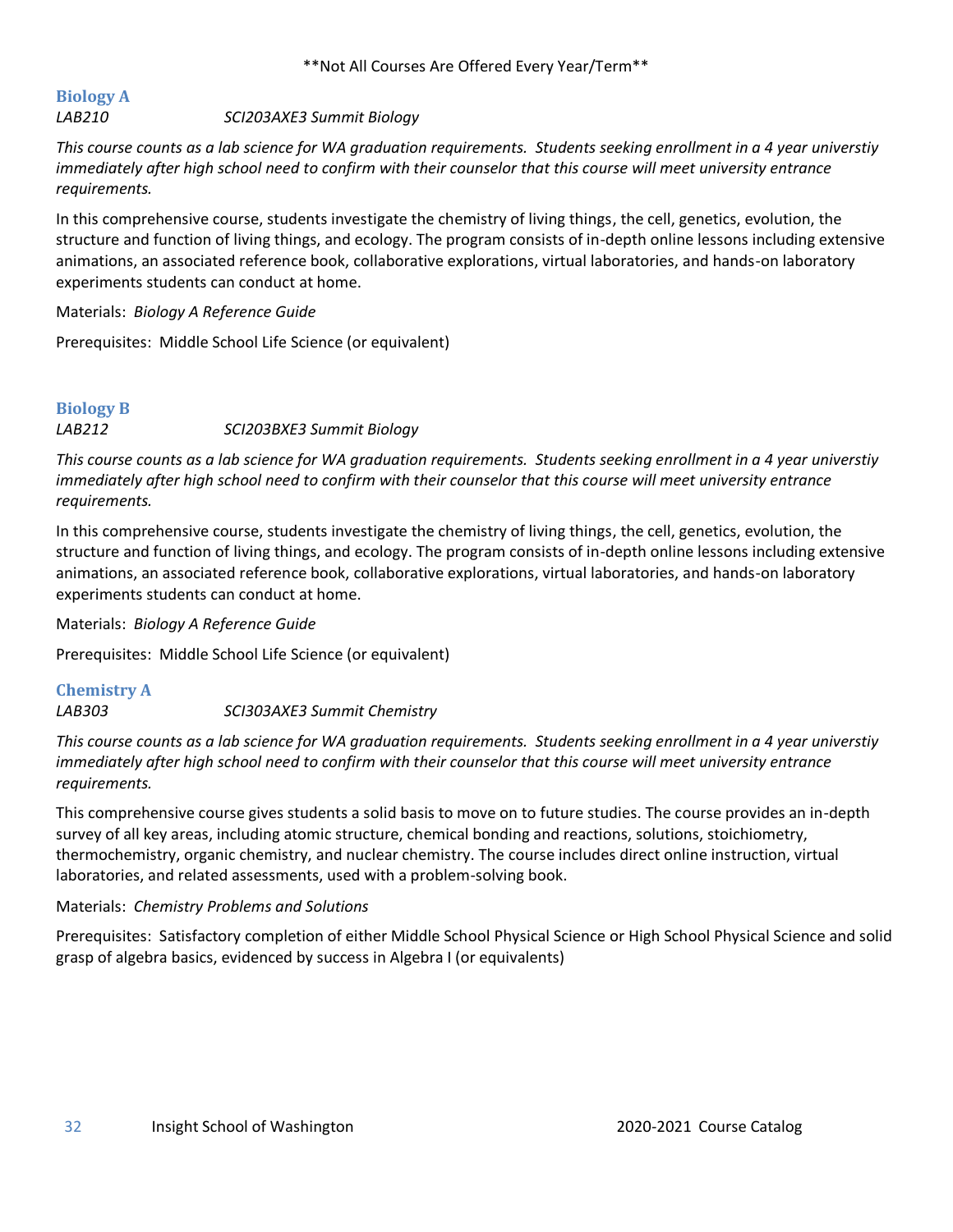\*\*Not All Courses Are Offered Every Year/Term\*\*

### Biology A

*LAB210* *SCI203AXE3 Summit Biology*

*This course counts as a lab science for WA graduation requirements. Students seeking enrollment in a 4 year universtiy immediately after high school need to confirm with their counselor that this course will meet university entrance requirements.*

In this comprehensive course, students investigate the chemistry of living things, the cell, genetics, evolution, the structure and function of living things, and ecology. The program consists of in-depth online lessons including extensive animations, an associated reference book, collaborative explorations, virtual laboratories, and hands-on laboratory experiments students can conduct at home.

Materials: *Biology A Reference Guide*

Prerequisites: Middle School Life Science (or equivalent)

### Biology B

*LAB212* *SCI203BXE3 Summit Biology*

*This course counts as a lab science for WA graduation requirements. Students seeking enrollment in a 4 year universtiy immediately after high school need to confirm with their counselor that this course will meet university entrance requirements.*

In this comprehensive course, students investigate the chemistry of living things, the cell, genetics, evolution, the structure and function of living things, and ecology. The program consists of in-depth online lessons including extensive animations, an associated reference book, collaborative explorations, virtual laboratories, and hands-on laboratory experiments students can conduct at home.

Materials: *Biology A Reference Guide*

Prerequisites: Middle School Life Science (or equivalent)

### Chemistry A

*LAB303* *SCI303AXE3 Summit Chemistry*

*This course counts as a lab science for WA graduation requirements. Students seeking enrollment in a 4 year universtiy immediately after high school need to confirm with their counselor that this course will meet university entrance requirements.*

This comprehensive course gives students a solid basis to move on to future studies. The course provides an in-depth survey of all key areas, including atomic structure, chemical bonding and reactions, solutions, stoichiometry, thermochemistry, organic chemistry, and nuclear chemistry. The course includes direct online instruction, virtual laboratories, and related assessments, used with a problem-solving book.

Materials: *Chemistry Problems and Solutions*

Prerequisites: Satisfactory completion of either Middle School Physical Science or High School Physical Science and solid grasp of algebra basics, evidenced by success in Algebra I (or equivalents)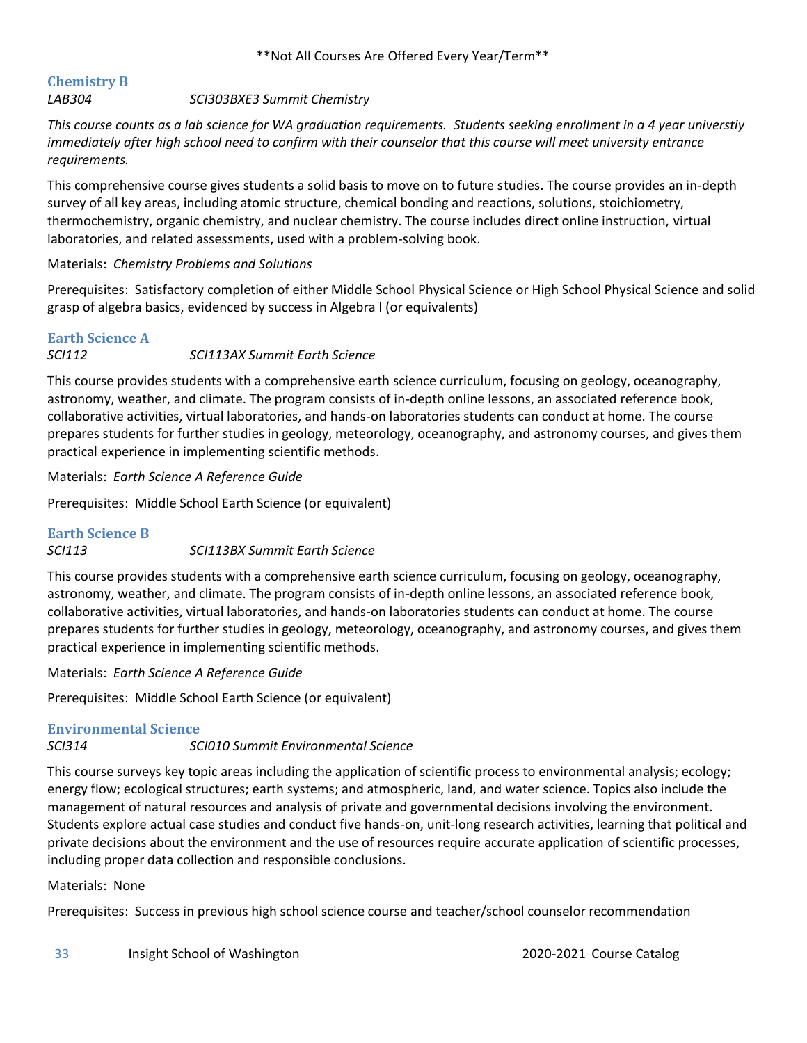\*\*Not All Courses Are Offered Every Year/Term\*\*

### Chemistry B

*LAB304* *SCI303BXE3 Summit Chemistry*

*This course counts as a lab science for WA graduation requirements. Students seeking enrollment in a 4 year universtiy immediately after high school need to confirm with their counselor that this course will meet university entrance requirements.*

This comprehensive course gives students a solid basis to move on to future studies. The course provides an in-depth survey of all key areas, including atomic structure, chemical bonding and reactions, solutions, stoichiometry, thermochemistry, organic chemistry, and nuclear chemistry. The course includes direct online instruction, virtual laboratories, and related assessments, used with a problem-solving book.

Materials: *Chemistry Problems and Solutions*

Prerequisites: Satisfactory completion of either Middle School Physical Science or High School Physical Science and solid grasp of algebra basics, evidenced by success in Algebra I (or equivalents)

### Earth Science A

*SCI112* *SCI113AX Summit Earth Science*

This course provides students with a comprehensive earth science curriculum, focusing on geology, oceanography, astronomy, weather, and climate. The program consists of in-depth online lessons, an associated reference book, collaborative activities, virtual laboratories, and hands-on laboratories students can conduct at home. The course prepares students for further studies in geology, meteorology, oceanography, and astronomy courses, and gives them practical experience in implementing scientific methods.

Materials: *Earth Science A Reference Guide*

Prerequisites: Middle School Earth Science (or equivalent)

### Earth Science B

*SCI113* *SCI113BX Summit Earth Science*

This course provides students with a comprehensive earth science curriculum, focusing on geology, oceanography, astronomy, weather, and climate. The program consists of in-depth online lessons, an associated reference book, collaborative activities, virtual laboratories, and hands-on laboratories students can conduct at home. The course prepares students for further studies in geology, meteorology, oceanography, and astronomy courses, and gives them practical experience in implementing scientific methods.

Materials: *Earth Science A Reference Guide*

Prerequisites: Middle School Earth Science (or equivalent)

### Environmental Science

*SCI314* *SCI010 Summit Environmental Science*

This course surveys key topic areas including the application of scientific process to environmental analysis; ecology; energy flow; ecological structures; earth systems; and atmospheric, land, and water science. Topics also include the management of natural resources and analysis of private and governmental decisions involving the environment. Students explore actual case studies and conduct five hands-on, unit-long research activities, learning that political and private decisions about the environment and the use of resources require accurate application of scientific processes, including proper data collection and responsible conclusions.

Materials: None

Prerequisites: Success in previous high school science course and teacher/school counselor recommendation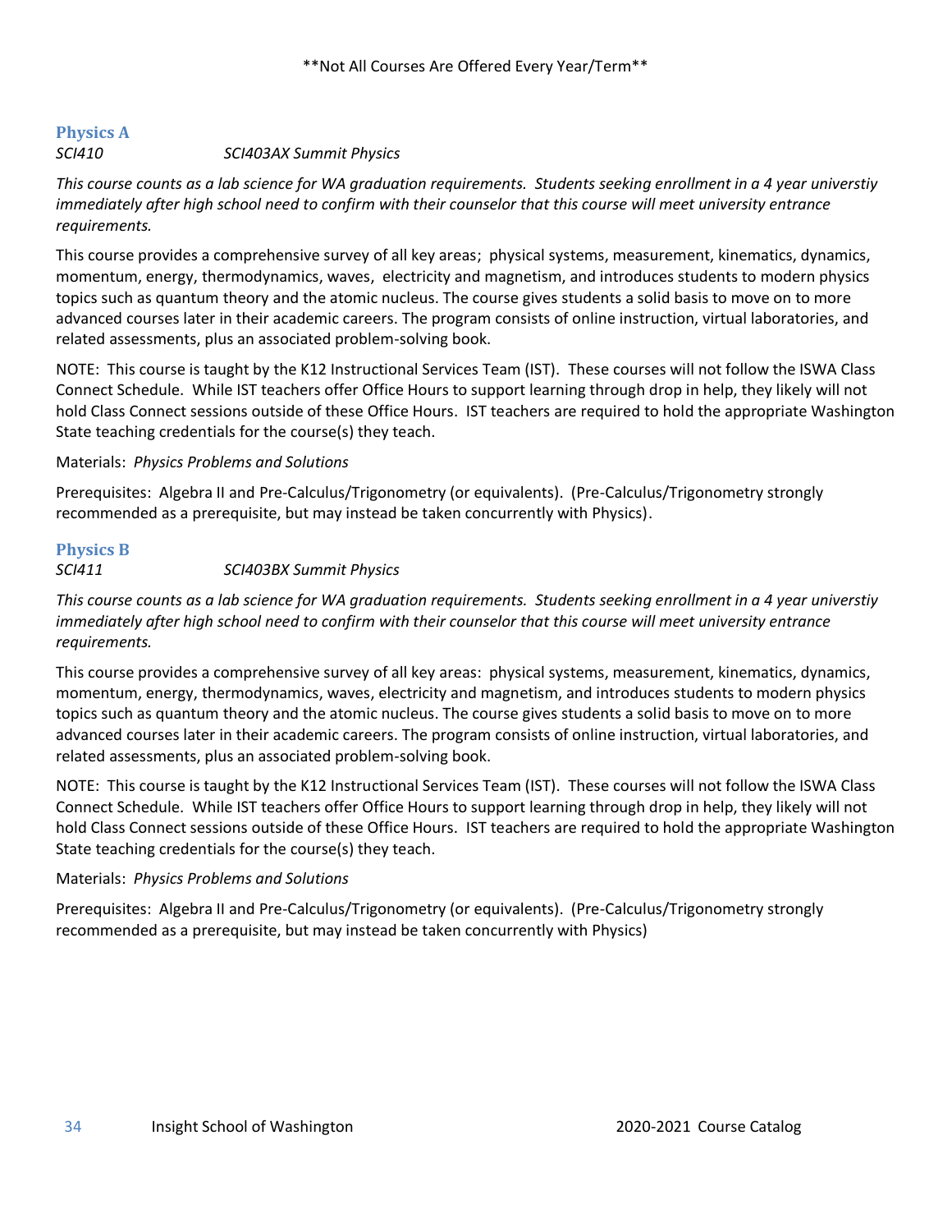## Physics A

*SCI410 SCI403AX Summit Physics*

*This course counts as a lab science for WA graduation requirements. Students seeking enrollment in a 4 year universtiy immediately after high school need to confirm with their counselor that this course will meet university entrance requirements.*

This course provides a comprehensive survey of all key areas; physical systems, measurement, kinematics, dynamics, momentum, energy, thermodynamics, waves, electricity and magnetism, and introduces students to modern physics topics such as quantum theory and the atomic nucleus. The course gives students a solid basis to move on to more advanced courses later in their academic careers. The program consists of online instruction, virtual laboratories, and related assessments, plus an associated problem-solving book.

NOTE: This course is taught by the K12 Instructional Services Team (IST). These courses will not follow the ISWA Class Connect Schedule. While IST teachers offer Office Hours to support learning through drop in help, they likely will not hold Class Connect sessions outside of these Office Hours. IST teachers are required to hold the appropriate Washington State teaching credentials for the course(s) they teach.

Materials: *Physics Problems and Solutions*

Prerequisites: Algebra II and Pre-Calculus/Trigonometry (or equivalents). (Pre-Calculus/Trigonometry strongly recommended as a prerequisite, but may instead be taken concurrently with Physics).

## Physics B

*SCI411 SCI403BX Summit Physics*

*This course counts as a lab science for WA graduation requirements. Students seeking enrollment in a 4 year universtiy immediately after high school need to confirm with their counselor that this course will meet university entrance requirements.*

This course provides a comprehensive survey of all key areas: physical systems, measurement, kinematics, dynamics, momentum, energy, thermodynamics, waves, electricity and magnetism, and introduces students to modern physics topics such as quantum theory and the atomic nucleus. The course gives students a solid basis to move on to more advanced courses later in their academic careers. The program consists of online instruction, virtual laboratories, and related assessments, plus an associated problem-solving book.

NOTE: This course is taught by the K12 Instructional Services Team (IST). These courses will not follow the ISWA Class Connect Schedule. While IST teachers offer Office Hours to support learning through drop in help, they likely will not hold Class Connect sessions outside of these Office Hours. IST teachers are required to hold the appropriate Washington State teaching credentials for the course(s) they teach.

Materials: *Physics Problems and Solutions*

Prerequisites: Algebra II and Pre-Calculus/Trigonometry (or equivalents). (Pre-Calculus/Trigonometry strongly recommended as a prerequisite, but may instead be taken concurrently with Physics)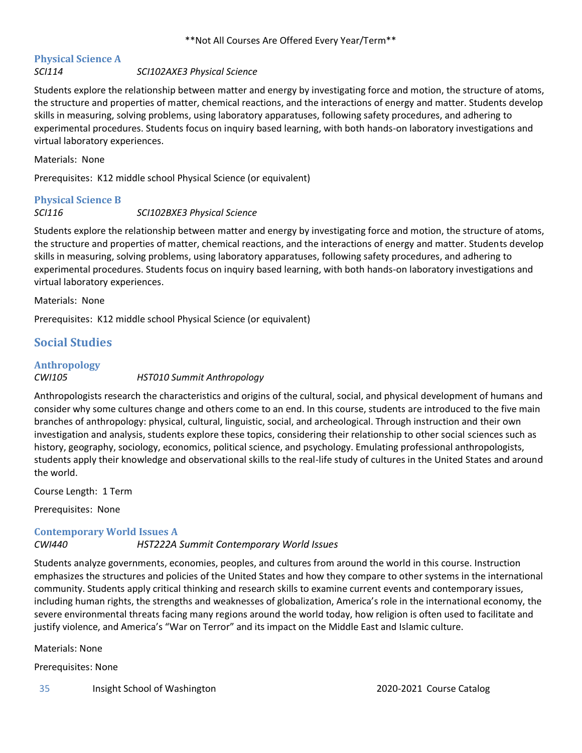**Not All Courses Are Offered Every Year/Term**

### Physical Science A

*SCI114 SCI102AXE3 Physical Science*

Students explore the relationship between matter and energy by investigating force and motion, the structure of atoms, the structure and properties of matter, chemical reactions, and the interactions of energy and matter. Students develop skills in measuring, solving problems, using laboratory apparatuses, following safety procedures, and adhering to experimental procedures. Students focus on inquiry based learning, with both hands-on laboratory investigations and virtual laboratory experiences.

Materials: None

Prerequisites: K12 middle school Physical Science (or equivalent)

### Physical Science B

*SCI116 SCI102BXE3 Physical Science*

Students explore the relationship between matter and energy by investigating force and motion, the structure of atoms, the structure and properties of matter, chemical reactions, and the interactions of energy and matter. Students develop skills in measuring, solving problems, using laboratory apparatuses, following safety procedures, and adhering to experimental procedures. Students focus on inquiry based learning, with both hands-on laboratory investigations and virtual laboratory experiences.

Materials: None

Prerequisites: K12 middle school Physical Science (or equivalent)

## Social Studies

### Anthropology

*CWI105 HST010 Summit Anthropology*

Anthropologists research the characteristics and origins of the cultural, social, and physical development of humans and consider why some cultures change and others come to an end. In this course, students are introduced to the five main branches of anthropology: physical, cultural, linguistic, social, and archeological. Through instruction and their own investigation and analysis, students explore these topics, considering their relationship to other social sciences such as history, geography, sociology, economics, political science, and psychology. Emulating professional anthropologists, students apply their knowledge and observational skills to the real-life study of cultures in the United States and around the world.

Course Length: 1 Term

Prerequisites: None

### Contemporary World Issues A

*CWI440 HST222A Summit Contemporary World Issues*

Students analyze governments, economies, peoples, and cultures from around the world in this course. Instruction emphasizes the structures and policies of the United States and how they compare to other systems in the international community. Students apply critical thinking and research skills to examine current events and contemporary issues, including human rights, the strengths and weaknesses of globalization, America's role in the international economy, the severe environmental threats facing many regions around the world today, how religion is often used to facilitate and justify violence, and America's "War on Terror" and its impact on the Middle East and Islamic culture.

Materials: None

Prerequisites: None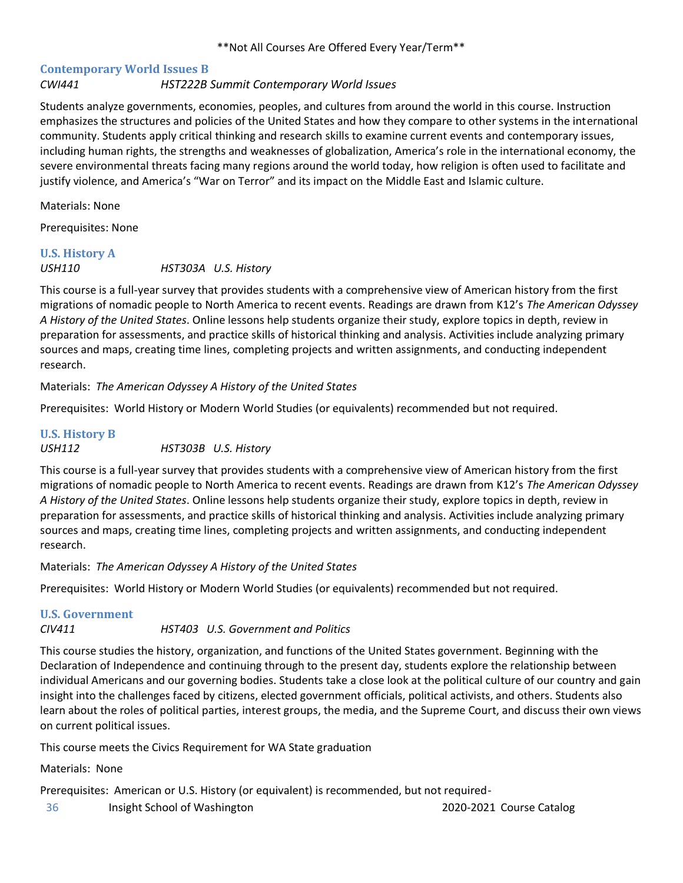**Not All Courses Are Offered Every Year/Term**

### Contemporary World Issues B

*CWI441 HST222B Summit Contemporary World Issues*

Students analyze governments, economies, peoples, and cultures from around the world in this course. Instruction emphasizes the structures and policies of the United States and how they compare to other systems in the international community. Students apply critical thinking and research skills to examine current events and contemporary issues, including human rights, the strengths and weaknesses of globalization, America's role in the international economy, the severe environmental threats facing many regions around the world today, how religion is often used to facilitate and justify violence, and America's "War on Terror" and its impact on the Middle East and Islamic culture.

Materials: None

Prerequisites: None

### U.S. History A

*USH110 HST303A U.S. History*

This course is a full-year survey that provides students with a comprehensive view of American history from the first migrations of nomadic people to North America to recent events. Readings are drawn from K12's *The American Odyssey A History of the United States*. Online lessons help students organize their study, explore topics in depth, review in preparation for assessments, and practice skills of historical thinking and analysis. Activities include analyzing primary sources and maps, creating time lines, completing projects and written assignments, and conducting independent research.

Materials: *The American Odyssey A History of the United States*

Prerequisites: World History or Modern World Studies (or equivalents) recommended but not required.

### U.S. History B

*USH112 HST303B U.S. History*

This course is a full-year survey that provides students with a comprehensive view of American history from the first migrations of nomadic people to North America to recent events. Readings are drawn from K12's *The American Odyssey A History of the United States*. Online lessons help students organize their study, explore topics in depth, review in preparation for assessments, and practice skills of historical thinking and analysis. Activities include analyzing primary sources and maps, creating time lines, completing projects and written assignments, and conducting independent research.

Materials: *The American Odyssey A History of the United States*

Prerequisites: World History or Modern World Studies (or equivalents) recommended but not required.

### U.S. Government

*CIV411 HST403 U.S. Government and Politics*

This course studies the history, organization, and functions of the United States government. Beginning with the Declaration of Independence and continuing through to the present day, students explore the relationship between individual Americans and our governing bodies. Students take a close look at the political culture of our country and gain insight into the challenges faced by citizens, elected government officials, political activists, and others. Students also learn about the roles of political parties, interest groups, the media, and the Supreme Court, and discuss their own views on current political issues.

This course meets the Civics Requirement for WA State graduation

Materials: None

Prerequisites: American or U.S. History (or equivalent) is recommended, but not required-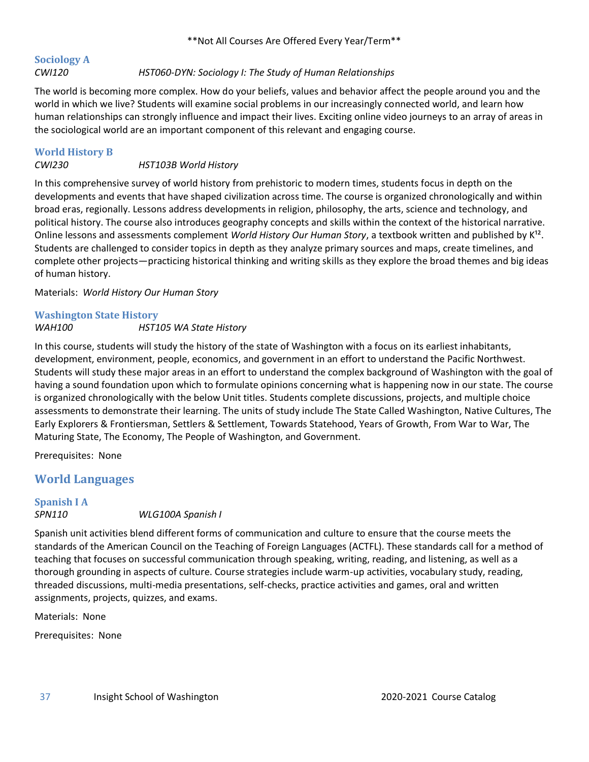**Not All Courses Are Offered Every Year/Term**

### Sociology A

*CWI120* *HST060-DYN: Sociology I: The Study of Human Relationships*

The world is becoming more complex. How do your beliefs, values and behavior affect the people around you and the world in which we live? Students will examine social problems in our increasingly connected world, and learn how human relationships can strongly influence and impact their lives. Exciting online video journeys to an array of areas in the sociological world are an important component of this relevant and engaging course.

### World History B

*CWI230* *HST103B World History*

In this comprehensive survey of world history from prehistoric to modern times, students focus in depth on the developments and events that have shaped civilization across time. The course is organized chronologically and within broad eras, regionally. Lessons address developments in religion, philosophy, the arts, science and technology, and political history. The course also introduces geography concepts and skills within the context of the historical narrative. Online lessons and assessments complement *World History Our Human Story*, a textbook written and published by K[12]. Students are challenged to consider topics in depth as they analyze primary sources and maps, create timelines, and complete other projects—practicing historical thinking and writing skills as they explore the broad themes and big ideas of human history.

Materials: *World History Our Human Story*

### Washington State History

*WAH100* *HST105 WA State History*

In this course, students will study the history of the state of Washington with a focus on its earliest inhabitants, development, environment, people, economics, and government in an effort to understand the Pacific Northwest. Students will study these major areas in an effort to understand the complex background of Washington with the goal of having a sound foundation upon which to formulate opinions concerning what is happening now in our state. The course is organized chronologically with the below Unit titles. Students complete discussions, projects, and multiple choice assessments to demonstrate their learning. The units of study include The State Called Washington, Native Cultures, The Early Explorers & Frontiersman, Settlers & Settlement, Towards Statehood, Years of Growth, From War to War, The Maturing State, The Economy, The People of Washington, and Government.

Prerequisites: None

## World Languages

### Spanish I A

*SPN110* *WLG100A Spanish I*

Spanish unit activities blend different forms of communication and culture to ensure that the course meets the standards of the American Council on the Teaching of Foreign Languages (ACTFL). These standards call for a method of teaching that focuses on successful communication through speaking, writing, reading, and listening, as well as a thorough grounding in aspects of culture. Course strategies include warm-up activities, vocabulary study, reading, threaded discussions, multi-media presentations, self-checks, practice activities and games, oral and written assignments, projects, quizzes, and exams.

Materials: None

Prerequisites: None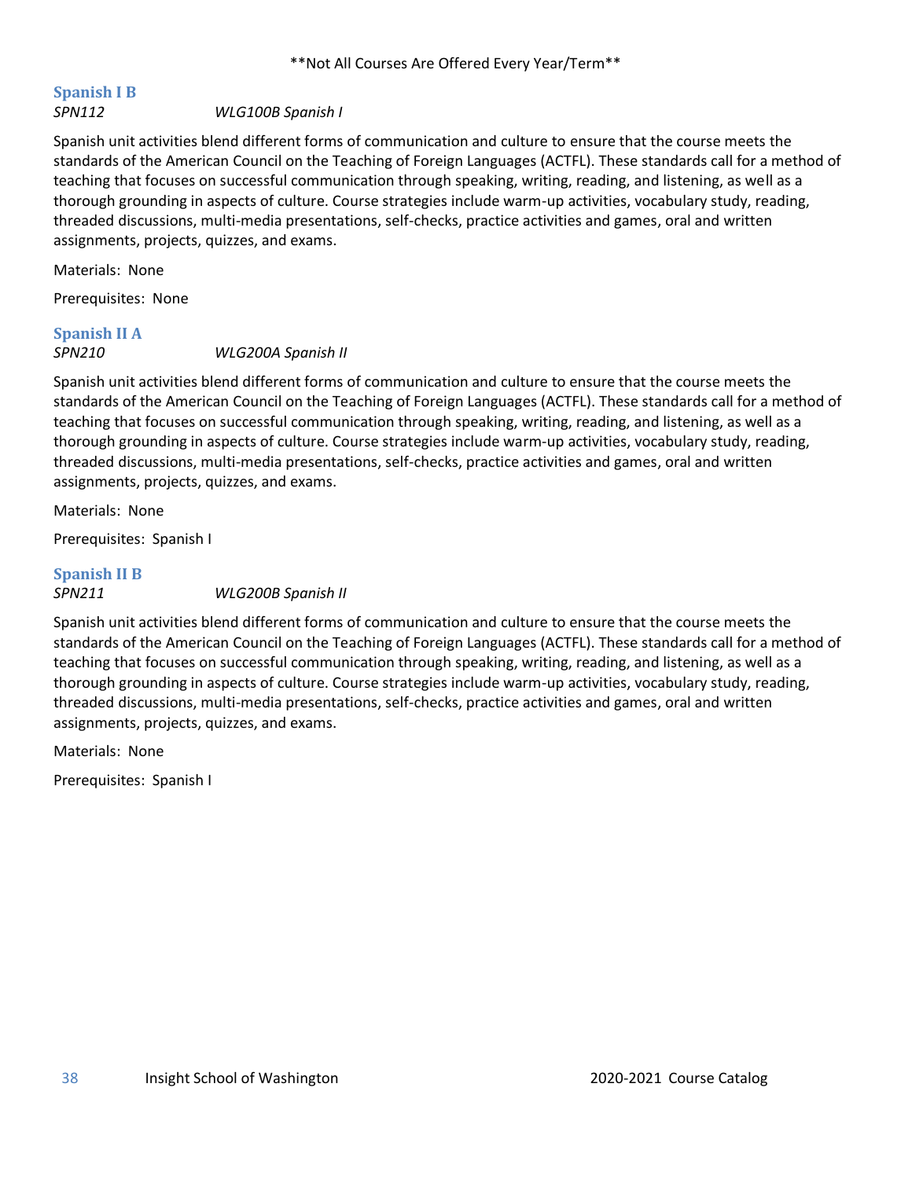**Not All Courses Are Offered Every Year/Term**

### Spanish I B

*SPN112* *WLG100B Spanish I*

Spanish unit activities blend different forms of communication and culture to ensure that the course meets the standards of the American Council on the Teaching of Foreign Languages (ACTFL). These standards call for a method of teaching that focuses on successful communication through speaking, writing, reading, and listening, as well as a thorough grounding in aspects of culture. Course strategies include warm-up activities, vocabulary study, reading, threaded discussions, multi-media presentations, self-checks, practice activities and games, oral and written assignments, projects, quizzes, and exams.

Materials: None

Prerequisites: None

### Spanish II A

*SPN210* *WLG200A Spanish II*

Spanish unit activities blend different forms of communication and culture to ensure that the course meets the standards of the American Council on the Teaching of Foreign Languages (ACTFL). These standards call for a method of teaching that focuses on successful communication through speaking, writing, reading, and listening, as well as a thorough grounding in aspects of culture. Course strategies include warm-up activities, vocabulary study, reading, threaded discussions, multi-media presentations, self-checks, practice activities and games, oral and written assignments, projects, quizzes, and exams.

Materials: None

Prerequisites: Spanish I

### Spanish II B

*SPN211* *WLG200B Spanish II*

Spanish unit activities blend different forms of communication and culture to ensure that the course meets the standards of the American Council on the Teaching of Foreign Languages (ACTFL). These standards call for a method of teaching that focuses on successful communication through speaking, writing, reading, and listening, as well as a thorough grounding in aspects of culture. Course strategies include warm-up activities, vocabulary study, reading, threaded discussions, multi-media presentations, self-checks, practice activities and games, oral and written assignments, projects, quizzes, and exams.

Materials: None

Prerequisites: Spanish I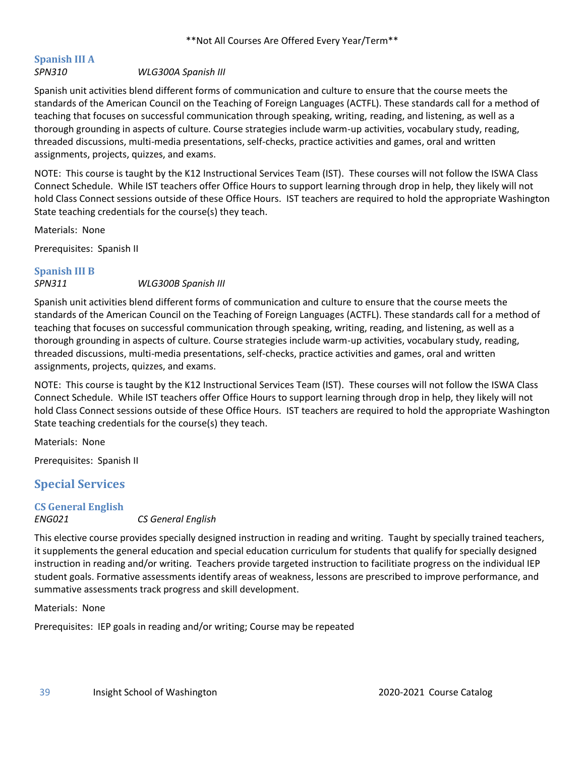**Not All Courses Are Offered Every Year/Term**

### Spanish III A

*SPN310* *WLG300A Spanish III*

Spanish unit activities blend different forms of communication and culture to ensure that the course meets the standards of the American Council on the Teaching of Foreign Languages (ACTFL). These standards call for a method of teaching that focuses on successful communication through speaking, writing, reading, and listening, as well as a thorough grounding in aspects of culture. Course strategies include warm-up activities, vocabulary study, reading, threaded discussions, multi-media presentations, self-checks, practice activities and games, oral and written assignments, projects, quizzes, and exams.

NOTE: This course is taught by the K12 Instructional Services Team (IST). These courses will not follow the ISWA Class Connect Schedule. While IST teachers offer Office Hours to support learning through drop in help, they likely will not hold Class Connect sessions outside of these Office Hours. IST teachers are required to hold the appropriate Washington State teaching credentials for the course(s) they teach.

Materials: None

Prerequisites: Spanish II

### Spanish III B

*SPN311* *WLG300B Spanish III*

Spanish unit activities blend different forms of communication and culture to ensure that the course meets the standards of the American Council on the Teaching of Foreign Languages (ACTFL). These standards call for a method of teaching that focuses on successful communication through speaking, writing, reading, and listening, as well as a thorough grounding in aspects of culture. Course strategies include warm-up activities, vocabulary study, reading, threaded discussions, multi-media presentations, self-checks, practice activities and games, oral and written assignments, projects, quizzes, and exams.

NOTE: This course is taught by the K12 Instructional Services Team (IST). These courses will not follow the ISWA Class Connect Schedule. While IST teachers offer Office Hours to support learning through drop in help, they likely will not hold Class Connect sessions outside of these Office Hours. IST teachers are required to hold the appropriate Washington State teaching credentials for the course(s) they teach.

Materials: None

Prerequisites: Spanish II

## Special Services

### CS General English

*ENG021* *CS General English*

This elective course provides specially designed instruction in reading and writing. Taught by specially trained teachers, it supplements the general education and special education curriculum for students that qualify for specially designed instruction in reading and/or writing. Teachers provide targeted instruction to facilitiate progress on the individual IEP student goals. Formative assessments identify areas of weakness, lessons are prescribed to improve performance, and summative assessments track progress and skill development.

Materials: None

Prerequisites: IEP goals in reading and/or writing; Course may be repeated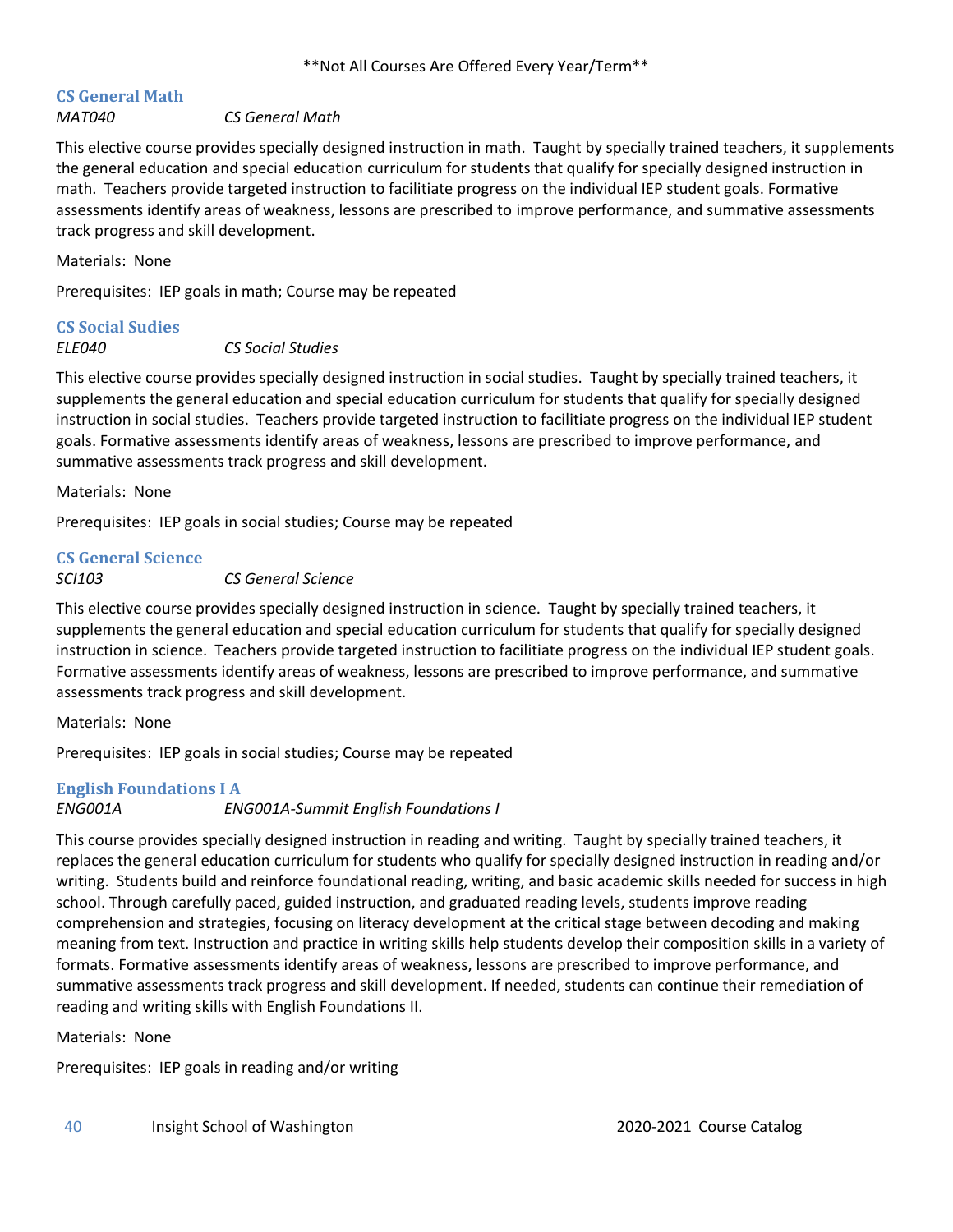\*\*Not All Courses Are Offered Every Year/Term\*\*

## CS General Math

*MAT040 CS General Math*

This elective course provides specially designed instruction in math. Taught by specially trained teachers, it supplements the general education and special education curriculum for students that qualify for specially designed instruction in math. Teachers provide targeted instruction to facilitiate progress on the individual IEP student goals. Formative assessments identify areas of weakness, lessons are prescribed to improve performance, and summative assessments track progress and skill development.

Materials: None

Prerequisites: IEP goals in math; Course may be repeated

## CS Social Sudies

*ELE040 CS Social Studies*

This elective course provides specially designed instruction in social studies. Taught by specially trained teachers, it supplements the general education and special education curriculum for students that qualify for specially designed instruction in social studies. Teachers provide targeted instruction to facilitiate progress on the individual IEP student goals. Formative assessments identify areas of weakness, lessons are prescribed to improve performance, and summative assessments track progress and skill development.

Materials: None

Prerequisites: IEP goals in social studies; Course may be repeated

## CS General Science

*SCI103 CS General Science*

This elective course provides specially designed instruction in science. Taught by specially trained teachers, it supplements the general education and special education curriculum for students that qualify for specially designed instruction in science. Teachers provide targeted instruction to facilitiate progress on the individual IEP student goals. Formative assessments identify areas of weakness, lessons are prescribed to improve performance, and summative assessments track progress and skill development.

Materials: None

Prerequisites: IEP goals in social studies; Course may be repeated

## English Foundations I A

*ENG001A ENG001A-Summit English Foundations I*

This course provides specially designed instruction in reading and writing. Taught by specially trained teachers, it replaces the general education curriculum for students who qualify for specially designed instruction in reading and/or writing. Students build and reinforce foundational reading, writing, and basic academic skills needed for success in high school. Through carefully paced, guided instruction, and graduated reading levels, students improve reading comprehension and strategies, focusing on literacy development at the critical stage between decoding and making meaning from text. Instruction and practice in writing skills help students develop their composition skills in a variety of formats. Formative assessments identify areas of weakness, lessons are prescribed to improve performance, and summative assessments track progress and skill development. If needed, students can continue their remediation of reading and writing skills with English Foundations II.

Materials: None

Prerequisites: IEP goals in reading and/or writing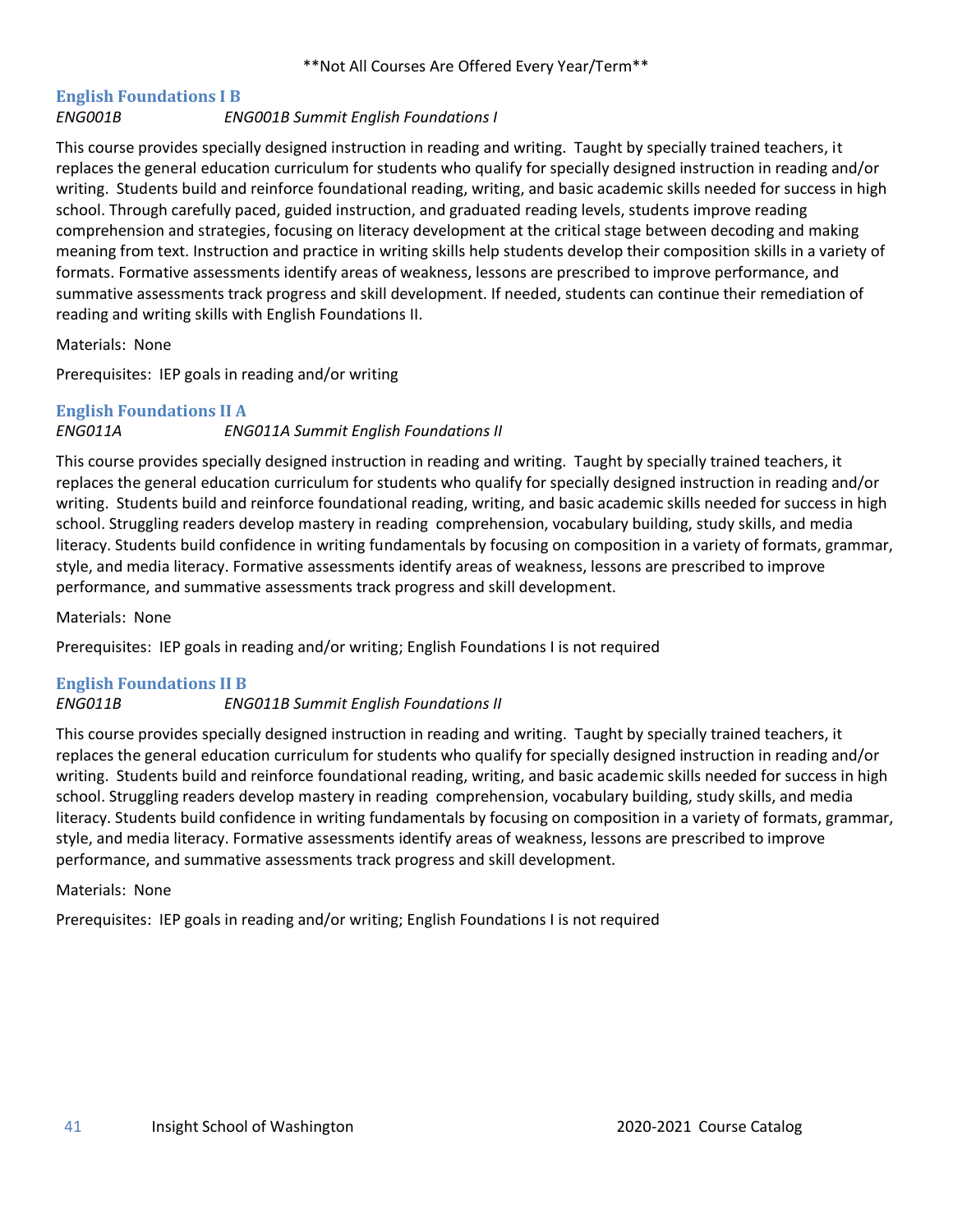\*\*Not All Courses Are Offered Every Year/Term\*\*

### English Foundations I B

*ENG001B* *ENG001B Summit English Foundations I*

This course provides specially designed instruction in reading and writing. Taught by specially trained teachers, it replaces the general education curriculum for students who qualify for specially designed instruction in reading and/or writing. Students build and reinforce foundational reading, writing, and basic academic skills needed for success in high school. Through carefully paced, guided instruction, and graduated reading levels, students improve reading comprehension and strategies, focusing on literacy development at the critical stage between decoding and making meaning from text. Instruction and practice in writing skills help students develop their composition skills in a variety of formats. Formative assessments identify areas of weakness, lessons are prescribed to improve performance, and summative assessments track progress and skill development. If needed, students can continue their remediation of reading and writing skills with English Foundations II.

Materials: None

Prerequisites: IEP goals in reading and/or writing

### English Foundations II A

*ENG011A* *ENG011A Summit English Foundations II*

This course provides specially designed instruction in reading and writing. Taught by specially trained teachers, it replaces the general education curriculum for students who qualify for specially designed instruction in reading and/or writing. Students build and reinforce foundational reading, writing, and basic academic skills needed for success in high school. Struggling readers develop mastery in reading comprehension, vocabulary building, study skills, and media literacy. Students build confidence in writing fundamentals by focusing on composition in a variety of formats, grammar, style, and media literacy. Formative assessments identify areas of weakness, lessons are prescribed to improve performance, and summative assessments track progress and skill development.

Materials: None

Prerequisites: IEP goals in reading and/or writing; English Foundations I is not required

### English Foundations II B

*ENG011B* *ENG011B Summit English Foundations II*

This course provides specially designed instruction in reading and writing. Taught by specially trained teachers, it replaces the general education curriculum for students who qualify for specially designed instruction in reading and/or writing. Students build and reinforce foundational reading, writing, and basic academic skills needed for success in high school. Struggling readers develop mastery in reading comprehension, vocabulary building, study skills, and media literacy. Students build confidence in writing fundamentals by focusing on composition in a variety of formats, grammar, style, and media literacy. Formative assessments identify areas of weakness, lessons are prescribed to improve performance, and summative assessments track progress and skill development.

Materials: None

Prerequisites: IEP goals in reading and/or writing; English Foundations I is not required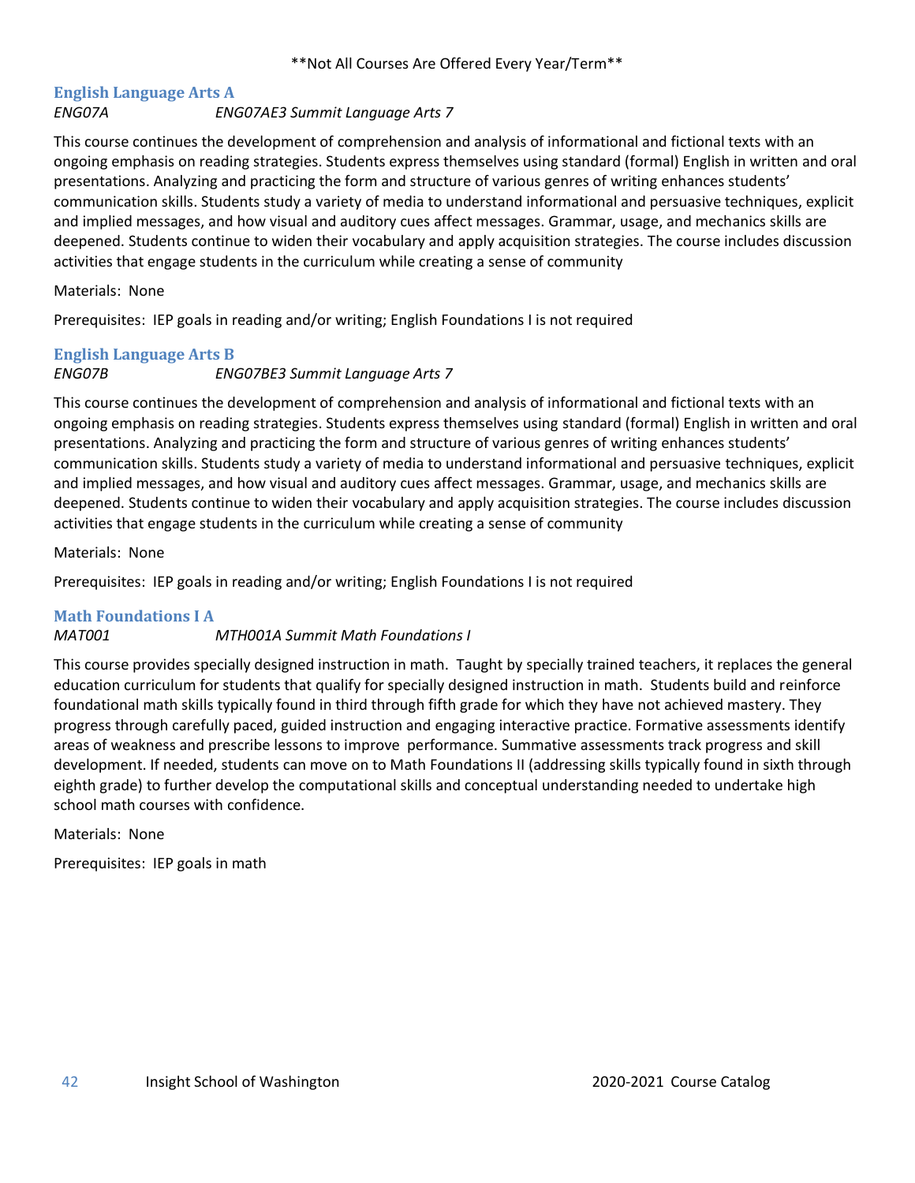**Not All Courses Are Offered Every Year/Term**

### English Language Arts A

*ENG07A* *ENG07AE3 Summit Language Arts 7*

This course continues the development of comprehension and analysis of informational and fictional texts with an ongoing emphasis on reading strategies. Students express themselves using standard (formal) English in written and oral presentations. Analyzing and practicing the form and structure of various genres of writing enhances students' communication skills. Students study a variety of media to understand informational and persuasive techniques, explicit and implied messages, and how visual and auditory cues affect messages. Grammar, usage, and mechanics skills are deepened. Students continue to widen their vocabulary and apply acquisition strategies. The course includes discussion activities that engage students in the curriculum while creating a sense of community

Materials: None

Prerequisites: IEP goals in reading and/or writing; English Foundations I is not required

### English Language Arts B

*ENG07B* *ENG07BE3 Summit Language Arts 7*

This course continues the development of comprehension and analysis of informational and fictional texts with an ongoing emphasis on reading strategies. Students express themselves using standard (formal) English in written and oral presentations. Analyzing and practicing the form and structure of various genres of writing enhances students' communication skills. Students study a variety of media to understand informational and persuasive techniques, explicit and implied messages, and how visual and auditory cues affect messages. Grammar, usage, and mechanics skills are deepened. Students continue to widen their vocabulary and apply acquisition strategies. The course includes discussion activities that engage students in the curriculum while creating a sense of community

Materials: None

Prerequisites: IEP goals in reading and/or writing; English Foundations I is not required

### Math Foundations I A

*MAT001* *MTH001A Summit Math Foundations I*

This course provides specially designed instruction in math. Taught by specially trained teachers, it replaces the general education curriculum for students that qualify for specially designed instruction in math. Students build and reinforce foundational math skills typically found in third through fifth grade for which they have not achieved mastery. They progress through carefully paced, guided instruction and engaging interactive practice. Formative assessments identify areas of weakness and prescribe lessons to improve performance. Summative assessments track progress and skill development. If needed, students can move on to Math Foundations II (addressing skills typically found in sixth through eighth grade) to further develop the computational skills and conceptual understanding needed to undertake high school math courses with confidence.

Materials: None

Prerequisites: IEP goals in math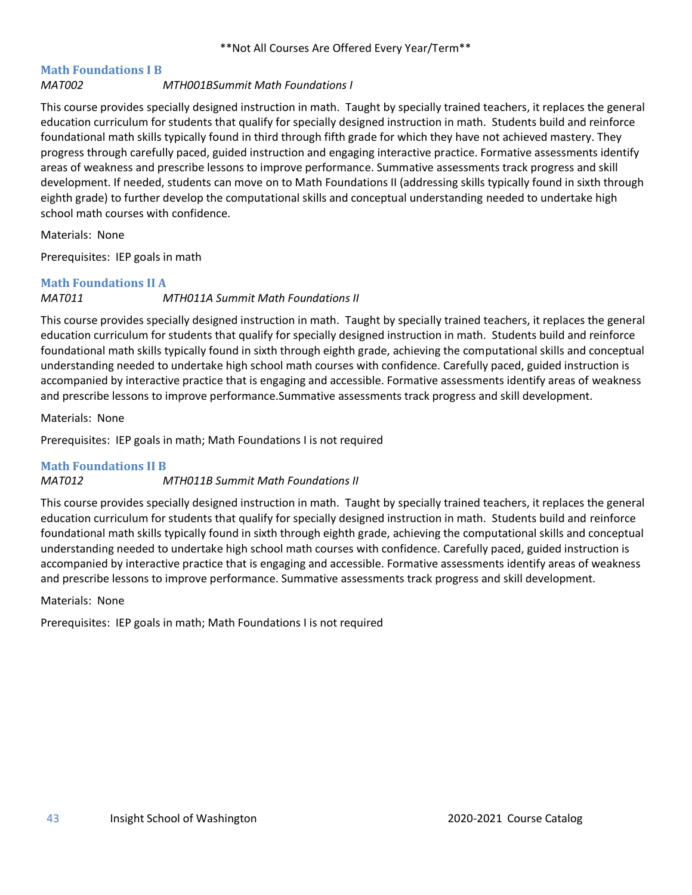**Not All Courses Are Offered Every Year/Term**

### Math Foundations I B

*MAT002 MTH001BSummit Math Foundations I*

This course provides specially designed instruction in math. Taught by specially trained teachers, it replaces the general education curriculum for students that qualify for specially designed instruction in math. Students build and reinforce foundational math skills typically found in third through fifth grade for which they have not achieved mastery. They progress through carefully paced, guided instruction and engaging interactive practice. Formative assessments identify areas of weakness and prescribe lessons to improve performance. Summative assessments track progress and skill development. If needed, students can move on to Math Foundations II (addressing skills typically found in sixth through eighth grade) to further develop the computational skills and conceptual understanding needed to undertake high school math courses with confidence.

Materials: None

Prerequisites: IEP goals in math

### Math Foundations II A

*MAT011 MTH011A Summit Math Foundations II*

This course provides specially designed instruction in math. Taught by specially trained teachers, it replaces the general education curriculum for students that qualify for specially designed instruction in math. Students build and reinforce foundational math skills typically found in sixth through eighth grade, achieving the computational skills and conceptual understanding needed to undertake high school math courses with confidence. Carefully paced, guided instruction is accompanied by interactive practice that is engaging and accessible. Formative assessments identify areas of weakness and prescribe lessons to improve performance.Summative assessments track progress and skill development.

Materials: None

Prerequisites: IEP goals in math; Math Foundations I is not required

### Math Foundations II B

*MAT012 MTH011B Summit Math Foundations II*

This course provides specially designed instruction in math. Taught by specially trained teachers, it replaces the general education curriculum for students that qualify for specially designed instruction in math. Students build and reinforce foundational math skills typically found in sixth through eighth grade, achieving the computational skills and conceptual understanding needed to undertake high school math courses with confidence. Carefully paced, guided instruction is accompanied by interactive practice that is engaging and accessible. Formative assessments identify areas of weakness and prescribe lessons to improve performance. Summative assessments track progress and skill development.

Materials: None

Prerequisites: IEP goals in math; Math Foundations I is not required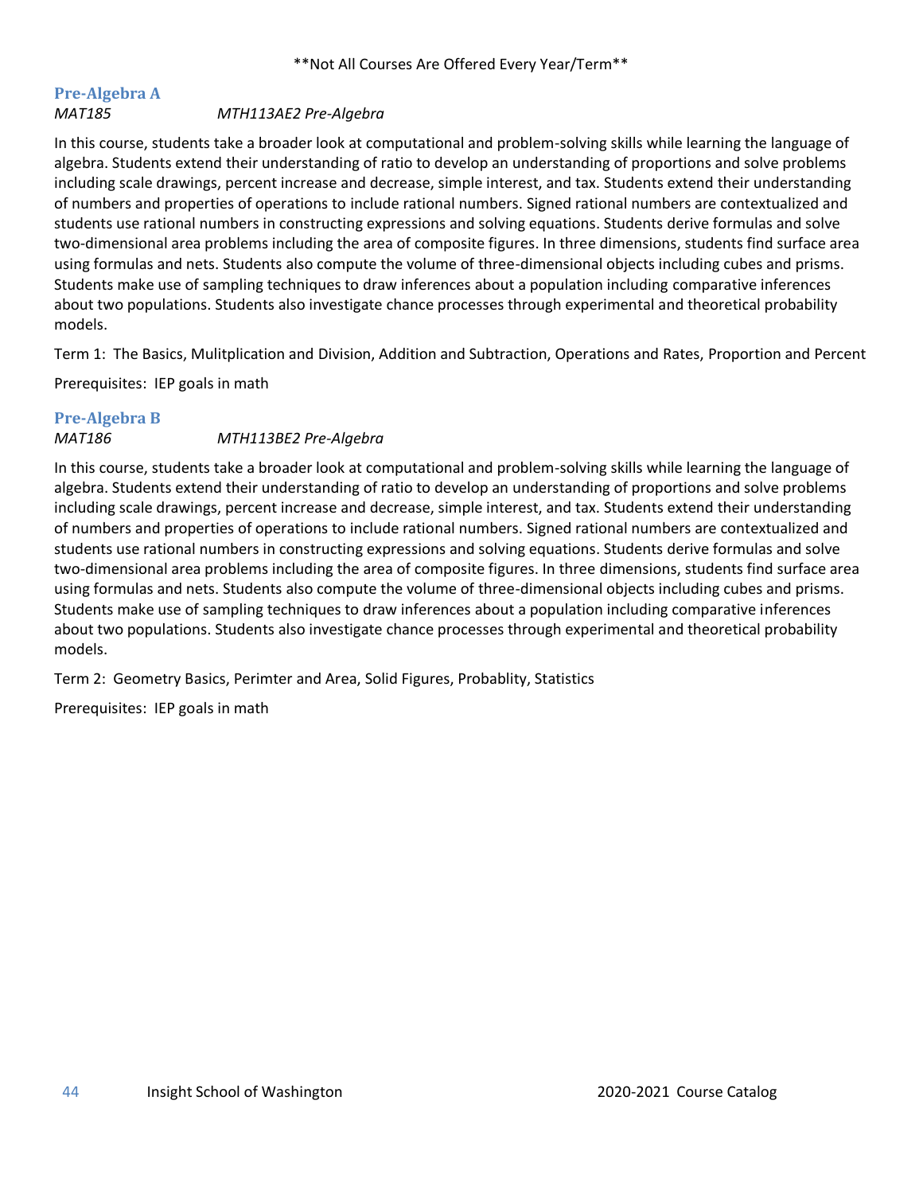**Not All Courses Are Offered Every Year/Term**

## Pre-Algebra A

*MAT185 MTH113AE2 Pre-Algebra*

In this course, students take a broader look at computational and problem-solving skills while learning the language of algebra. Students extend their understanding of ratio to develop an understanding of proportions and solve problems including scale drawings, percent increase and decrease, simple interest, and tax. Students extend their understanding of numbers and properties of operations to include rational numbers. Signed rational numbers are contextualized and students use rational numbers in constructing expressions and solving equations. Students derive formulas and solve two-dimensional area problems including the area of composite figures. In three dimensions, students find surface area using formulas and nets. Students also compute the volume of three-dimensional objects including cubes and prisms. Students make use of sampling techniques to draw inferences about a population including comparative inferences about two populations. Students also investigate chance processes through experimental and theoretical probability models.

Term 1: The Basics, Mulitplication and Division, Addition and Subtraction, Operations and Rates, Proportion and Percent

Prerequisites: IEP goals in math

## Pre-Algebra B

*MAT186 MTH113BE2 Pre-Algebra*

In this course, students take a broader look at computational and problem-solving skills while learning the language of algebra. Students extend their understanding of ratio to develop an understanding of proportions and solve problems including scale drawings, percent increase and decrease, simple interest, and tax. Students extend their understanding of numbers and properties of operations to include rational numbers. Signed rational numbers are contextualized and students use rational numbers in constructing expressions and solving equations. Students derive formulas and solve two-dimensional area problems including the area of composite figures. In three dimensions, students find surface area using formulas and nets. Students also compute the volume of three-dimensional objects including cubes and prisms. Students make use of sampling techniques to draw inferences about a population including comparative inferences about two populations. Students also investigate chance processes through experimental and theoretical probability models.

Term 2: Geometry Basics, Perimter and Area, Solid Figures, Probablity, Statistics

Prerequisites: IEP goals in math